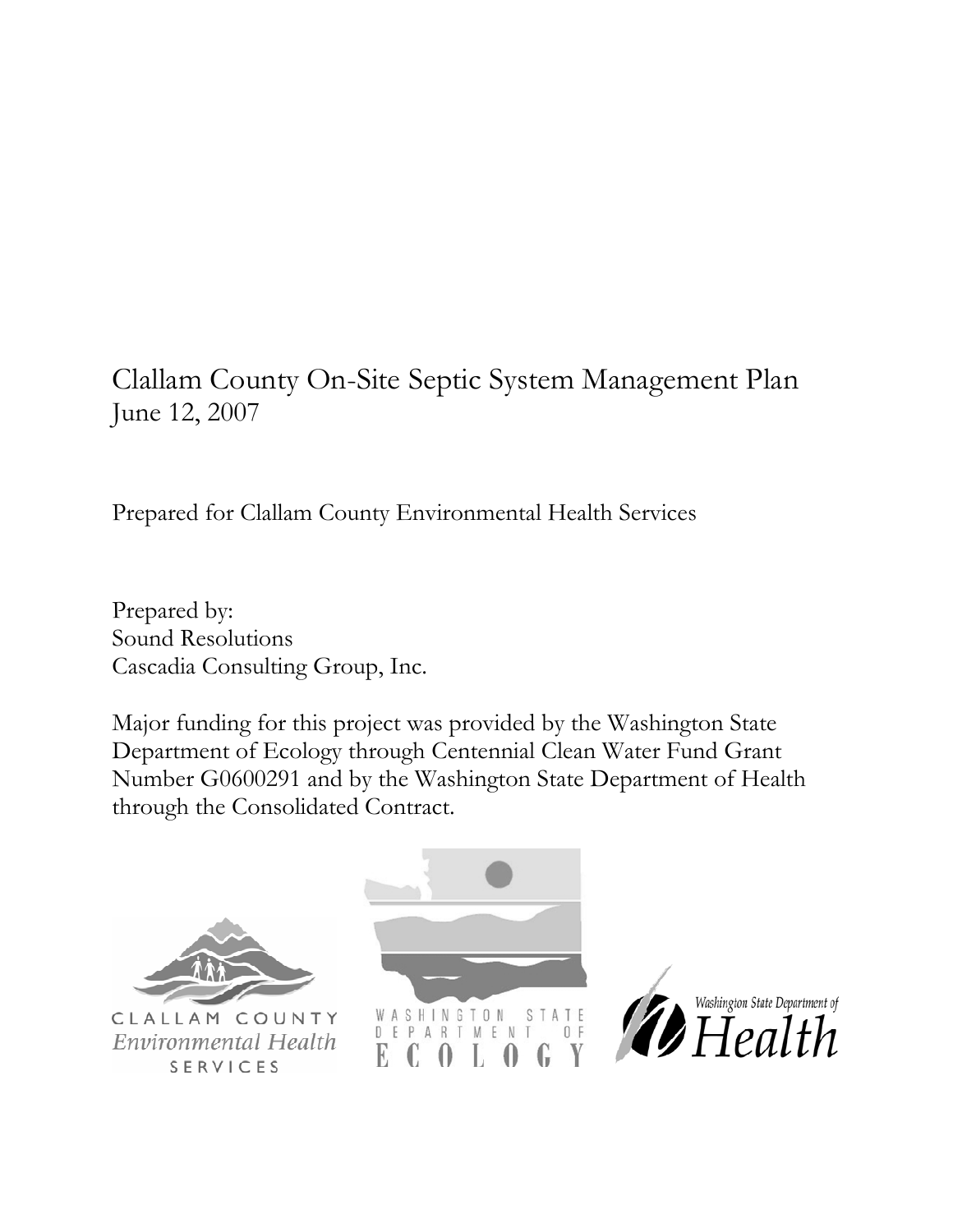# Clallam County On-Site Septic System Management Plan
June 12, 2007

Prepared for Clallam County Environmental Health Services

Prepared by:
Sound Resolutions
Cascadia Consulting Group, Inc.

Major funding for this project was provided by the Washington State Department of Ecology through Centennial Clean Water Fund Grant Number G0600291 and by the Washington State Department of Health through the Consolidated Contract.

CLALLAM COUNTY *Environmental Health* SERVICES

WASHINGTON STATE DEPARTMENT OF ECOLOGY

*Washington State Department of* *Health*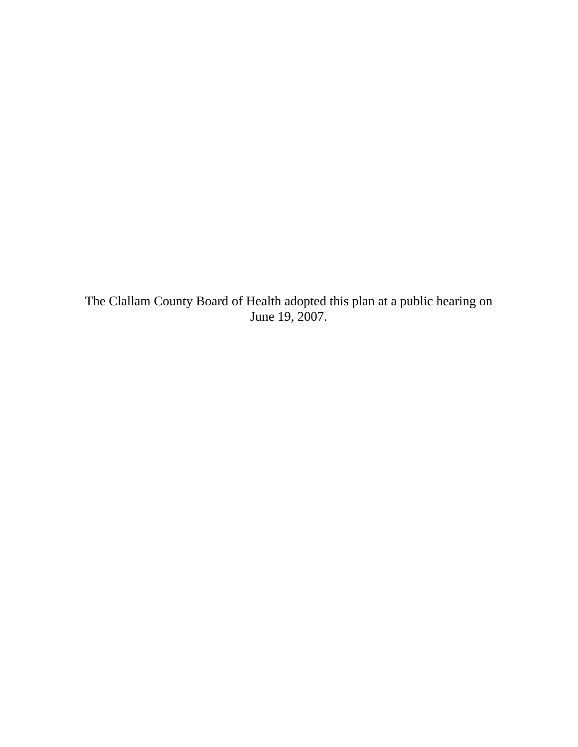The Clallam County Board of Health adopted this plan at a public hearing on June 19, 2007.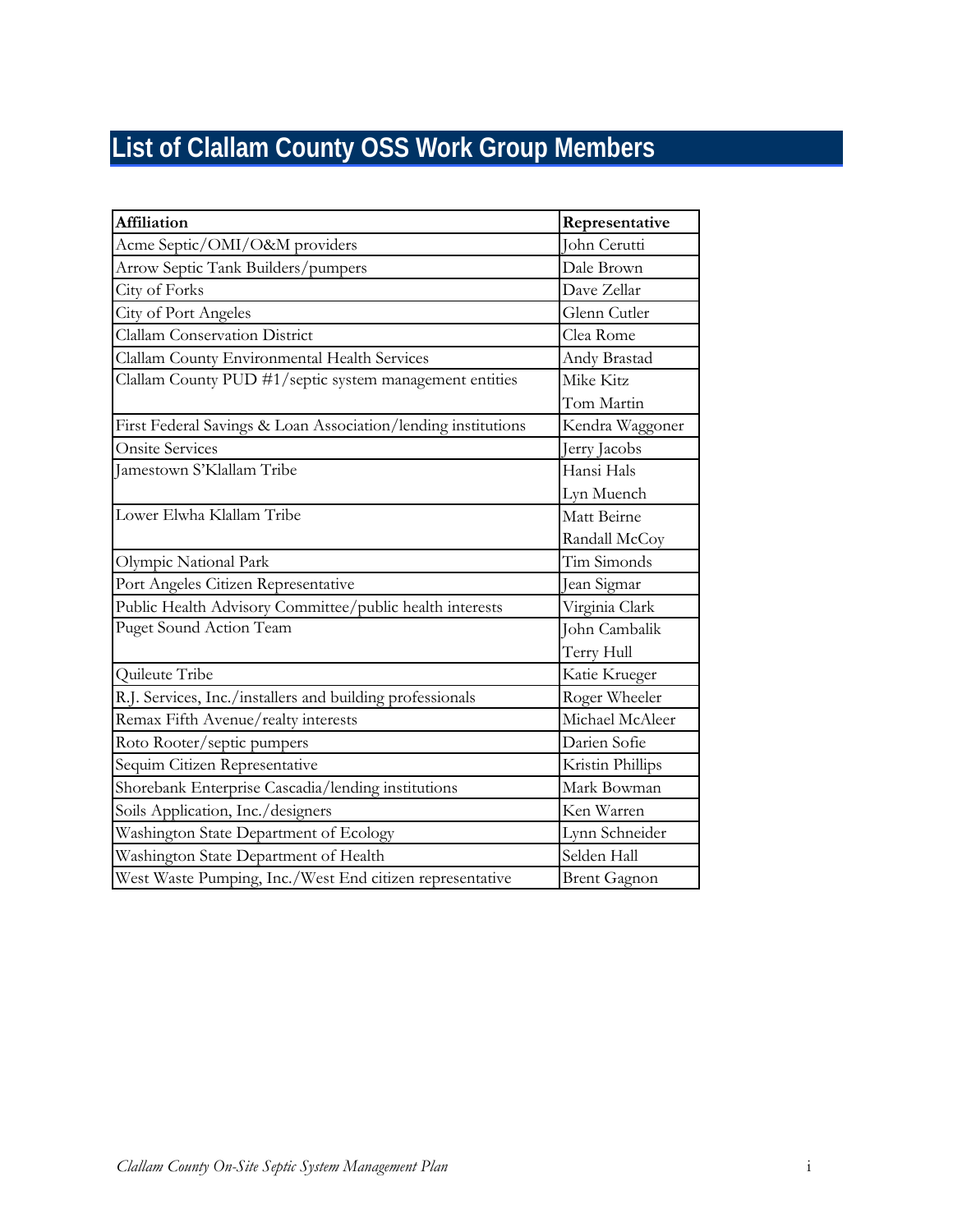# List of Clallam County OSS Work Group Members

| Affiliation | Representative |
|---|---|
| Acme Septic/OMI/O&M providers | John Cerutti |
| Arrow Septic Tank Builders/pumpers | Dale Brown |
| City of Forks | Dave Zellar |
| City of Port Angeles | Glenn Cutler |
| Clallam Conservation District | Clea Rome |
| Clallam County Environmental Health Services | Andy Brastad |
| Clallam County PUD #1/septic system management entities | Mike Kitz<br>Tom Martin |
| First Federal Savings & Loan Association/lending institutions | Kendra Waggoner |
| Onsite Services | Jerry Jacobs |
| Jamestown S'Klallam Tribe | Hansi Hals<br>Lyn Muench |
| Lower Elwha Klallam Tribe | Matt Beirne<br>Randall McCoy |
| Olympic National Park | Tim Simonds |
| Port Angeles Citizen Representative | Jean Sigmar |
| Public Health Advisory Committee/public health interests | Virginia Clark |
| Puget Sound Action Team | John Cambalik<br>Terry Hull |
| Quileute Tribe | Katie Krueger |
| R.J. Services, Inc./installers and building professionals | Roger Wheeler |
| Remax Fifth Avenue/realty interests | Michael McAleer |
| Roto Rooter/septic pumpers | Darien Sofie |
| Sequim Citizen Representative | Kristin Phillips |
| Shorebank Enterprise Cascadia/lending institutions | Mark Bowman |
| Soils Application, Inc./designers | Ken Warren |
| Washington State Department of Ecology | Lynn Schneider |
| Washington State Department of Health | Selden Hall |
| West Waste Pumping, Inc./West End citizen representative | Brent Gagnon |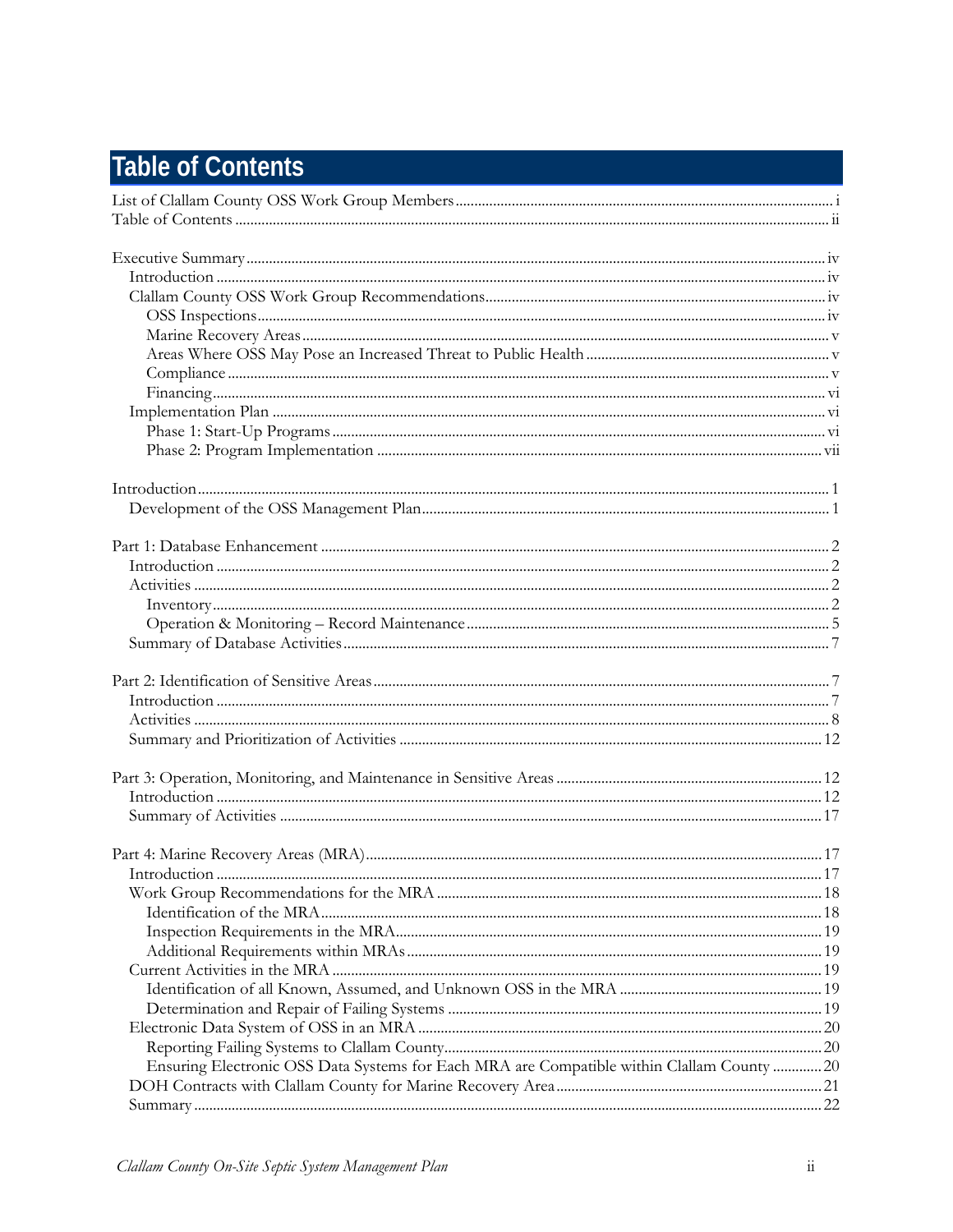# Table of Contents

List of Clallam County OSS Work Group Members ..... i
Table of Contents ..... ii

Executive Summary ..... iv
- Introduction ..... iv
- Clallam County OSS Work Group Recommendations ..... iv
  - OSS Inspections ..... iv
  - Marine Recovery Areas ..... v
  - Areas Where OSS May Pose an Increased Threat to Public Health ..... v
  - Compliance ..... v
  - Financing ..... vi
- Implementation Plan ..... vi
  - Phase 1: Start-Up Programs ..... vi
  - Phase 2: Program Implementation ..... vii

Introduction ..... 1
- Development of the OSS Management Plan ..... 1

Part 1: Database Enhancement ..... 2
- Introduction ..... 2
- Activities ..... 2
  - Inventory ..... 2
  - Operation & Monitoring – Record Maintenance ..... 5
- Summary of Database Activities ..... 7

Part 2: Identification of Sensitive Areas ..... 7
- Introduction ..... 7
- Activities ..... 8
- Summary and Prioritization of Activities ..... 12

Part 3: Operation, Monitoring, and Maintenance in Sensitive Areas ..... 12
- Introduction ..... 12
- Summary of Activities ..... 17

Part 4: Marine Recovery Areas (MRA) ..... 17
- Introduction ..... 17
- Work Group Recommendations for the MRA ..... 18
  - Identification of the MRA ..... 18
  - Inspection Requirements in the MRA ..... 19
  - Additional Requirements within MRAs ..... 19
- Current Activities in the MRA ..... 19
  - Identification of all Known, Assumed, and Unknown OSS in the MRA ..... 19
  - Determination and Repair of Failing Systems ..... 19
- Electronic Data System of OSS in an MRA ..... 20
  - Reporting Failing Systems to Clallam County ..... 20
  - Ensuring Electronic OSS Data Systems for Each MRA are Compatible within Clallam County ..... 20
- DOH Contracts with Clallam County for Marine Recovery Area ..... 21
- Summary ..... 22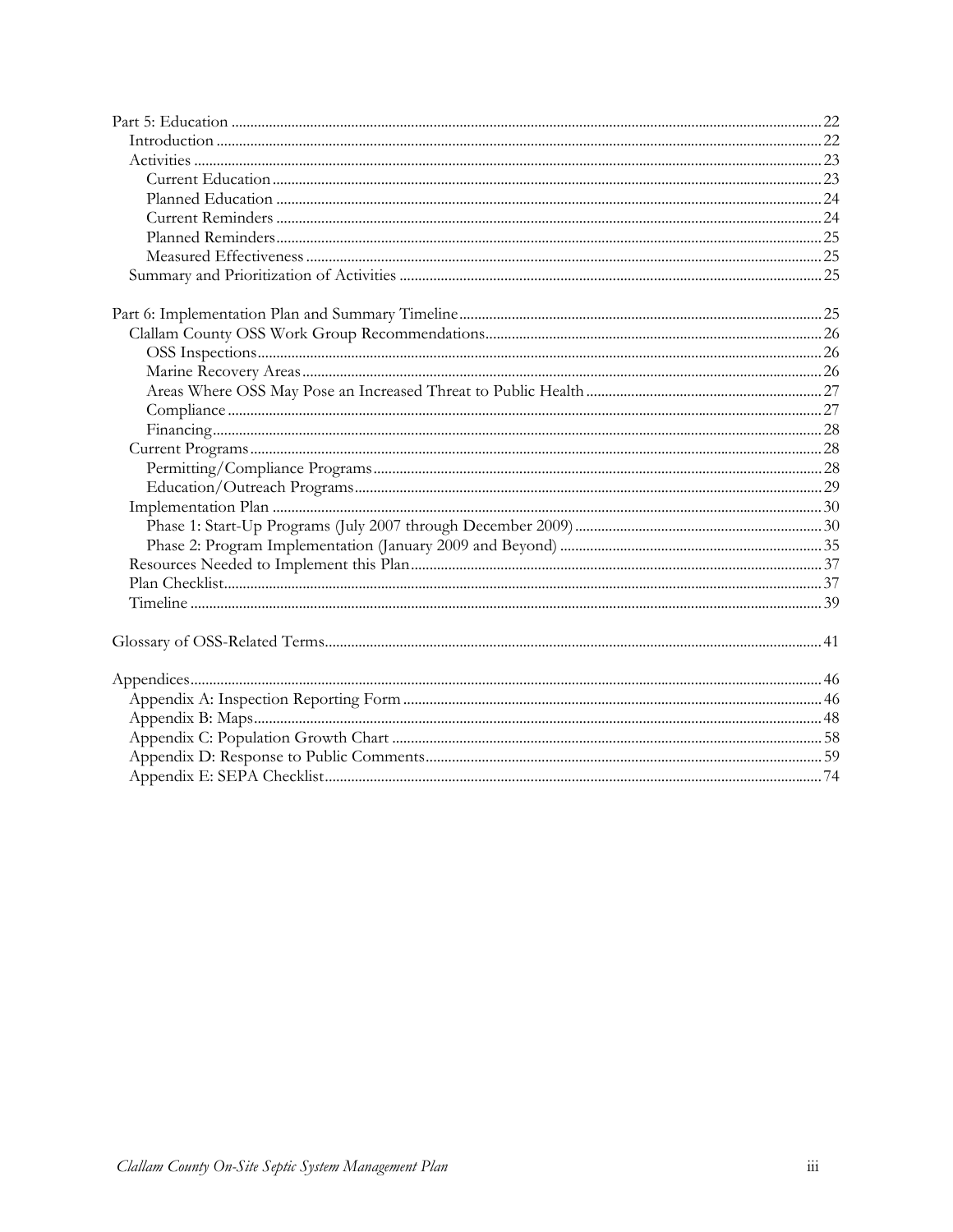Part 5: Education ... 22
- Introduction ... 22
- Activities ... 23
  - Current Education ... 23
  - Planned Education ... 24
  - Current Reminders ... 24
  - Planned Reminders ... 25
  - Measured Effectiveness ... 25
- Summary and Prioritization of Activities ... 25

Part 6: Implementation Plan and Summary Timeline ... 25
- Clallam County OSS Work Group Recommendations ... 26
  - OSS Inspections ... 26
  - Marine Recovery Areas ... 26
  - Areas Where OSS May Pose an Increased Threat to Public Health ... 27
  - Compliance ... 27
  - Financing ... 28
- Current Programs ... 28
  - Permitting/Compliance Programs ... 28
  - Education/Outreach Programs ... 29
- Implementation Plan ... 30
  - Phase 1: Start-Up Programs (July 2007 through December 2009) ... 30
  - Phase 2: Program Implementation (January 2009 and Beyond) ... 35
- Resources Needed to Implement this Plan ... 37
- Plan Checklist ... 37
- Timeline ... 39

Glossary of OSS-Related Terms ... 41

Appendices ... 46
- Appendix A: Inspection Reporting Form ... 46
- Appendix B: Maps ... 48
- Appendix C: Population Growth Chart ... 58
- Appendix D: Response to Public Comments ... 59
- Appendix E: SEPA Checklist ... 74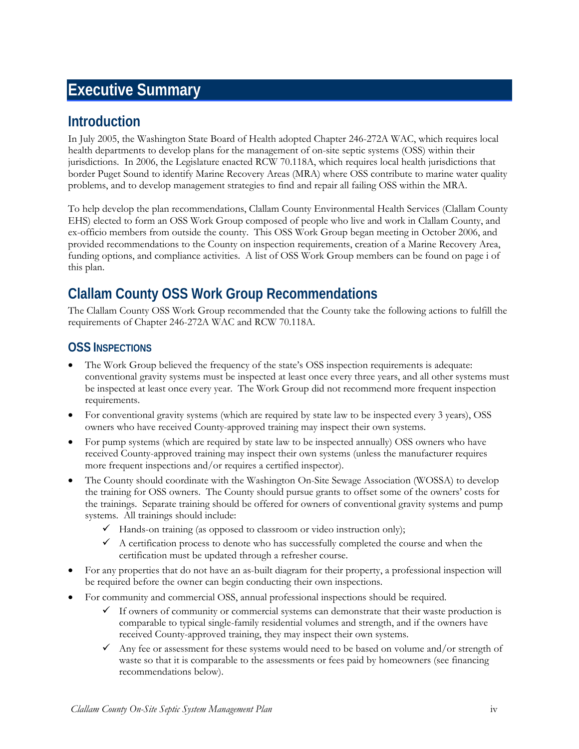# Executive Summary

## Introduction

In July 2005, the Washington State Board of Health adopted Chapter 246-272A WAC, which requires local health departments to develop plans for the management of on-site septic systems (OSS) within their jurisdictions. In 2006, the Legislature enacted RCW 70.118A, which requires local health jurisdictions that border Puget Sound to identify Marine Recovery Areas (MRA) where OSS contribute to marine water quality problems, and to develop management strategies to find and repair all failing OSS within the MRA.

To help develop the plan recommendations, Clallam County Environmental Health Services (Clallam County EHS) elected to form an OSS Work Group composed of people who live and work in Clallam County, and ex-officio members from outside the county. This OSS Work Group began meeting in October 2006, and provided recommendations to the County on inspection requirements, creation of a Marine Recovery Area, funding options, and compliance activities. A list of OSS Work Group members can be found on page i of this plan.

## Clallam County OSS Work Group Recommendations

The Clallam County OSS Work Group recommended that the County take the following actions to fulfill the requirements of Chapter 246-272A WAC and RCW 70.118A.

### OSS Inspections

- The Work Group believed the frequency of the state's OSS inspection requirements is adequate: conventional gravity systems must be inspected at least once every three years, and all other systems must be inspected at least once every year. The Work Group did not recommend more frequent inspection requirements.
- For conventional gravity systems (which are required by state law to be inspected every 3 years), OSS owners who have received County-approved training may inspect their own systems.
- For pump systems (which are required by state law to be inspected annually) OSS owners who have received County-approved training may inspect their own systems (unless the manufacturer requires more frequent inspections and/or requires a certified inspector).
- The County should coordinate with the Washington On-Site Sewage Association (WOSSA) to develop the training for OSS owners. The County should pursue grants to offset some of the owners' costs for the trainings. Separate training should be offered for owners of conventional gravity systems and pump systems. All trainings should include:
  - ✓ Hands-on training (as opposed to classroom or video instruction only);
  - ✓ A certification process to denote who has successfully completed the course and when the certification must be updated through a refresher course.
- For any properties that do not have an as-built diagram for their property, a professional inspection will be required before the owner can begin conducting their own inspections.
- For community and commercial OSS, annual professional inspections should be required.
  - ✓ If owners of community or commercial systems can demonstrate that their waste production is comparable to typical single-family residential volumes and strength, and if the owners have received County-approved training, they may inspect their own systems.
  - ✓ Any fee or assessment for these systems would need to be based on volume and/or strength of waste so that it is comparable to the assessments or fees paid by homeowners (see financing recommendations below).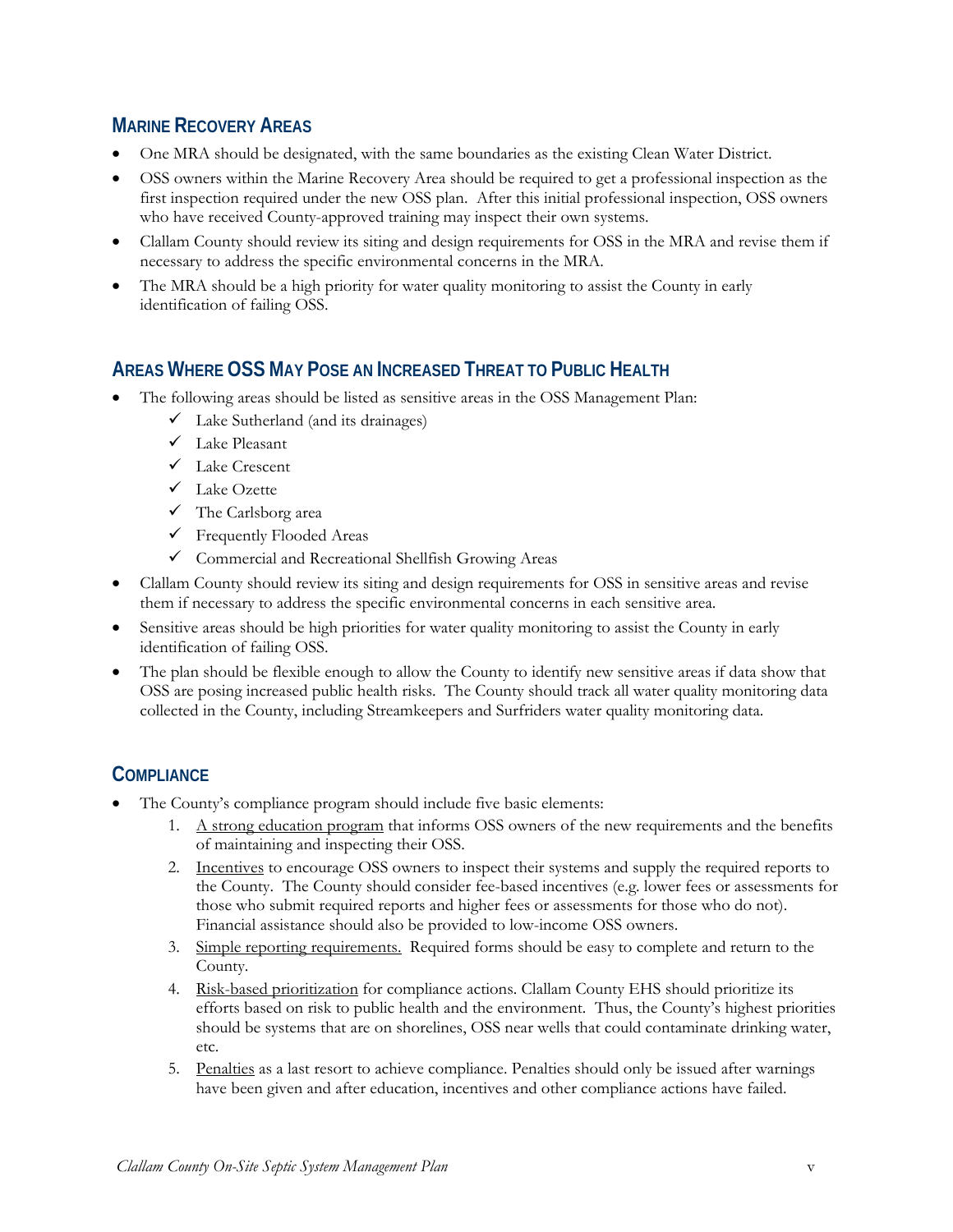## MARINE RECOVERY AREAS

- One MRA should be designated, with the same boundaries as the existing Clean Water District.
- OSS owners within the Marine Recovery Area should be required to get a professional inspection as the first inspection required under the new OSS plan. After this initial professional inspection, OSS owners who have received County-approved training may inspect their own systems.
- Clallam County should review its siting and design requirements for OSS in the MRA and revise them if necessary to address the specific environmental concerns in the MRA.
- The MRA should be a high priority for water quality monitoring to assist the County in early identification of failing OSS.

## AREAS WHERE OSS MAY POSE AN INCREASED THREAT TO PUBLIC HEALTH

- The following areas should be listed as sensitive areas in the OSS Management Plan:
  - ✓ Lake Sutherland (and its drainages)
  - ✓ Lake Pleasant
  - ✓ Lake Crescent
  - ✓ Lake Ozette
  - ✓ The Carlsborg area
  - ✓ Frequently Flooded Areas
  - ✓ Commercial and Recreational Shellfish Growing Areas
- Clallam County should review its siting and design requirements for OSS in sensitive areas and revise them if necessary to address the specific environmental concerns in each sensitive area.
- Sensitive areas should be high priorities for water quality monitoring to assist the County in early identification of failing OSS.
- The plan should be flexible enough to allow the County to identify new sensitive areas if data show that OSS are posing increased public health risks. The County should track all water quality monitoring data collected in the County, including Streamkeepers and Surfriders water quality monitoring data.

## COMPLIANCE

- The County's compliance program should include five basic elements:
  1. A strong education program that informs OSS owners of the new requirements and the benefits of maintaining and inspecting their OSS.
  2. Incentives to encourage OSS owners to inspect their systems and supply the required reports to the County. The County should consider fee-based incentives (e.g. lower fees or assessments for those who submit required reports and higher fees or assessments for those who do not). Financial assistance should also be provided to low-income OSS owners.
  3. Simple reporting requirements. Required forms should be easy to complete and return to the County.
  4. Risk-based prioritization for compliance actions. Clallam County EHS should prioritize its efforts based on risk to public health and the environment. Thus, the County's highest priorities should be systems that are on shorelines, OSS near wells that could contaminate drinking water, etc.
  5. Penalties as a last resort to achieve compliance. Penalties should only be issued after warnings have been given and after education, incentives and other compliance actions have failed.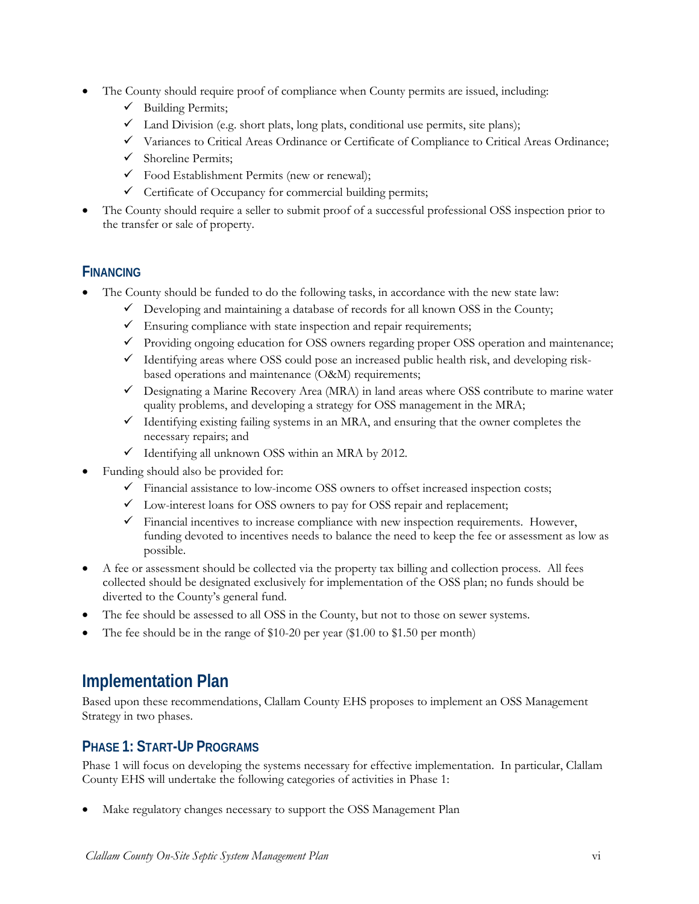- The County should require proof of compliance when County permits are issued, including:
  - ✓ Building Permits;
  - ✓ Land Division (e.g. short plats, long plats, conditional use permits, site plans);
  - ✓ Variances to Critical Areas Ordinance or Certificate of Compliance to Critical Areas Ordinance;
  - ✓ Shoreline Permits;
  - ✓ Food Establishment Permits (new or renewal);
  - ✓ Certificate of Occupancy for commercial building permits;
- The County should require a seller to submit proof of a successful professional OSS inspection prior to the transfer or sale of property.

### FINANCING

- The County should be funded to do the following tasks, in accordance with the new state law:
  - ✓ Developing and maintaining a database of records for all known OSS in the County;
  - ✓ Ensuring compliance with state inspection and repair requirements;
  - ✓ Providing ongoing education for OSS owners regarding proper OSS operation and maintenance;
  - ✓ Identifying areas where OSS could pose an increased public health risk, and developing risk-based operations and maintenance (O&M) requirements;
  - ✓ Designating a Marine Recovery Area (MRA) in land areas where OSS contribute to marine water quality problems, and developing a strategy for OSS management in the MRA;
  - ✓ Identifying existing failing systems in an MRA, and ensuring that the owner completes the necessary repairs; and
  - ✓ Identifying all unknown OSS within an MRA by 2012.
- Funding should also be provided for:
  - ✓ Financial assistance to low-income OSS owners to offset increased inspection costs;
  - ✓ Low-interest loans for OSS owners to pay for OSS repair and replacement;
  - ✓ Financial incentives to increase compliance with new inspection requirements. However, funding devoted to incentives needs to balance the need to keep the fee or assessment as low as possible.
- A fee or assessment should be collected via the property tax billing and collection process. All fees collected should be designated exclusively for implementation of the OSS plan; no funds should be diverted to the County's general fund.
- The fee should be assessed to all OSS in the County, but not to those on sewer systems.
- The fee should be in the range of $10-20 per year ($1.00 to $1.50 per month)

## Implementation Plan

Based upon these recommendations, Clallam County EHS proposes to implement an OSS Management Strategy in two phases.

### PHASE 1: START-UP PROGRAMS

Phase 1 will focus on developing the systems necessary for effective implementation. In particular, Clallam County EHS will undertake the following categories of activities in Phase 1:

- Make regulatory changes necessary to support the OSS Management Plan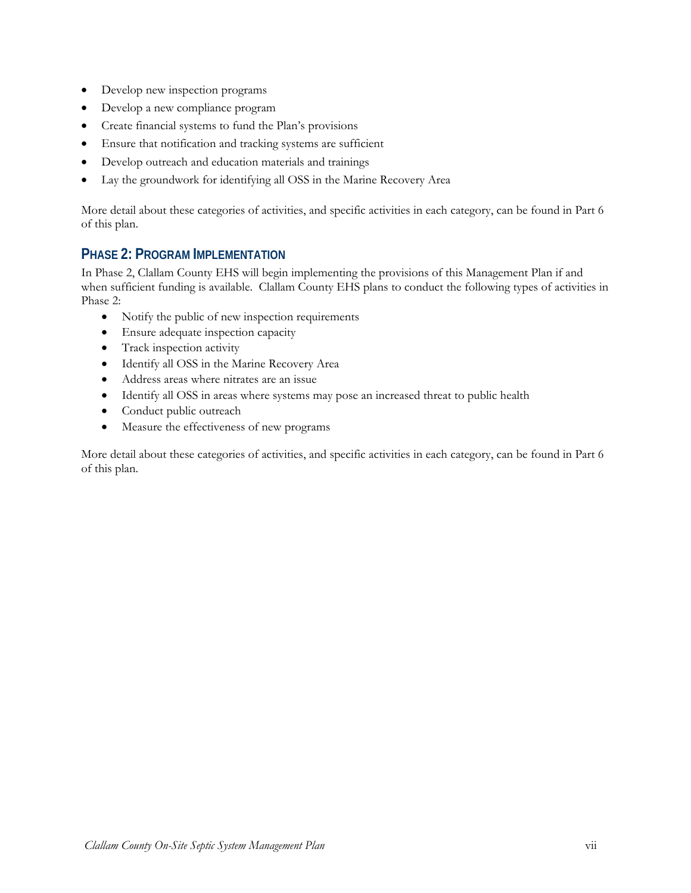- Develop new inspection programs
- Develop a new compliance program
- Create financial systems to fund the Plan's provisions
- Ensure that notification and tracking systems are sufficient
- Develop outreach and education materials and trainings
- Lay the groundwork for identifying all OSS in the Marine Recovery Area

More detail about these categories of activities, and specific activities in each category, can be found in Part 6 of this plan.

### Phase 2: Program Implementation

In Phase 2, Clallam County EHS will begin implementing the provisions of this Management Plan if and when sufficient funding is available. Clallam County EHS plans to conduct the following types of activities in Phase 2:

- Notify the public of new inspection requirements
- Ensure adequate inspection capacity
- Track inspection activity
- Identify all OSS in the Marine Recovery Area
- Address areas where nitrates are an issue
- Identify all OSS in areas where systems may pose an increased threat to public health
- Conduct public outreach
- Measure the effectiveness of new programs

More detail about these categories of activities, and specific activities in each category, can be found in Part 6 of this plan.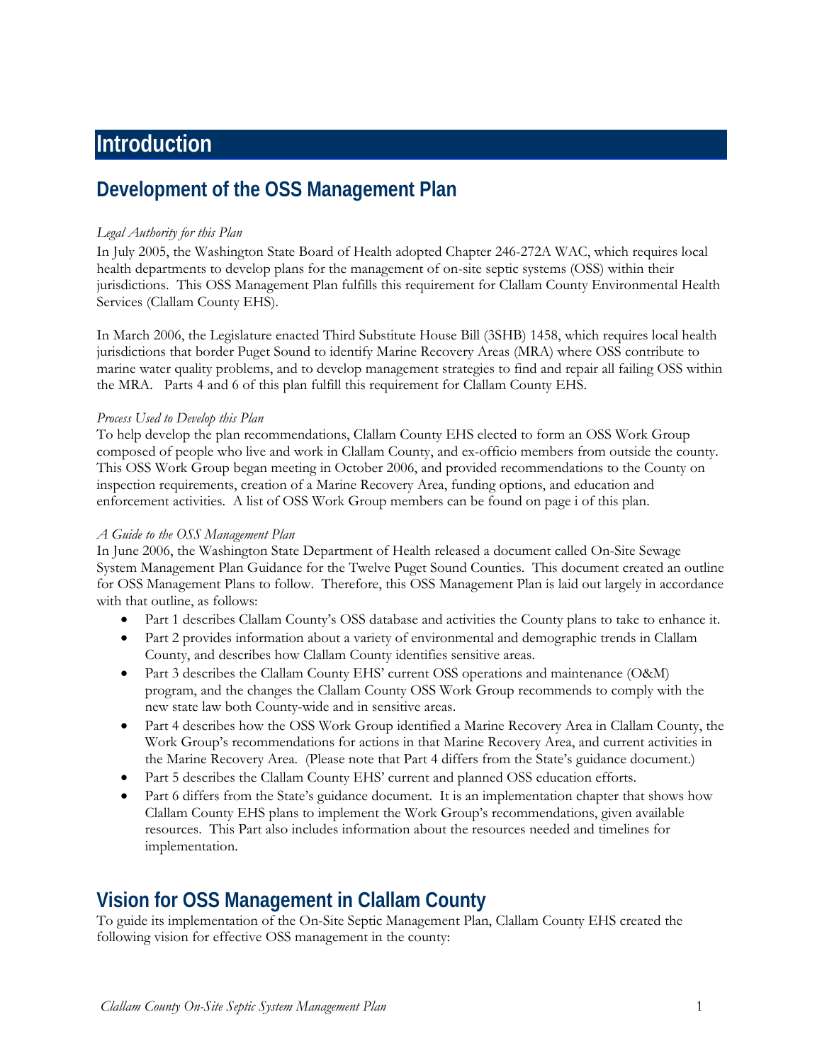# Introduction

## Development of the OSS Management Plan

*Legal Authority for this Plan*

In July 2005, the Washington State Board of Health adopted Chapter 246-272A WAC, which requires local health departments to develop plans for the management of on-site septic systems (OSS) within their jurisdictions. This OSS Management Plan fulfills this requirement for Clallam County Environmental Health Services (Clallam County EHS).

In March 2006, the Legislature enacted Third Substitute House Bill (3SHB) 1458, which requires local health jurisdictions that border Puget Sound to identify Marine Recovery Areas (MRA) where OSS contribute to marine water quality problems, and to develop management strategies to find and repair all failing OSS within the MRA. Parts 4 and 6 of this plan fulfill this requirement for Clallam County EHS.

*Process Used to Develop this Plan*

To help develop the plan recommendations, Clallam County EHS elected to form an OSS Work Group composed of people who live and work in Clallam County, and ex-officio members from outside the county. This OSS Work Group began meeting in October 2006, and provided recommendations to the County on inspection requirements, creation of a Marine Recovery Area, funding options, and education and enforcement activities. A list of OSS Work Group members can be found on page i of this plan.

*A Guide to the OSS Management Plan*

In June 2006, the Washington State Department of Health released a document called On-Site Sewage System Management Plan Guidance for the Twelve Puget Sound Counties. This document created an outline for OSS Management Plans to follow. Therefore, this OSS Management Plan is laid out largely in accordance with that outline, as follows:

- Part 1 describes Clallam County's OSS database and activities the County plans to take to enhance it.
- Part 2 provides information about a variety of environmental and demographic trends in Clallam County, and describes how Clallam County identifies sensitive areas.
- Part 3 describes the Clallam County EHS' current OSS operations and maintenance (O&M) program, and the changes the Clallam County OSS Work Group recommends to comply with the new state law both County-wide and in sensitive areas.
- Part 4 describes how the OSS Work Group identified a Marine Recovery Area in Clallam County, the Work Group's recommendations for actions in that Marine Recovery Area, and current activities in the Marine Recovery Area. (Please note that Part 4 differs from the State's guidance document.)
- Part 5 describes the Clallam County EHS' current and planned OSS education efforts.
- Part 6 differs from the State's guidance document. It is an implementation chapter that shows how Clallam County EHS plans to implement the Work Group's recommendations, given available resources. This Part also includes information about the resources needed and timelines for implementation.

## Vision for OSS Management in Clallam County

To guide its implementation of the On-Site Septic Management Plan, Clallam County EHS created the following vision for effective OSS management in the county: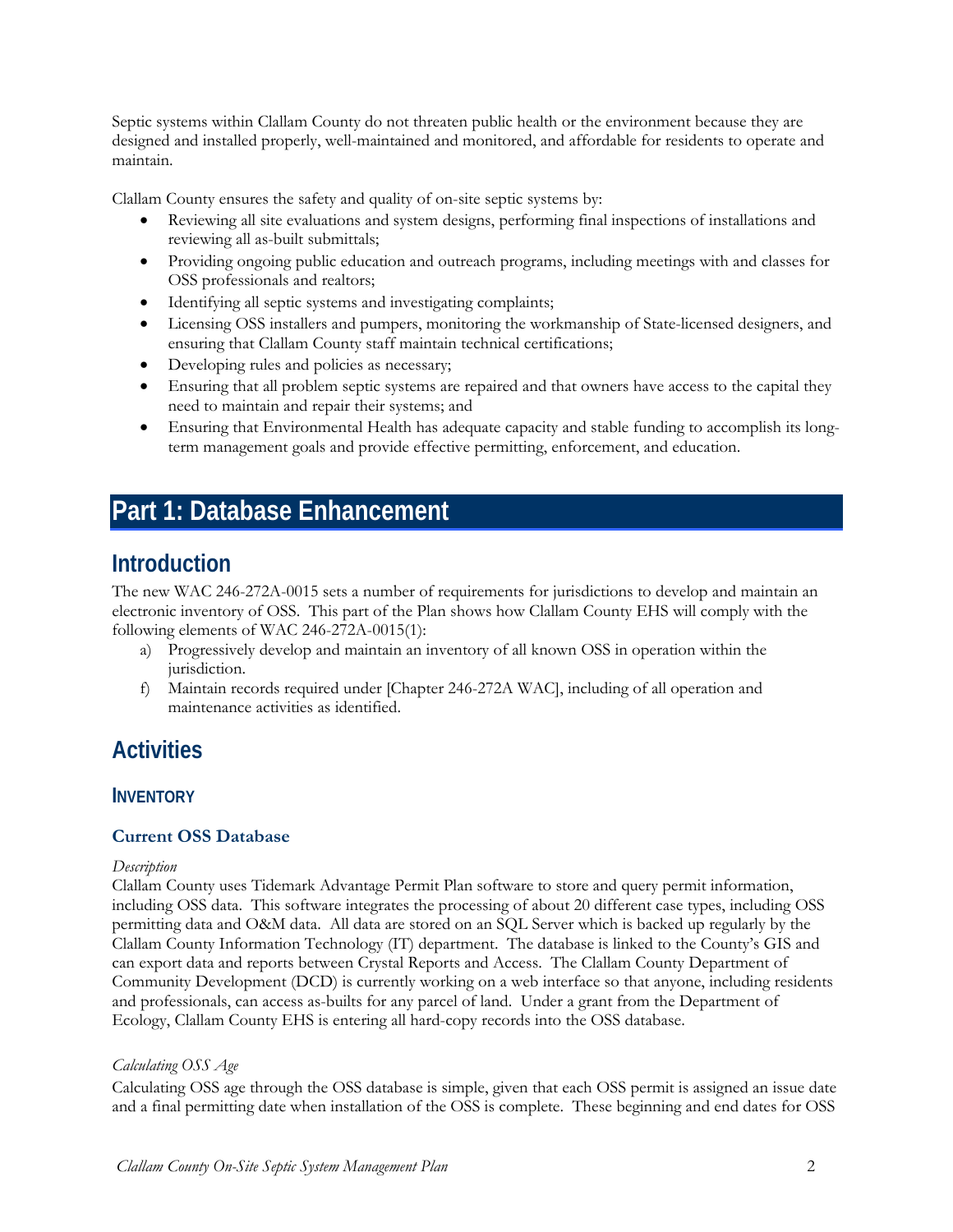Septic systems within Clallam County do not threaten public health or the environment because they are designed and installed properly, well-maintained and monitored, and affordable for residents to operate and maintain.

Clallam County ensures the safety and quality of on-site septic systems by:

- Reviewing all site evaluations and system designs, performing final inspections of installations and reviewing all as-built submittals;
- Providing ongoing public education and outreach programs, including meetings with and classes for OSS professionals and realtors;
- Identifying all septic systems and investigating complaints;
- Licensing OSS installers and pumpers, monitoring the workmanship of State-licensed designers, and ensuring that Clallam County staff maintain technical certifications;
- Developing rules and policies as necessary;
- Ensuring that all problem septic systems are repaired and that owners have access to the capital they need to maintain and repair their systems; and
- Ensuring that Environmental Health has adequate capacity and stable funding to accomplish its long-term management goals and provide effective permitting, enforcement, and education.

# Part 1: Database Enhancement

## Introduction

The new WAC 246-272A-0015 sets a number of requirements for jurisdictions to develop and maintain an electronic inventory of OSS. This part of the Plan shows how Clallam County EHS will comply with the following elements of WAC 246-272A-0015(1):

a) Progressively develop and maintain an inventory of all known OSS in operation within the jurisdiction.

f) Maintain records required under [Chapter 246-272A WAC], including of all operation and maintenance activities as identified.

## Activities

### Inventory

#### Current OSS Database

*Description*

Clallam County uses Tidemark Advantage Permit Plan software to store and query permit information, including OSS data. This software integrates the processing of about 20 different case types, including OSS permitting data and O&M data. All data are stored on an SQL Server which is backed up regularly by the Clallam County Information Technology (IT) department. The database is linked to the County's GIS and can export data and reports between Crystal Reports and Access. The Clallam County Department of Community Development (DCD) is currently working on a web interface so that anyone, including residents and professionals, can access as-builts for any parcel of land. Under a grant from the Department of Ecology, Clallam County EHS is entering all hard-copy records into the OSS database.

*Calculating OSS Age*

Calculating OSS age through the OSS database is simple, given that each OSS permit is assigned an issue date and a final permitting date when installation of the OSS is complete. These beginning and end dates for OSS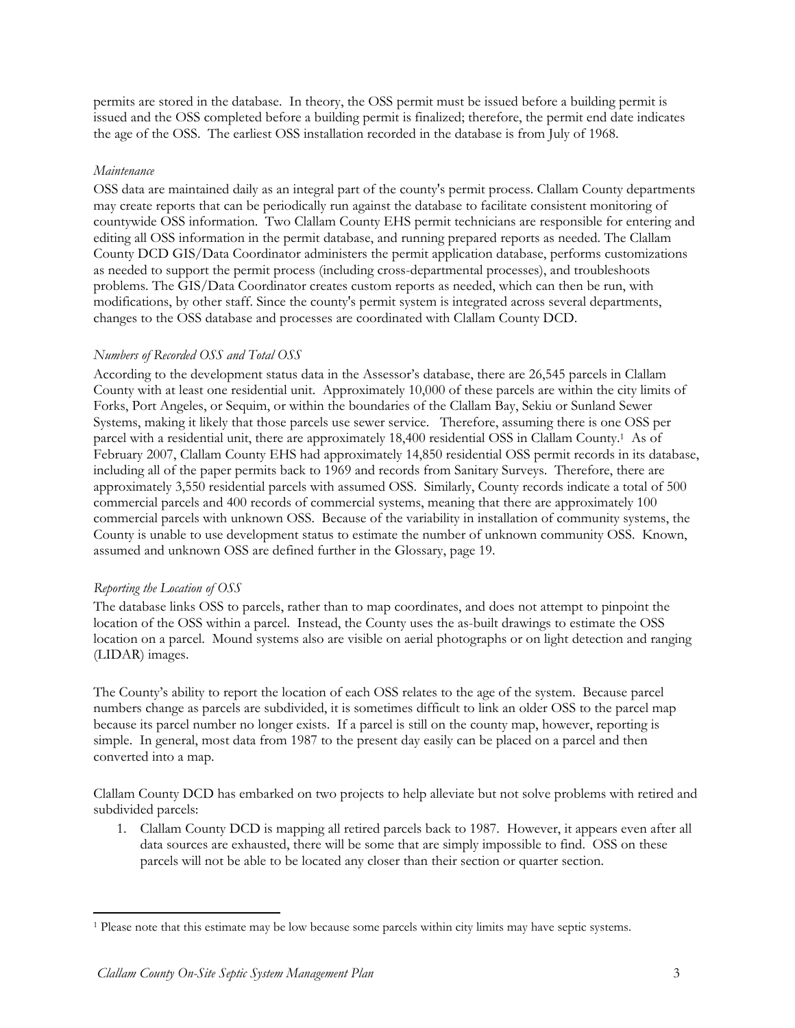permits are stored in the database. In theory, the OSS permit must be issued before a building permit is issued and the OSS completed before a building permit is finalized; therefore, the permit end date indicates the age of the OSS. The earliest OSS installation recorded in the database is from July of 1968.

*Maintenance*

OSS data are maintained daily as an integral part of the county's permit process. Clallam County departments may create reports that can be periodically run against the database to facilitate consistent monitoring of countywide OSS information. Two Clallam County EHS permit technicians are responsible for entering and editing all OSS information in the permit database, and running prepared reports as needed. The Clallam County DCD GIS/Data Coordinator administers the permit application database, performs customizations as needed to support the permit process (including cross-departmental processes), and troubleshoots problems. The GIS/Data Coordinator creates custom reports as needed, which can then be run, with modifications, by other staff. Since the county's permit system is integrated across several departments, changes to the OSS database and processes are coordinated with Clallam County DCD.

*Numbers of Recorded OSS and Total OSS*

According to the development status data in the Assessor's database, there are 26,545 parcels in Clallam County with at least one residential unit. Approximately 10,000 of these parcels are within the city limits of Forks, Port Angeles, or Sequim, or within the boundaries of the Clallam Bay, Sekiu or Sunland Sewer Systems, making it likely that those parcels use sewer service. Therefore, assuming there is one OSS per parcel with a residential unit, there are approximately 18,400 residential OSS in Clallam County.[1] As of February 2007, Clallam County EHS had approximately 14,850 residential OSS permit records in its database, including all of the paper permits back to 1969 and records from Sanitary Surveys. Therefore, there are approximately 3,550 residential parcels with assumed OSS. Similarly, County records indicate a total of 500 commercial parcels and 400 records of commercial systems, meaning that there are approximately 100 commercial parcels with unknown OSS. Because of the variability in installation of community systems, the County is unable to use development status to estimate the number of unknown community OSS. Known, assumed and unknown OSS are defined further in the Glossary, page 19.

*Reporting the Location of OSS*

The database links OSS to parcels, rather than to map coordinates, and does not attempt to pinpoint the location of the OSS within a parcel. Instead, the County uses the as-built drawings to estimate the OSS location on a parcel. Mound systems also are visible on aerial photographs or on light detection and ranging (LIDAR) images.

The County's ability to report the location of each OSS relates to the age of the system. Because parcel numbers change as parcels are subdivided, it is sometimes difficult to link an older OSS to the parcel map because its parcel number no longer exists. If a parcel is still on the county map, however, reporting is simple. In general, most data from 1987 to the present day easily can be placed on a parcel and then converted into a map.

Clallam County DCD has embarked on two projects to help alleviate but not solve problems with retired and subdivided parcels:

1. Clallam County DCD is mapping all retired parcels back to 1987. However, it appears even after all data sources are exhausted, there will be some that are simply impossible to find. OSS on these parcels will not be able to be located any closer than their section or quarter section.

---

[1] Please note that this estimate may be low because some parcels within city limits may have septic systems.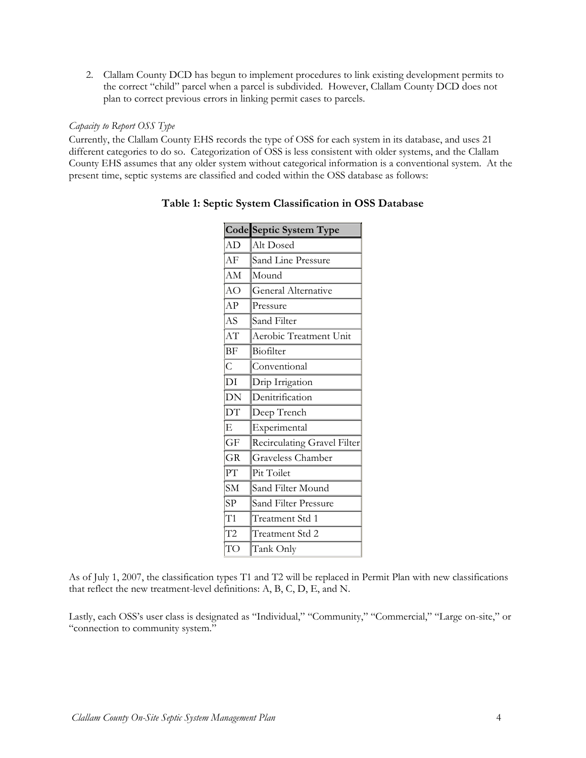2. Clallam County DCD has begun to implement procedures to link existing development permits to the correct "child" parcel when a parcel is subdivided. However, Clallam County DCD does not plan to correct previous errors in linking permit cases to parcels.

*Capacity to Report OSS Type*

Currently, the Clallam County EHS records the type of OSS for each system in its database, and uses 21 different categories to do so. Categorization of OSS is less consistent with older systems, and the Clallam County EHS assumes that any older system without categorical information is a conventional system. At the present time, septic systems are classified and coded within the OSS database as follows:

**Table 1: Septic System Classification in OSS Database**

| Code | Septic System Type |
|---|---|
| AD | Alt Dosed |
| AF | Sand Line Pressure |
| AM | Mound |
| AO | General Alternative |
| AP | Pressure |
| AS | Sand Filter |
| AT | Aerobic Treatment Unit |
| BF | Biofilter |
| C | Conventional |
| DI | Drip Irrigation |
| DN | Denitrification |
| DT | Deep Trench |
| E | Experimental |
| GF | Recirculating Gravel Filter |
| GR | Graveless Chamber |
| PT | Pit Toilet |
| SM | Sand Filter Mound |
| SP | Sand Filter Pressure |
| T1 | Treatment Std 1 |
| T2 | Treatment Std 2 |
| TO | Tank Only |

As of July 1, 2007, the classification types T1 and T2 will be replaced in Permit Plan with new classifications that reflect the new treatment-level definitions: A, B, C, D, E, and N.

Lastly, each OSS's user class is designated as "Individual," "Community," "Commercial," "Large on-site," or "connection to community system."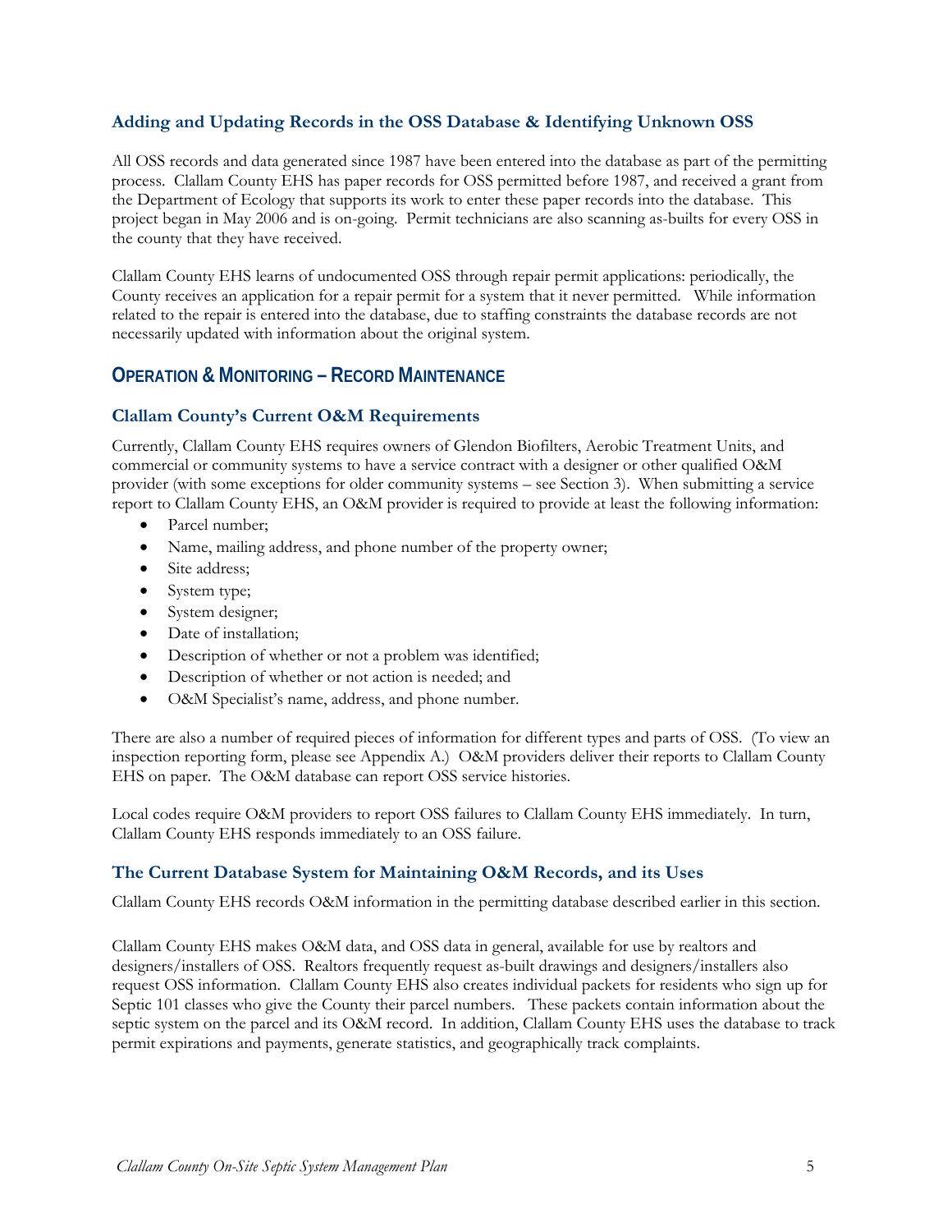### Adding and Updating Records in the OSS Database & Identifying Unknown OSS

All OSS records and data generated since 1987 have been entered into the database as part of the permitting process. Clallam County EHS has paper records for OSS permitted before 1987, and received a grant from the Department of Ecology that supports its work to enter these paper records into the database. This project began in May 2006 and is on-going. Permit technicians are also scanning as-builts for every OSS in the county that they have received.

Clallam County EHS learns of undocumented OSS through repair permit applications: periodically, the County receives an application for a repair permit for a system that it never permitted. While information related to the repair is entered into the database, due to staffing constraints the database records are not necessarily updated with information about the original system.

## Operation & Monitoring – Record Maintenance

### Clallam County's Current O&M Requirements

Currently, Clallam County EHS requires owners of Glendon Biofilters, Aerobic Treatment Units, and commercial or community systems to have a service contract with a designer or other qualified O&M provider (with some exceptions for older community systems – see Section 3). When submitting a service report to Clallam County EHS, an O&M provider is required to provide at least the following information:

- Parcel number;
- Name, mailing address, and phone number of the property owner;
- Site address;
- System type;
- System designer;
- Date of installation;
- Description of whether or not a problem was identified;
- Description of whether or not action is needed; and
- O&M Specialist's name, address, and phone number.

There are also a number of required pieces of information for different types and parts of OSS. (To view an inspection reporting form, please see Appendix A.) O&M providers deliver their reports to Clallam County EHS on paper. The O&M database can report OSS service histories.

Local codes require O&M providers to report OSS failures to Clallam County EHS immediately. In turn, Clallam County EHS responds immediately to an OSS failure.

### The Current Database System for Maintaining O&M Records, and its Uses

Clallam County EHS records O&M information in the permitting database described earlier in this section.

Clallam County EHS makes O&M data, and OSS data in general, available for use by realtors and designers/installers of OSS. Realtors frequently request as-built drawings and designers/installers also request OSS information. Clallam County EHS also creates individual packets for residents who sign up for Septic 101 classes who give the County their parcel numbers. These packets contain information about the septic system on the parcel and its O&M record. In addition, Clallam County EHS uses the database to track permit expirations and payments, generate statistics, and geographically track complaints.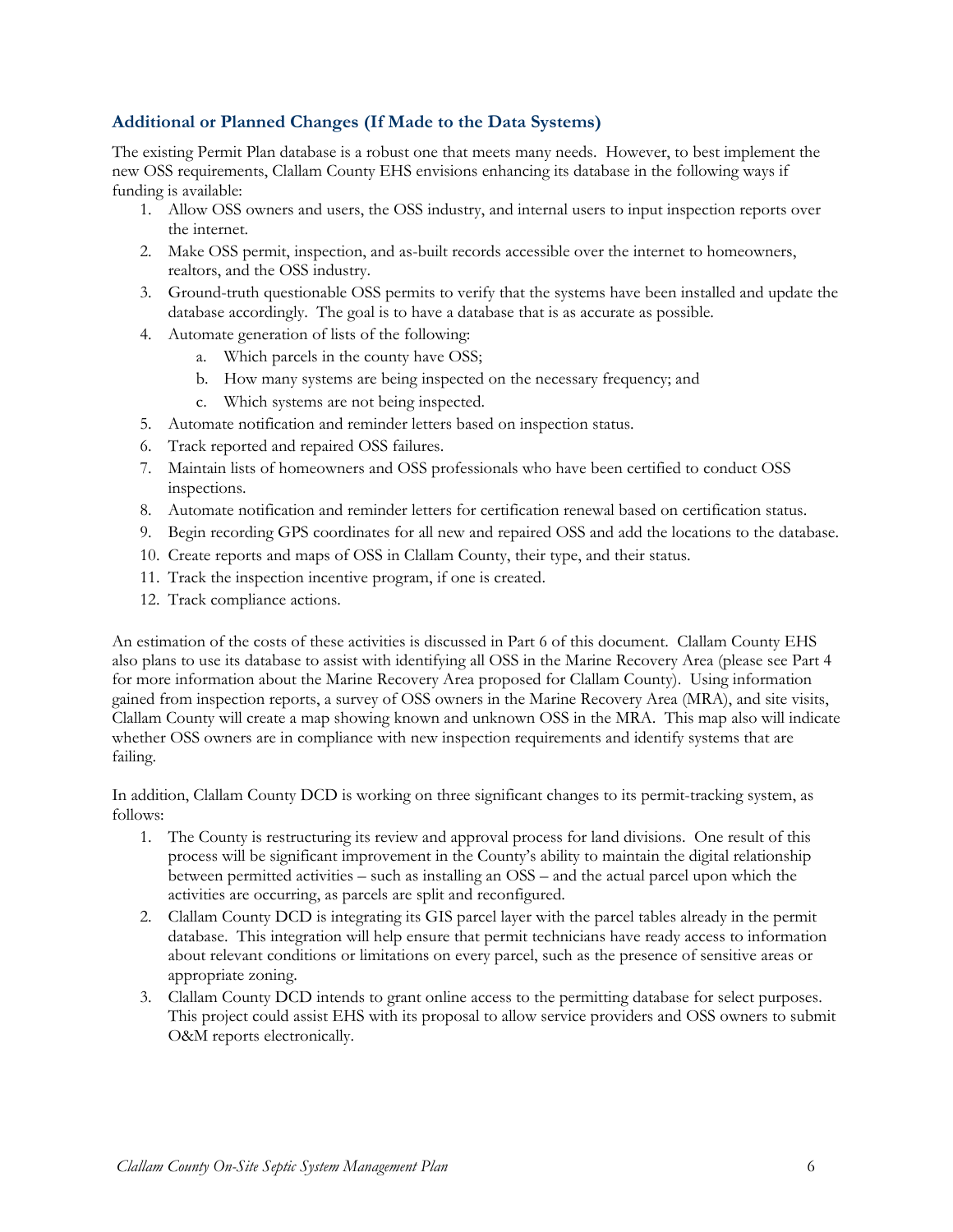### Additional or Planned Changes (If Made to the Data Systems)

The existing Permit Plan database is a robust one that meets many needs. However, to best implement the new OSS requirements, Clallam County EHS envisions enhancing its database in the following ways if funding is available:

1. Allow OSS owners and users, the OSS industry, and internal users to input inspection reports over the internet.
2. Make OSS permit, inspection, and as-built records accessible over the internet to homeowners, realtors, and the OSS industry.
3. Ground-truth questionable OSS permits to verify that the systems have been installed and update the database accordingly. The goal is to have a database that is as accurate as possible.
4. Automate generation of lists of the following:
   a. Which parcels in the county have OSS;
   b. How many systems are being inspected on the necessary frequency; and
   c. Which systems are not being inspected.
5. Automate notification and reminder letters based on inspection status.
6. Track reported and repaired OSS failures.
7. Maintain lists of homeowners and OSS professionals who have been certified to conduct OSS inspections.
8. Automate notification and reminder letters for certification renewal based on certification status.
9. Begin recording GPS coordinates for all new and repaired OSS and add the locations to the database.
10. Create reports and maps of OSS in Clallam County, their type, and their status.
11. Track the inspection incentive program, if one is created.
12. Track compliance actions.

An estimation of the costs of these activities is discussed in Part 6 of this document. Clallam County EHS also plans to use its database to assist with identifying all OSS in the Marine Recovery Area (please see Part 4 for more information about the Marine Recovery Area proposed for Clallam County). Using information gained from inspection reports, a survey of OSS owners in the Marine Recovery Area (MRA), and site visits, Clallam County will create a map showing known and unknown OSS in the MRA. This map also will indicate whether OSS owners are in compliance with new inspection requirements and identify systems that are failing.

In addition, Clallam County DCD is working on three significant changes to its permit-tracking system, as follows:

1. The County is restructuring its review and approval process for land divisions. One result of this process will be significant improvement in the County's ability to maintain the digital relationship between permitted activities – such as installing an OSS – and the actual parcel upon which the activities are occurring, as parcels are split and reconfigured.
2. Clallam County DCD is integrating its GIS parcel layer with the parcel tables already in the permit database. This integration will help ensure that permit technicians have ready access to information about relevant conditions or limitations on every parcel, such as the presence of sensitive areas or appropriate zoning.
3. Clallam County DCD intends to grant online access to the permitting database for select purposes. This project could assist EHS with its proposal to allow service providers and OSS owners to submit O&M reports electronically.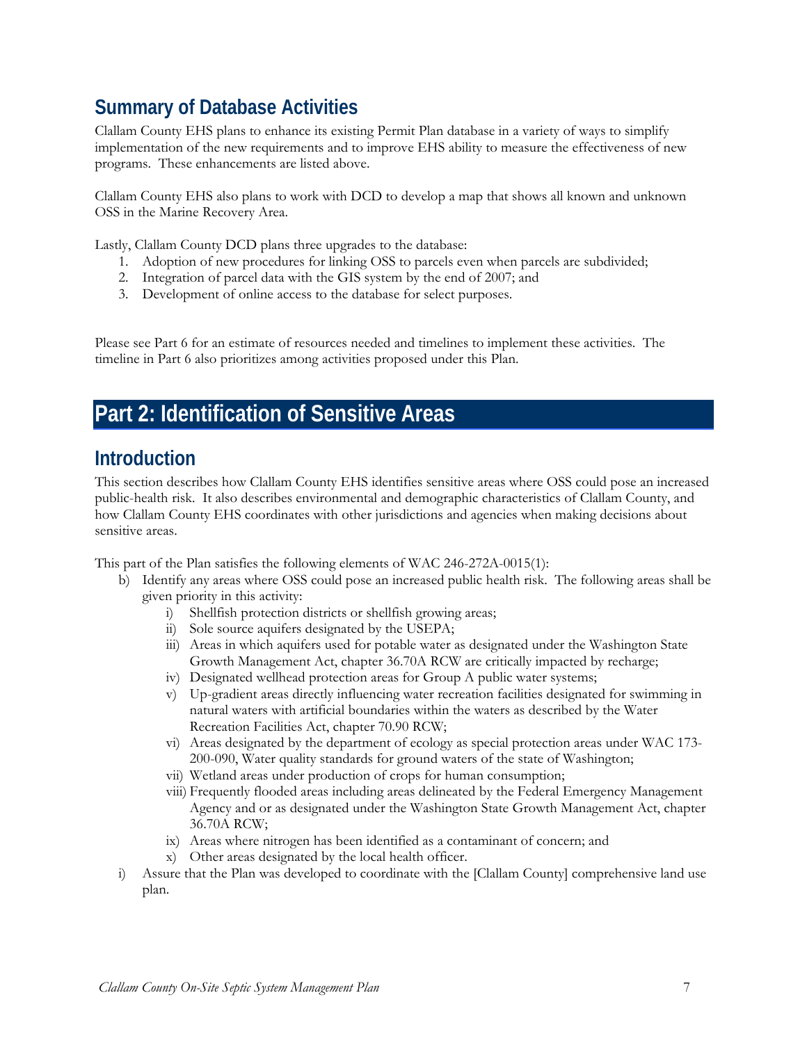## Summary of Database Activities

Clallam County EHS plans to enhance its existing Permit Plan database in a variety of ways to simplify implementation of the new requirements and to improve EHS ability to measure the effectiveness of new programs. These enhancements are listed above.

Clallam County EHS also plans to work with DCD to develop a map that shows all known and unknown OSS in the Marine Recovery Area.

Lastly, Clallam County DCD plans three upgrades to the database:

1. Adoption of new procedures for linking OSS to parcels even when parcels are subdivided;
2. Integration of parcel data with the GIS system by the end of 2007; and
3. Development of online access to the database for select purposes.

Please see Part 6 for an estimate of resources needed and timelines to implement these activities. The timeline in Part 6 also prioritizes among activities proposed under this Plan.

# Part 2: Identification of Sensitive Areas

## Introduction

This section describes how Clallam County EHS identifies sensitive areas where OSS could pose an increased public-health risk. It also describes environmental and demographic characteristics of Clallam County, and how Clallam County EHS coordinates with other jurisdictions and agencies when making decisions about sensitive areas.

This part of the Plan satisfies the following elements of WAC 246-272A-0015(1):

- b) Identify any areas where OSS could pose an increased public health risk. The following areas shall be given priority in this activity:
  - i) Shellfish protection districts or shellfish growing areas;
  - ii) Sole source aquifers designated by the USEPA;
  - iii) Areas in which aquifers used for potable water as designated under the Washington State Growth Management Act, chapter 36.70A RCW are critically impacted by recharge;
  - iv) Designated wellhead protection areas for Group A public water systems;
  - v) Up-gradient areas directly influencing water recreation facilities designated for swimming in natural waters with artificial boundaries within the waters as described by the Water Recreation Facilities Act, chapter 70.90 RCW;
  - vi) Areas designated by the department of ecology as special protection areas under WAC 173-200-090, Water quality standards for ground waters of the state of Washington;
  - vii) Wetland areas under production of crops for human consumption;
  - viii) Frequently flooded areas including areas delineated by the Federal Emergency Management Agency and or as designated under the Washington State Growth Management Act, chapter 36.70A RCW;
  - ix) Areas where nitrogen has been identified as a contaminant of concern; and
  - x) Other areas designated by the local health officer.
- i) Assure that the Plan was developed to coordinate with the [Clallam County] comprehensive land use plan.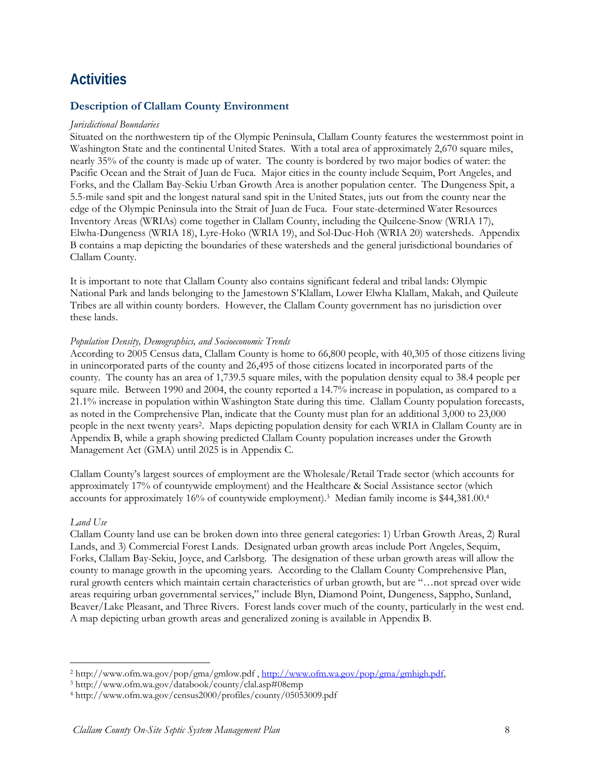## Activities

### Description of Clallam County Environment

*Jurisdictional Boundaries*

Situated on the northwestern tip of the Olympic Peninsula, Clallam County features the westernmost point in Washington State and the continental United States. With a total area of approximately 2,670 square miles, nearly 35% of the county is made up of water. The county is bordered by two major bodies of water: the Pacific Ocean and the Strait of Juan de Fuca. Major cities in the county include Sequim, Port Angeles, and Forks, and the Clallam Bay-Sekiu Urban Growth Area is another population center. The Dungeness Spit, a 5.5-mile sand spit and the longest natural sand spit in the United States, juts out from the county near the edge of the Olympic Peninsula into the Strait of Juan de Fuca. Four state-determined Water Resources Inventory Areas (WRIAs) come together in Clallam County, including the Quilcene-Snow (WRIA 17), Elwha-Dungeness (WRIA 18), Lyre-Hoko (WRIA 19), and Sol-Duc-Hoh (WRIA 20) watersheds. Appendix B contains a map depicting the boundaries of these watersheds and the general jurisdictional boundaries of Clallam County.

It is important to note that Clallam County also contains significant federal and tribal lands: Olympic National Park and lands belonging to the Jamestown S'Klallam, Lower Elwha Klallam, Makah, and Quileute Tribes are all within county borders. However, the Clallam County government has no jurisdiction over these lands.

*Population Density, Demographics, and Socioeconomic Trends*

According to 2005 Census data, Clallam County is home to 66,800 people, with 40,305 of those citizens living in unincorporated parts of the county and 26,495 of those citizens located in incorporated parts of the county. The county has an area of 1,739.5 square miles, with the population density equal to 38.4 people per square mile. Between 1990 and 2004, the county reported a 14.7% increase in population, as compared to a 21.1% increase in population within Washington State during this time. Clallam County population forecasts, as noted in the Comprehensive Plan, indicate that the County must plan for an additional 3,000 to 23,000 people in the next twenty years[2]. Maps depicting population density for each WRIA in Clallam County are in Appendix B, while a graph showing predicted Clallam County population increases under the Growth Management Act (GMA) until 2025 is in Appendix C.

Clallam County's largest sources of employment are the Wholesale/Retail Trade sector (which accounts for approximately 17% of countywide employment) and the Healthcare & Social Assistance sector (which accounts for approximately 16% of countywide employment).[3] Median family income is $44,381.00.[4]

*Land Use*

Clallam County land use can be broken down into three general categories: 1) Urban Growth Areas, 2) Rural Lands, and 3) Commercial Forest Lands. Designated urban growth areas include Port Angeles, Sequim, Forks, Clallam Bay-Sekiu, Joyce, and Carlsborg. The designation of these urban growth areas will allow the county to manage growth in the upcoming years. According to the Clallam County Comprehensive Plan, rural growth centers which maintain certain characteristics of urban growth, but are "…not spread over wide areas requiring urban governmental services," include Blyn, Diamond Point, Dungeness, Sappho, Sunland, Beaver/Lake Pleasant, and Three Rivers. Forest lands cover much of the county, particularly in the west end. A map depicting urban growth areas and generalized zoning is available in Appendix B.

---

[2] http://www.ofm.wa.gov/pop/gma/gmlow.pdf , http://www.ofm.wa.gov/pop/gma/gmhigh.pdf,

[3] http://www.ofm.wa.gov/databook/county/clal.asp#08emp

[4] http://www.ofm.wa.gov/census2000/profiles/county/05053009.pdf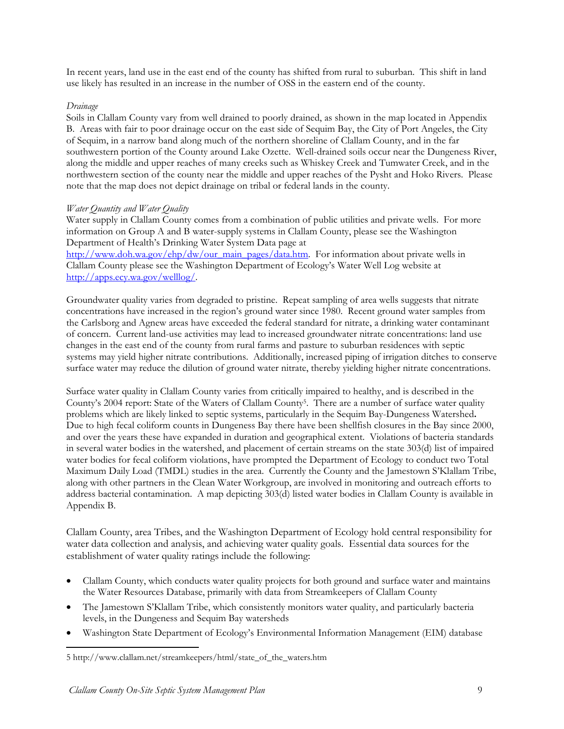In recent years, land use in the east end of the county has shifted from rural to suburban. This shift in land use likely has resulted in an increase in the number of OSS in the eastern end of the county.

*Drainage*

Soils in Clallam County vary from well drained to poorly drained, as shown in the map located in Appendix B. Areas with fair to poor drainage occur on the east side of Sequim Bay, the City of Port Angeles, the City of Sequim, in a narrow band along much of the northern shoreline of Clallam County, and in the far southwestern portion of the County around Lake Ozette. Well-drained soils occur near the Dungeness River, along the middle and upper reaches of many creeks such as Whiskey Creek and Tumwater Creek, and in the northwestern section of the county near the middle and upper reaches of the Pysht and Hoko Rivers. Please note that the map does not depict drainage on tribal or federal lands in the county.

*Water Quantity and Water Quality*

Water supply in Clallam County comes from a combination of public utilities and private wells. For more information on Group A and B water-supply systems in Clallam County, please see the Washington Department of Health's Drinking Water System Data page at http://www.doh.wa.gov/ehp/dw/our_main_pages/data.htm. For information about private wells in Clallam County please see the Washington Department of Ecology's Water Well Log website at http://apps.ecy.wa.gov/welllog/.

Groundwater quality varies from degraded to pristine. Repeat sampling of area wells suggests that nitrate concentrations have increased in the region's ground water since 1980. Recent ground water samples from the Carlsborg and Agnew areas have exceeded the federal standard for nitrate, a drinking water contaminant of concern. Current land-use activities may lead to increased groundwater nitrate concentrations: land use changes in the east end of the county from rural farms and pasture to suburban residences with septic systems may yield higher nitrate contributions. Additionally, increased piping of irrigation ditches to conserve surface water may reduce the dilution of ground water nitrate, thereby yielding higher nitrate concentrations.

Surface water quality in Clallam County varies from critically impaired to healthy, and is described in the County's 2004 report: State of the Waters of Clallam County[5]. There are a number of surface water quality problems which are likely linked to septic systems, particularly in the Sequim Bay-Dungeness Watershed**.** Due to high fecal coliform counts in Dungeness Bay there have been shellfish closures in the Bay since 2000, and over the years these have expanded in duration and geographical extent. Violations of bacteria standards in several water bodies in the watershed, and placement of certain streams on the state 303(d) list of impaired water bodies for fecal coliform violations, have prompted the Department of Ecology to conduct two Total Maximum Daily Load (TMDL) studies in the area. Currently the County and the Jamestown S'Klallam Tribe, along with other partners in the Clean Water Workgroup, are involved in monitoring and outreach efforts to address bacterial contamination. A map depicting 303(d) listed water bodies in Clallam County is available in Appendix B.

Clallam County, area Tribes, and the Washington Department of Ecology hold central responsibility for water data collection and analysis, and achieving water quality goals. Essential data sources for the establishment of water quality ratings include the following:

- Clallam County, which conducts water quality projects for both ground and surface water and maintains the Water Resources Database, primarily with data from Streamkeepers of Clallam County
- The Jamestown S'Klallam Tribe, which consistently monitors water quality, and particularly bacteria levels, in the Dungeness and Sequim Bay watersheds
- Washington State Department of Ecology's Environmental Information Management (EIM) database

---

5 http://www.clallam.net/streamkeepers/html/state_of_the_waters.htm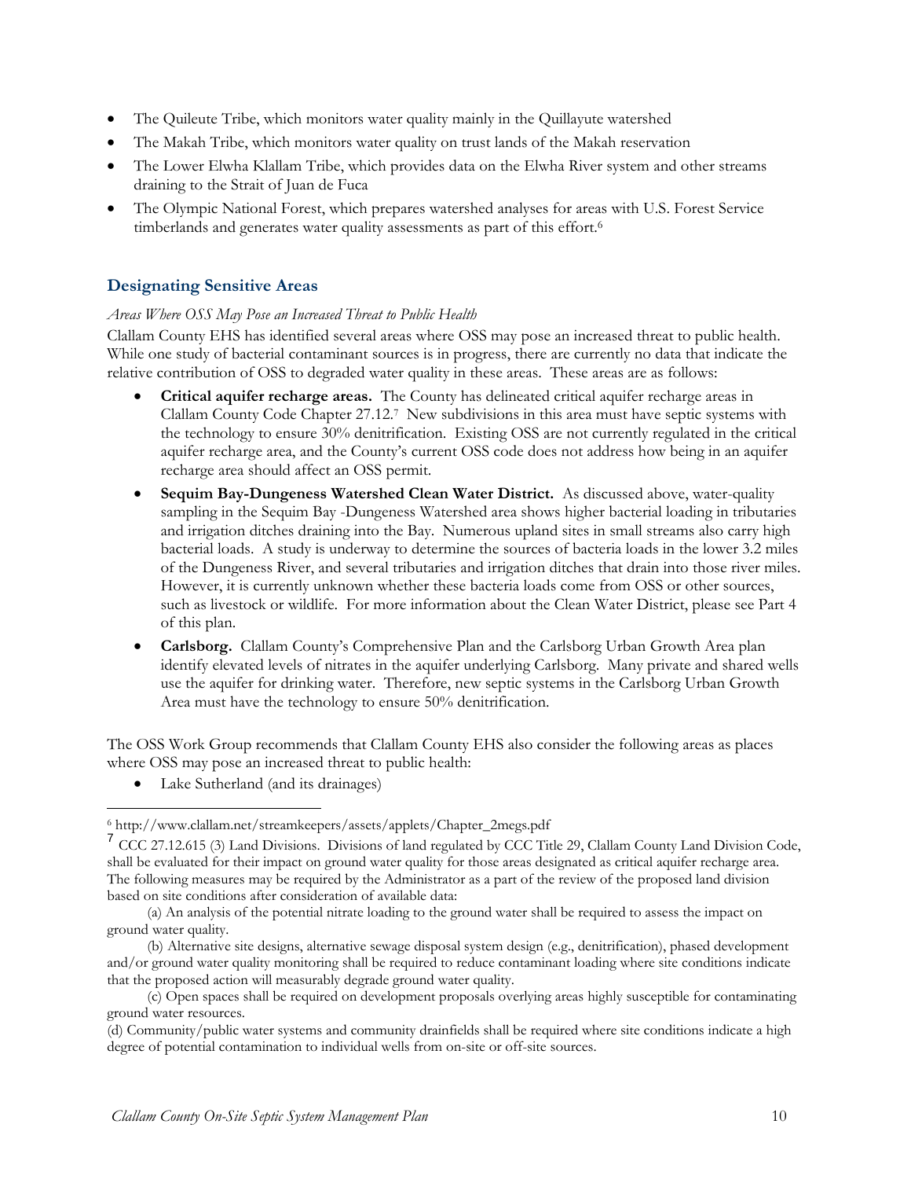- The Quileute Tribe, which monitors water quality mainly in the Quillayute watershed
- The Makah Tribe, which monitors water quality on trust lands of the Makah reservation
- The Lower Elwha Klallam Tribe, which provides data on the Elwha River system and other streams draining to the Strait of Juan de Fuca
- The Olympic National Forest, which prepares watershed analyses for areas with U.S. Forest Service timberlands and generates water quality assessments as part of this effort.[6]

## Designating Sensitive Areas

*Areas Where OSS May Pose an Increased Threat to Public Health*

Clallam County EHS has identified several areas where OSS may pose an increased threat to public health. While one study of bacterial contaminant sources is in progress, there are currently no data that indicate the relative contribution of OSS to degraded water quality in these areas. These areas are as follows:

- **Critical aquifer recharge areas.** The County has delineated critical aquifer recharge areas in Clallam County Code Chapter 27.12.[7] New subdivisions in this area must have septic systems with the technology to ensure 30% denitrification. Existing OSS are not currently regulated in the critical aquifer recharge area, and the County's current OSS code does not address how being in an aquifer recharge area should affect an OSS permit.
- **Sequim Bay-Dungeness Watershed Clean Water District.** As discussed above, water-quality sampling in the Sequim Bay -Dungeness Watershed area shows higher bacterial loading in tributaries and irrigation ditches draining into the Bay. Numerous upland sites in small streams also carry high bacterial loads. A study is underway to determine the sources of bacteria loads in the lower 3.2 miles of the Dungeness River, and several tributaries and irrigation ditches that drain into those river miles. However, it is currently unknown whether these bacteria loads come from OSS or other sources, such as livestock or wildlife. For more information about the Clean Water District, please see Part 4 of this plan.
- **Carlsborg.** Clallam County's Comprehensive Plan and the Carlsborg Urban Growth Area plan identify elevated levels of nitrates in the aquifer underlying Carlsborg. Many private and shared wells use the aquifer for drinking water. Therefore, new septic systems in the Carlsborg Urban Growth Area must have the technology to ensure 50% denitrification.

The OSS Work Group recommends that Clallam County EHS also consider the following areas as places where OSS may pose an increased threat to public health:

- Lake Sutherland (and its drainages)

---

[6] http://www.clallam.net/streamkeepers/assets/applets/Chapter_2megs.pdf

[7] CCC 27.12.615 (3) Land Divisions. Divisions of land regulated by CCC Title 29, Clallam County Land Division Code, shall be evaluated for their impact on ground water quality for those areas designated as critical aquifer recharge area. The following measures may be required by the Administrator as a part of the review of the proposed land division based on site conditions after consideration of available data:

(a) An analysis of the potential nitrate loading to the ground water shall be required to assess the impact on ground water quality.

(b) Alternative site designs, alternative sewage disposal system design (e.g., denitrification), phased development and/or ground water quality monitoring shall be required to reduce contaminant loading where site conditions indicate that the proposed action will measurably degrade ground water quality.

(c) Open spaces shall be required on development proposals overlying areas highly susceptible for contaminating ground water resources.

(d) Community/public water systems and community drainfields shall be required where site conditions indicate a high degree of potential contamination to individual wells from on-site or off-site sources.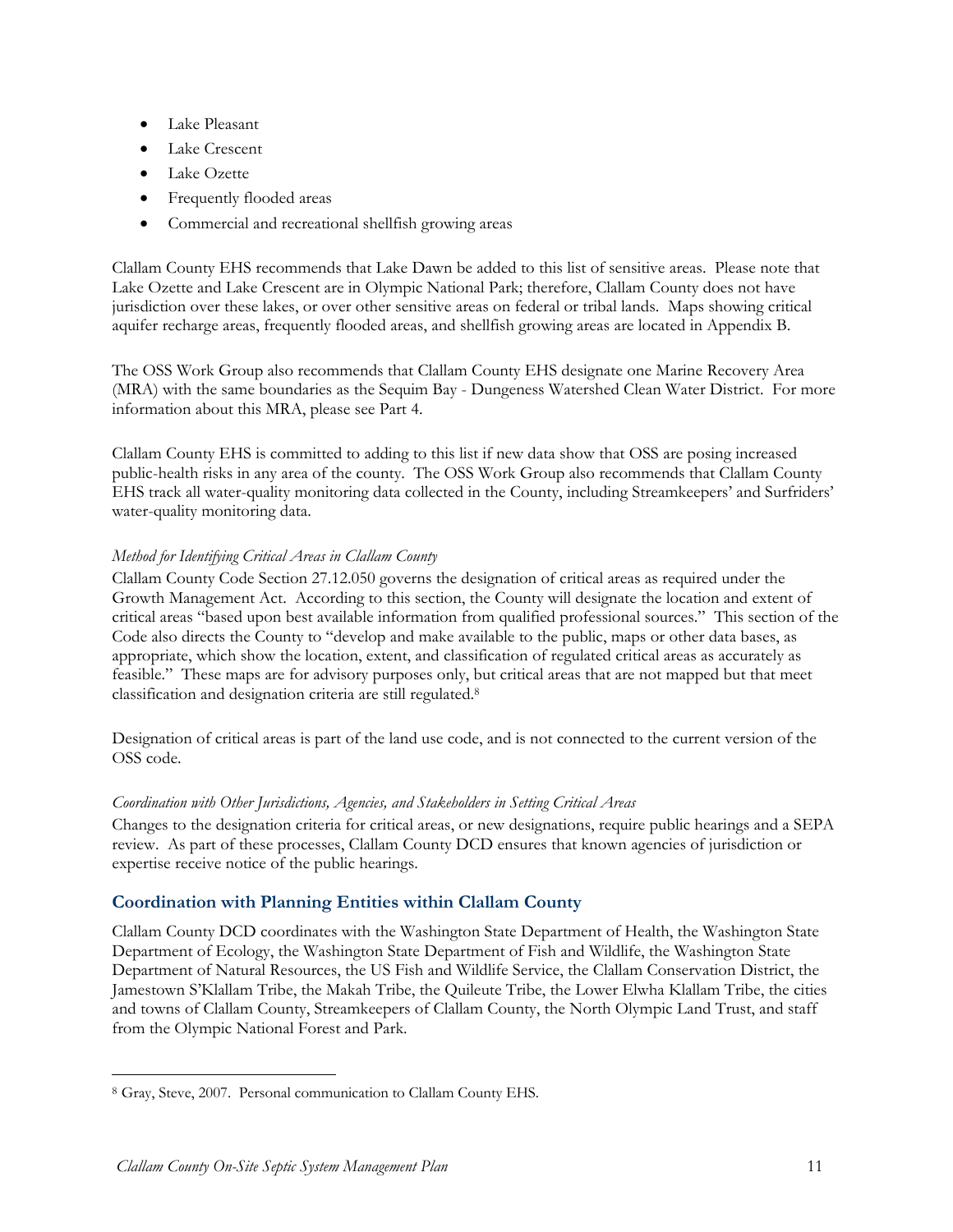- Lake Pleasant
- Lake Crescent
- Lake Ozette
- Frequently flooded areas
- Commercial and recreational shellfish growing areas

Clallam County EHS recommends that Lake Dawn be added to this list of sensitive areas. Please note that Lake Ozette and Lake Crescent are in Olympic National Park; therefore, Clallam County does not have jurisdiction over these lakes, or over other sensitive areas on federal or tribal lands. Maps showing critical aquifer recharge areas, frequently flooded areas, and shellfish growing areas are located in Appendix B.

The OSS Work Group also recommends that Clallam County EHS designate one Marine Recovery Area (MRA) with the same boundaries as the Sequim Bay - Dungeness Watershed Clean Water District. For more information about this MRA, please see Part 4.

Clallam County EHS is committed to adding to this list if new data show that OSS are posing increased public-health risks in any area of the county. The OSS Work Group also recommends that Clallam County EHS track all water-quality monitoring data collected in the County, including Streamkeepers' and Surfriders' water-quality monitoring data.

*Method for Identifying Critical Areas in Clallam County*

Clallam County Code Section 27.12.050 governs the designation of critical areas as required under the Growth Management Act. According to this section, the County will designate the location and extent of critical areas "based upon best available information from qualified professional sources." This section of the Code also directs the County to "develop and make available to the public, maps or other data bases, as appropriate, which show the location, extent, and classification of regulated critical areas as accurately as feasible." These maps are for advisory purposes only, but critical areas that are not mapped but that meet classification and designation criteria are still regulated.[8]

Designation of critical areas is part of the land use code, and is not connected to the current version of the OSS code.

*Coordination with Other Jurisdictions, Agencies, and Stakeholders in Setting Critical Areas*

Changes to the designation criteria for critical areas, or new designations, require public hearings and a SEPA review. As part of these processes, Clallam County DCD ensures that known agencies of jurisdiction or expertise receive notice of the public hearings.

### Coordination with Planning Entities within Clallam County

Clallam County DCD coordinates with the Washington State Department of Health, the Washington State Department of Ecology, the Washington State Department of Fish and Wildlife, the Washington State Department of Natural Resources, the US Fish and Wildlife Service, the Clallam Conservation District, the Jamestown S'Klallam Tribe, the Makah Tribe, the Quileute Tribe, the Lower Elwha Klallam Tribe, the cities and towns of Clallam County, Streamkeepers of Clallam County, the North Olympic Land Trust, and staff from the Olympic National Forest and Park.

---

[8] Gray, Steve, 2007. Personal communication to Clallam County EHS.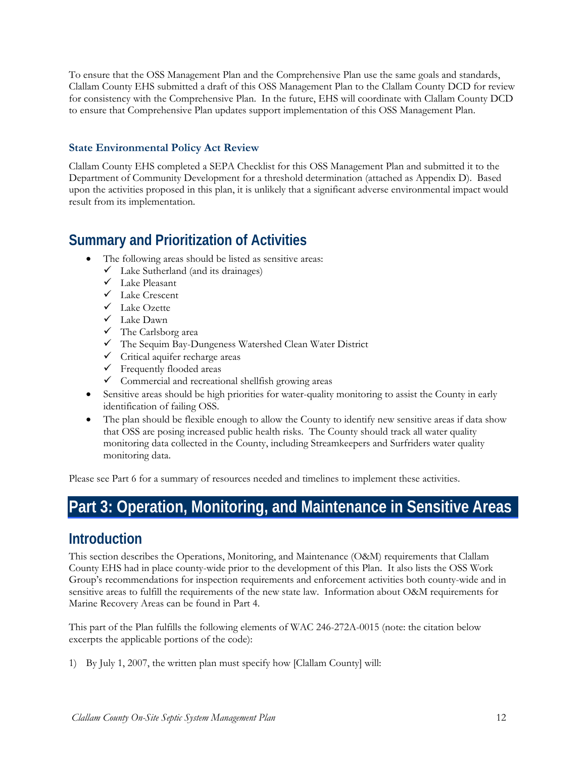To ensure that the OSS Management Plan and the Comprehensive Plan use the same goals and standards, Clallam County EHS submitted a draft of this OSS Management Plan to the Clallam County DCD for review for consistency with the Comprehensive Plan. In the future, EHS will coordinate with Clallam County DCD to ensure that Comprehensive Plan updates support implementation of this OSS Management Plan.

### State Environmental Policy Act Review

Clallam County EHS completed a SEPA Checklist for this OSS Management Plan and submitted it to the Department of Community Development for a threshold determination (attached as Appendix D). Based upon the activities proposed in this plan, it is unlikely that a significant adverse environmental impact would result from its implementation.

## Summary and Prioritization of Activities

- The following areas should be listed as sensitive areas:
  - ✓ Lake Sutherland (and its drainages)
  - ✓ Lake Pleasant
  - ✓ Lake Crescent
  - ✓ Lake Ozette
  - ✓ Lake Dawn
  - ✓ The Carlsborg area
  - ✓ The Sequim Bay-Dungeness Watershed Clean Water District
  - ✓ Critical aquifer recharge areas
  - ✓ Frequently flooded areas
  - ✓ Commercial and recreational shellfish growing areas
- Sensitive areas should be high priorities for water-quality monitoring to assist the County in early identification of failing OSS.
- The plan should be flexible enough to allow the County to identify new sensitive areas if data show that OSS are posing increased public health risks. The County should track all water quality monitoring data collected in the County, including Streamkeepers and Surfriders water quality monitoring data.

Please see Part 6 for a summary of resources needed and timelines to implement these activities.

# Part 3: Operation, Monitoring, and Maintenance in Sensitive Areas

## Introduction

This section describes the Operations, Monitoring, and Maintenance (O&M) requirements that Clallam County EHS had in place county-wide prior to the development of this Plan. It also lists the OSS Work Group's recommendations for inspection requirements and enforcement activities both county-wide and in sensitive areas to fulfill the requirements of the new state law. Information about O&M requirements for Marine Recovery Areas can be found in Part 4.

This part of the Plan fulfills the following elements of WAC 246-272A-0015 (note: the citation below excerpts the applicable portions of the code):

1) By July 1, 2007, the written plan must specify how [Clallam County] will: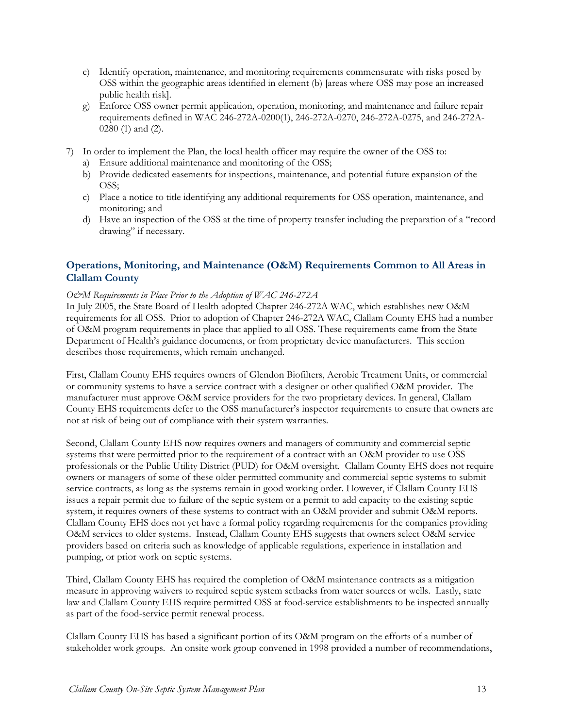c) Identify operation, maintenance, and monitoring requirements commensurate with risks posed by OSS within the geographic areas identified in element (b) [areas where OSS may pose an increased public health risk].
   g) Enforce OSS owner permit application, operation, monitoring, and maintenance and failure repair requirements defined in WAC 246-272A-0200(1), 246-272A-0270, 246-272A-0275, and 246-272A-0280 (1) and (2).

7) In order to implement the Plan, the local health officer may require the owner of the OSS to:
   a) Ensure additional maintenance and monitoring of the OSS;
   b) Provide dedicated easements for inspections, maintenance, and potential future expansion of the OSS;
   c) Place a notice to title identifying any additional requirements for OSS operation, maintenance, and monitoring; and
   d) Have an inspection of the OSS at the time of property transfer including the preparation of a "record drawing" if necessary.

## Operations, Monitoring, and Maintenance (O&M) Requirements Common to All Areas in Clallam County

*O&M Requirements in Place Prior to the Adoption of WAC 246-272A*

In July 2005, the State Board of Health adopted Chapter 246-272A WAC, which establishes new O&M requirements for all OSS. Prior to adoption of Chapter 246-272A WAC, Clallam County EHS had a number of O&M program requirements in place that applied to all OSS. These requirements came from the State Department of Health's guidance documents, or from proprietary device manufacturers. This section describes those requirements, which remain unchanged.

First, Clallam County EHS requires owners of Glendon Biofilters, Aerobic Treatment Units, or commercial or community systems to have a service contract with a designer or other qualified O&M provider. The manufacturer must approve O&M service providers for the two proprietary devices. In general, Clallam County EHS requirements defer to the OSS manufacturer's inspector requirements to ensure that owners are not at risk of being out of compliance with their system warranties.

Second, Clallam County EHS now requires owners and managers of community and commercial septic systems that were permitted prior to the requirement of a contract with an O&M provider to use OSS professionals or the Public Utility District (PUD) for O&M oversight. Clallam County EHS does not require owners or managers of some of these older permitted community and commercial septic systems to submit service contracts, as long as the systems remain in good working order. However, if Clallam County EHS issues a repair permit due to failure of the septic system or a permit to add capacity to the existing septic system, it requires owners of these systems to contract with an O&M provider and submit O&M reports. Clallam County EHS does not yet have a formal policy regarding requirements for the companies providing O&M services to older systems. Instead, Clallam County EHS suggests that owners select O&M service providers based on criteria such as knowledge of applicable regulations, experience in installation and pumping, or prior work on septic systems.

Third, Clallam County EHS has required the completion of O&M maintenance contracts as a mitigation measure in approving waivers to required septic system setbacks from water sources or wells. Lastly, state law and Clallam County EHS require permitted OSS at food-service establishments to be inspected annually as part of the food-service permit renewal process.

Clallam County EHS has based a significant portion of its O&M program on the efforts of a number of stakeholder work groups. An onsite work group convened in 1998 provided a number of recommendations,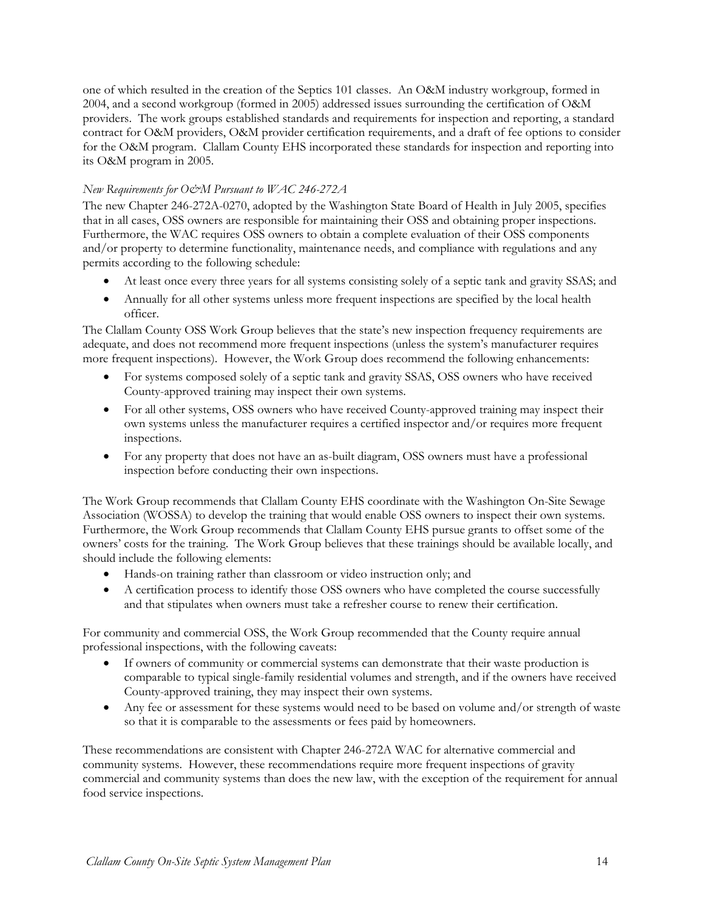one of which resulted in the creation of the Septics 101 classes. An O&M industry workgroup, formed in 2004, and a second workgroup (formed in 2005) addressed issues surrounding the certification of O&M providers. The work groups established standards and requirements for inspection and reporting, a standard contract for O&M providers, O&M provider certification requirements, and a draft of fee options to consider for the O&M program. Clallam County EHS incorporated these standards for inspection and reporting into its O&M program in 2005.

*New Requirements for O&M Pursuant to WAC 246-272A*

The new Chapter 246-272A-0270, adopted by the Washington State Board of Health in July 2005, specifies that in all cases, OSS owners are responsible for maintaining their OSS and obtaining proper inspections. Furthermore, the WAC requires OSS owners to obtain a complete evaluation of their OSS components and/or property to determine functionality, maintenance needs, and compliance with regulations and any permits according to the following schedule:

- At least once every three years for all systems consisting solely of a septic tank and gravity SSAS; and
- Annually for all other systems unless more frequent inspections are specified by the local health officer.

The Clallam County OSS Work Group believes that the state's new inspection frequency requirements are adequate, and does not recommend more frequent inspections (unless the system's manufacturer requires more frequent inspections). However, the Work Group does recommend the following enhancements:

- For systems composed solely of a septic tank and gravity SSAS, OSS owners who have received County-approved training may inspect their own systems.
- For all other systems, OSS owners who have received County-approved training may inspect their own systems unless the manufacturer requires a certified inspector and/or requires more frequent inspections.
- For any property that does not have an as-built diagram, OSS owners must have a professional inspection before conducting their own inspections.

The Work Group recommends that Clallam County EHS coordinate with the Washington On-Site Sewage Association (WOSSA) to develop the training that would enable OSS owners to inspect their own systems. Furthermore, the Work Group recommends that Clallam County EHS pursue grants to offset some of the owners' costs for the training. The Work Group believes that these trainings should be available locally, and should include the following elements:

- Hands-on training rather than classroom or video instruction only; and
- A certification process to identify those OSS owners who have completed the course successfully and that stipulates when owners must take a refresher course to renew their certification.

For community and commercial OSS, the Work Group recommended that the County require annual professional inspections, with the following caveats:

- If owners of community or commercial systems can demonstrate that their waste production is comparable to typical single-family residential volumes and strength, and if the owners have received County-approved training, they may inspect their own systems.
- Any fee or assessment for these systems would need to be based on volume and/or strength of waste so that it is comparable to the assessments or fees paid by homeowners.

These recommendations are consistent with Chapter 246-272A WAC for alternative commercial and community systems. However, these recommendations require more frequent inspections of gravity commercial and community systems than does the new law, with the exception of the requirement for annual food service inspections.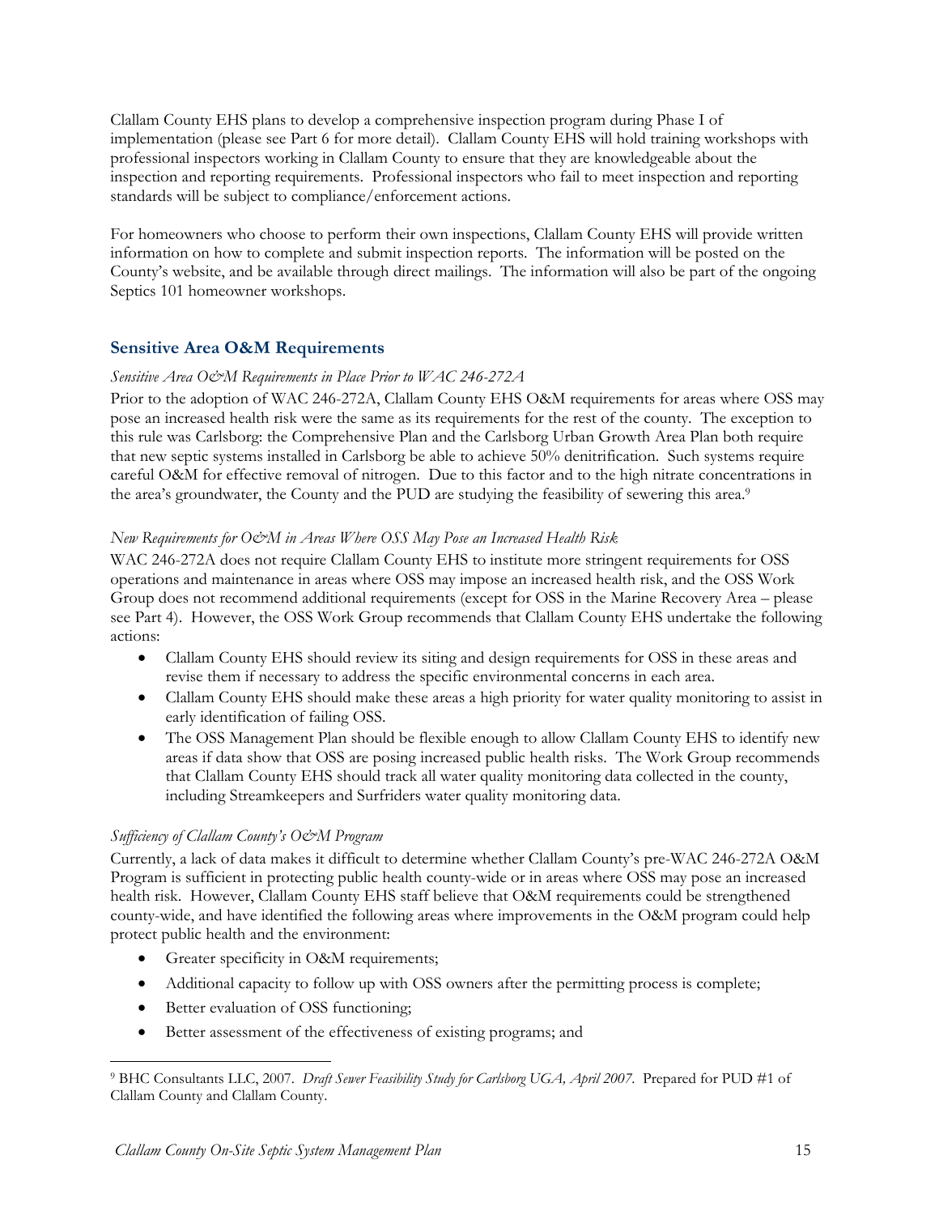Clallam County EHS plans to develop a comprehensive inspection program during Phase I of implementation (please see Part 6 for more detail). Clallam County EHS will hold training workshops with professional inspectors working in Clallam County to ensure that they are knowledgeable about the inspection and reporting requirements. Professional inspectors who fail to meet inspection and reporting standards will be subject to compliance/enforcement actions.

For homeowners who choose to perform their own inspections, Clallam County EHS will provide written information on how to complete and submit inspection reports. The information will be posted on the County's website, and be available through direct mailings. The information will also be part of the ongoing Septics 101 homeowner workshops.

## Sensitive Area O&M Requirements

*Sensitive Area O&M Requirements in Place Prior to WAC 246-272A*

Prior to the adoption of WAC 246-272A, Clallam County EHS O&M requirements for areas where OSS may pose an increased health risk were the same as its requirements for the rest of the county. The exception to this rule was Carlsborg: the Comprehensive Plan and the Carlsborg Urban Growth Area Plan both require that new septic systems installed in Carlsborg be able to achieve 50% denitrification. Such systems require careful O&M for effective removal of nitrogen. Due to this factor and to the high nitrate concentrations in the area's groundwater, the County and the PUD are studying the feasibility of sewering this area.[9]

*New Requirements for O&M in Areas Where OSS May Pose an Increased Health Risk*

WAC 246-272A does not require Clallam County EHS to institute more stringent requirements for OSS operations and maintenance in areas where OSS may impose an increased health risk, and the OSS Work Group does not recommend additional requirements (except for OSS in the Marine Recovery Area – please see Part 4). However, the OSS Work Group recommends that Clallam County EHS undertake the following actions:

- Clallam County EHS should review its siting and design requirements for OSS in these areas and revise them if necessary to address the specific environmental concerns in each area.
- Clallam County EHS should make these areas a high priority for water quality monitoring to assist in early identification of failing OSS.
- The OSS Management Plan should be flexible enough to allow Clallam County EHS to identify new areas if data show that OSS are posing increased public health risks. The Work Group recommends that Clallam County EHS should track all water quality monitoring data collected in the county, including Streamkeepers and Surfriders water quality monitoring data.

*Sufficiency of Clallam County's O&M Program*

Currently, a lack of data makes it difficult to determine whether Clallam County's pre-WAC 246-272A O&M Program is sufficient in protecting public health county-wide or in areas where OSS may pose an increased health risk. However, Clallam County EHS staff believe that O&M requirements could be strengthened county-wide, and have identified the following areas where improvements in the O&M program could help protect public health and the environment:

- Greater specificity in O&M requirements;
- Additional capacity to follow up with OSS owners after the permitting process is complete;
- Better evaluation of OSS functioning;
- Better assessment of the effectiveness of existing programs; and

[9] BHC Consultants LLC, 2007. *Draft Sewer Feasibility Study for Carlsborg UGA, April 2007*. Prepared for PUD #1 of Clallam County and Clallam County.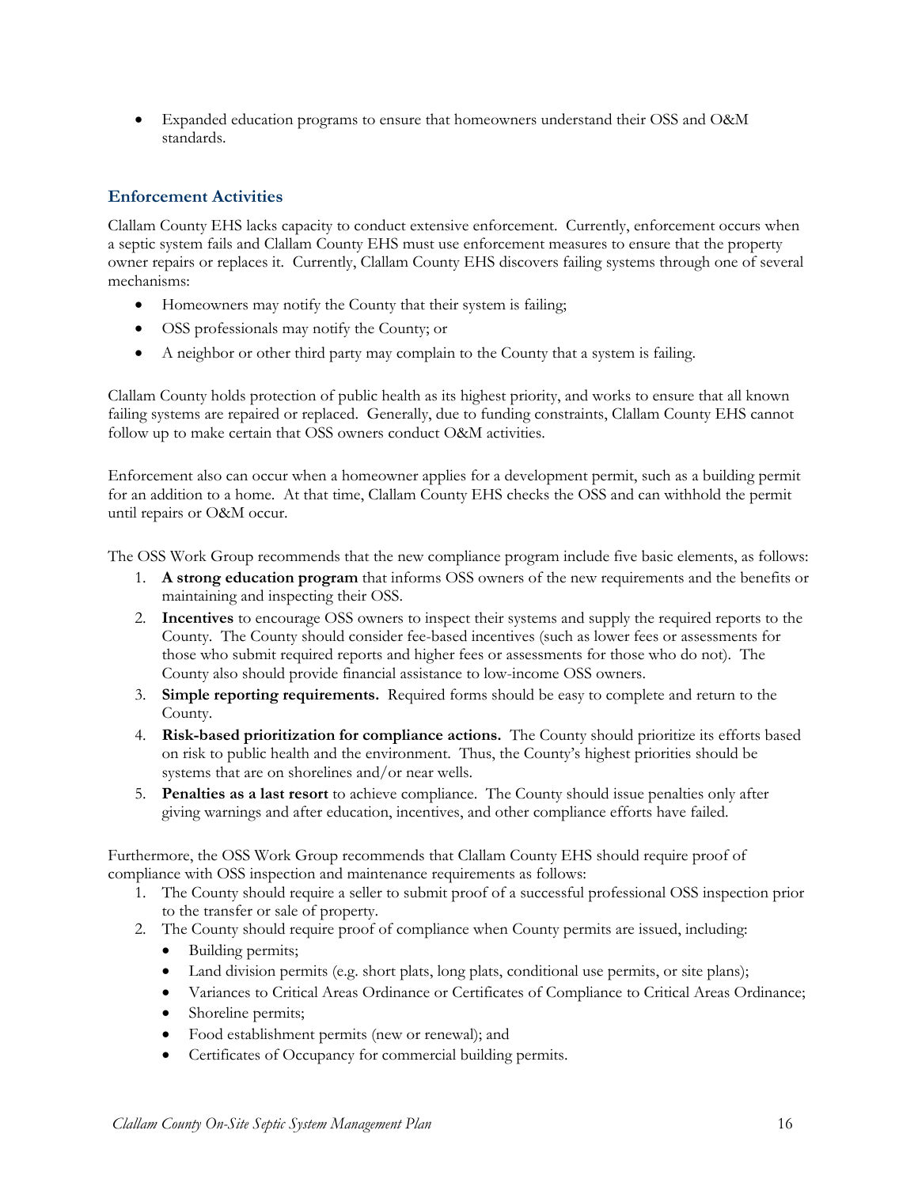- Expanded education programs to ensure that homeowners understand their OSS and O&M standards.

### Enforcement Activities

Clallam County EHS lacks capacity to conduct extensive enforcement. Currently, enforcement occurs when a septic system fails and Clallam County EHS must use enforcement measures to ensure that the property owner repairs or replaces it. Currently, Clallam County EHS discovers failing systems through one of several mechanisms:

- Homeowners may notify the County that their system is failing;
- OSS professionals may notify the County; or
- A neighbor or other third party may complain to the County that a system is failing.

Clallam County holds protection of public health as its highest priority, and works to ensure that all known failing systems are repaired or replaced. Generally, due to funding constraints, Clallam County EHS cannot follow up to make certain that OSS owners conduct O&M activities.

Enforcement also can occur when a homeowner applies for a development permit, such as a building permit for an addition to a home. At that time, Clallam County EHS checks the OSS and can withhold the permit until repairs or O&M occur.

The OSS Work Group recommends that the new compliance program include five basic elements, as follows:

1. **A strong education program** that informs OSS owners of the new requirements and the benefits or maintaining and inspecting their OSS.
2. **Incentives** to encourage OSS owners to inspect their systems and supply the required reports to the County. The County should consider fee-based incentives (such as lower fees or assessments for those who submit required reports and higher fees or assessments for those who do not). The County also should provide financial assistance to low-income OSS owners.
3. **Simple reporting requirements.** Required forms should be easy to complete and return to the County.
4. **Risk-based prioritization for compliance actions.** The County should prioritize its efforts based on risk to public health and the environment. Thus, the County's highest priorities should be systems that are on shorelines and/or near wells.
5. **Penalties as a last resort** to achieve compliance. The County should issue penalties only after giving warnings and after education, incentives, and other compliance efforts have failed.

Furthermore, the OSS Work Group recommends that Clallam County EHS should require proof of compliance with OSS inspection and maintenance requirements as follows:

1. The County should require a seller to submit proof of a successful professional OSS inspection prior to the transfer or sale of property.
2. The County should require proof of compliance when County permits are issued, including:
   - Building permits;
   - Land division permits (e.g. short plats, long plats, conditional use permits, or site plans);
   - Variances to Critical Areas Ordinance or Certificates of Compliance to Critical Areas Ordinance;
   - Shoreline permits;
   - Food establishment permits (new or renewal); and
   - Certificates of Occupancy for commercial building permits.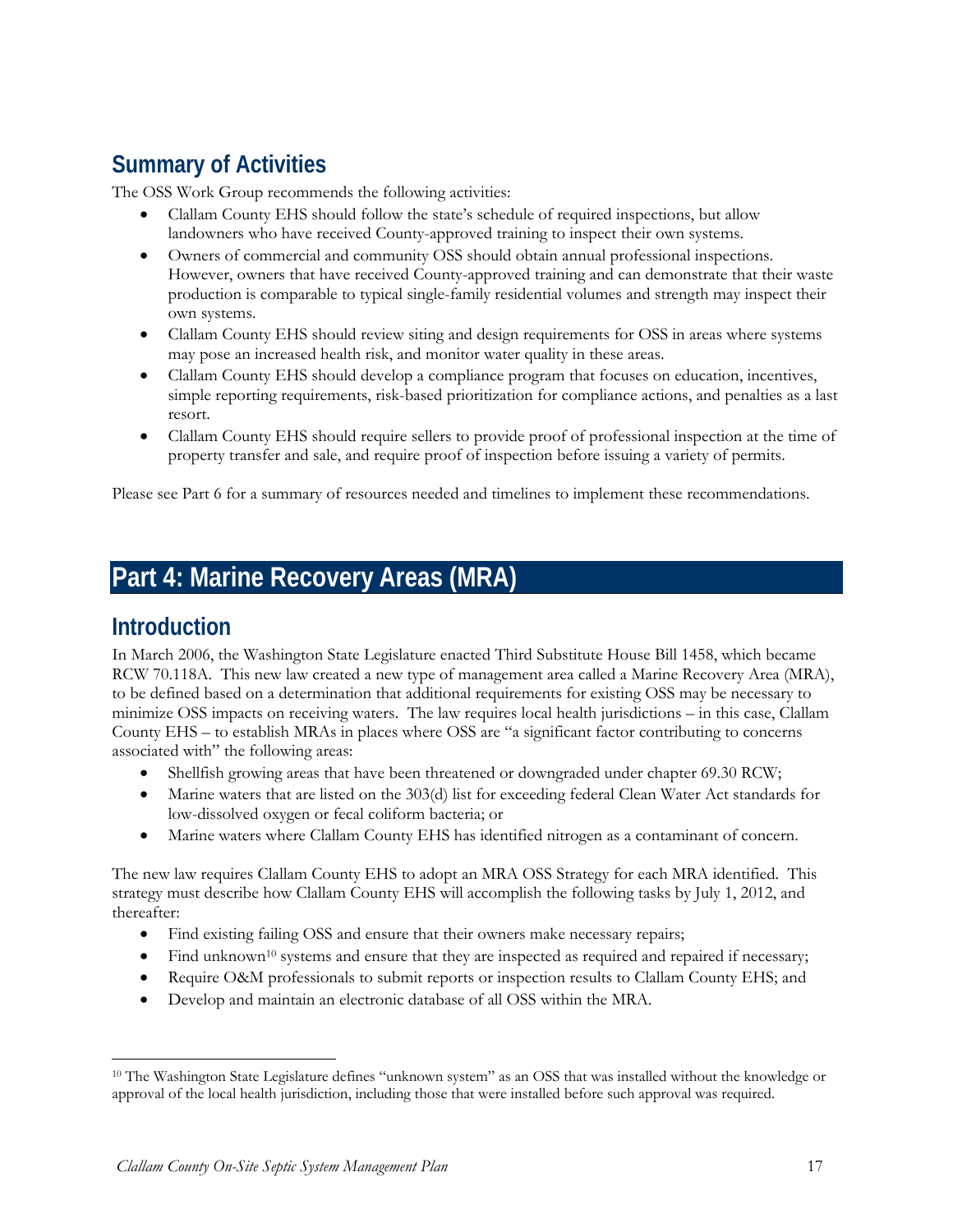## Summary of Activities

The OSS Work Group recommends the following activities:

- Clallam County EHS should follow the state's schedule of required inspections, but allow landowners who have received County-approved training to inspect their own systems.
- Owners of commercial and community OSS should obtain annual professional inspections. However, owners that have received County-approved training and can demonstrate that their waste production is comparable to typical single-family residential volumes and strength may inspect their own systems.
- Clallam County EHS should review siting and design requirements for OSS in areas where systems may pose an increased health risk, and monitor water quality in these areas.
- Clallam County EHS should develop a compliance program that focuses on education, incentives, simple reporting requirements, risk-based prioritization for compliance actions, and penalties as a last resort.
- Clallam County EHS should require sellers to provide proof of professional inspection at the time of property transfer and sale, and require proof of inspection before issuing a variety of permits.

Please see Part 6 for a summary of resources needed and timelines to implement these recommendations.

# Part 4: Marine Recovery Areas (MRA)

## Introduction

In March 2006, the Washington State Legislature enacted Third Substitute House Bill 1458, which became RCW 70.118A. This new law created a new type of management area called a Marine Recovery Area (MRA), to be defined based on a determination that additional requirements for existing OSS may be necessary to minimize OSS impacts on receiving waters. The law requires local health jurisdictions – in this case, Clallam County EHS – to establish MRAs in places where OSS are "a significant factor contributing to concerns associated with" the following areas:

- Shellfish growing areas that have been threatened or downgraded under chapter 69.30 RCW;
- Marine waters that are listed on the 303(d) list for exceeding federal Clean Water Act standards for low-dissolved oxygen or fecal coliform bacteria; or
- Marine waters where Clallam County EHS has identified nitrogen as a contaminant of concern.

The new law requires Clallam County EHS to adopt an MRA OSS Strategy for each MRA identified. This strategy must describe how Clallam County EHS will accomplish the following tasks by July 1, 2012, and thereafter:

- Find existing failing OSS and ensure that their owners make necessary repairs;
- Find unknown[10] systems and ensure that they are inspected as required and repaired if necessary;
- Require O&M professionals to submit reports or inspection results to Clallam County EHS; and
- Develop and maintain an electronic database of all OSS within the MRA.

[10] The Washington State Legislature defines "unknown system" as an OSS that was installed without the knowledge or approval of the local health jurisdiction, including those that were installed before such approval was required.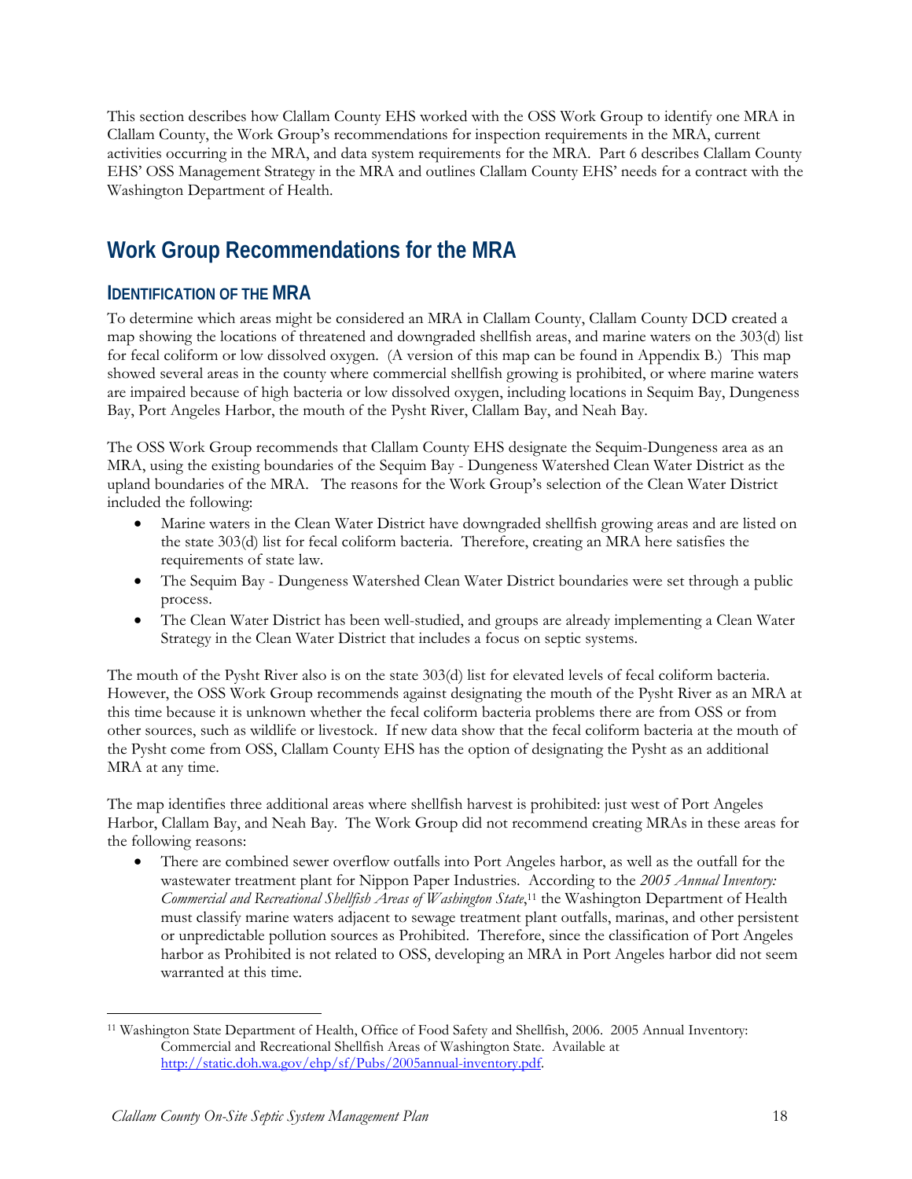This section describes how Clallam County EHS worked with the OSS Work Group to identify one MRA in Clallam County, the Work Group's recommendations for inspection requirements in the MRA, current activities occurring in the MRA, and data system requirements for the MRA. Part 6 describes Clallam County EHS' OSS Management Strategy in the MRA and outlines Clallam County EHS' needs for a contract with the Washington Department of Health.

## Work Group Recommendations for the MRA

### Identification of the MRA

To determine which areas might be considered an MRA in Clallam County, Clallam County DCD created a map showing the locations of threatened and downgraded shellfish areas, and marine waters on the 303(d) list for fecal coliform or low dissolved oxygen. (A version of this map can be found in Appendix B.) This map showed several areas in the county where commercial shellfish growing is prohibited, or where marine waters are impaired because of high bacteria or low dissolved oxygen, including locations in Sequim Bay, Dungeness Bay, Port Angeles Harbor, the mouth of the Pysht River, Clallam Bay, and Neah Bay.

The OSS Work Group recommends that Clallam County EHS designate the Sequim-Dungeness area as an MRA, using the existing boundaries of the Sequim Bay - Dungeness Watershed Clean Water District as the upland boundaries of the MRA. The reasons for the Work Group's selection of the Clean Water District included the following:

- Marine waters in the Clean Water District have downgraded shellfish growing areas and are listed on the state 303(d) list for fecal coliform bacteria. Therefore, creating an MRA here satisfies the requirements of state law.
- The Sequim Bay - Dungeness Watershed Clean Water District boundaries were set through a public process.
- The Clean Water District has been well-studied, and groups are already implementing a Clean Water Strategy in the Clean Water District that includes a focus on septic systems.

The mouth of the Pysht River also is on the state 303(d) list for elevated levels of fecal coliform bacteria. However, the OSS Work Group recommends against designating the mouth of the Pysht River as an MRA at this time because it is unknown whether the fecal coliform bacteria problems there are from OSS or from other sources, such as wildlife or livestock. If new data show that the fecal coliform bacteria at the mouth of the Pysht come from OSS, Clallam County EHS has the option of designating the Pysht as an additional MRA at any time.

The map identifies three additional areas where shellfish harvest is prohibited: just west of Port Angeles Harbor, Clallam Bay, and Neah Bay. The Work Group did not recommend creating MRAs in these areas for the following reasons:

- There are combined sewer overflow outfalls into Port Angeles harbor, as well as the outfall for the wastewater treatment plant for Nippon Paper Industries. According to the *2005 Annual Inventory: Commercial and Recreational Shellfish Areas of Washington State*,[11] the Washington Department of Health must classify marine waters adjacent to sewage treatment plant outfalls, marinas, and other persistent or unpredictable pollution sources as Prohibited. Therefore, since the classification of Port Angeles harbor as Prohibited is not related to OSS, developing an MRA in Port Angeles harbor did not seem warranted at this time.

---

[11] Washington State Department of Health, Office of Food Safety and Shellfish, 2006. 2005 Annual Inventory: Commercial and Recreational Shellfish Areas of Washington State. Available at http://static.doh.wa.gov/ehp/sf/Pubs/2005annual-inventory.pdf.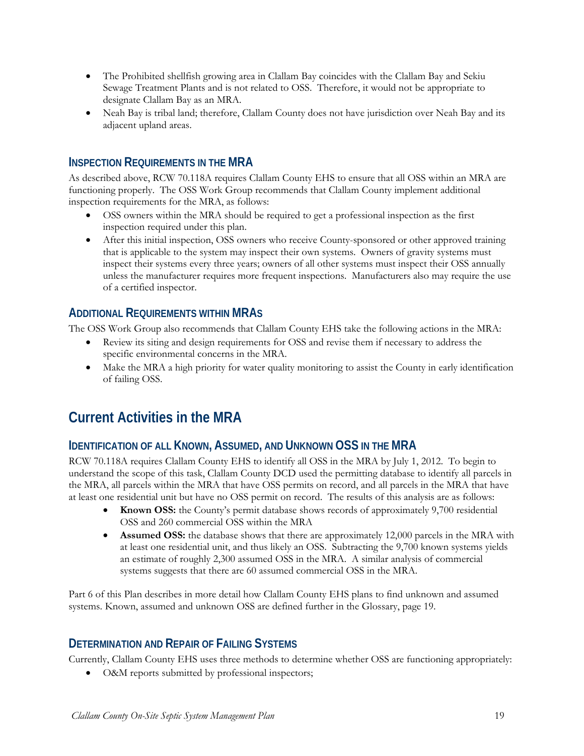- The Prohibited shellfish growing area in Clallam Bay coincides with the Clallam Bay and Sekiu Sewage Treatment Plants and is not related to OSS. Therefore, it would not be appropriate to designate Clallam Bay as an MRA.
- Neah Bay is tribal land; therefore, Clallam County does not have jurisdiction over Neah Bay and its adjacent upland areas.

### Inspection Requirements in the MRA

As described above, RCW 70.118A requires Clallam County EHS to ensure that all OSS within an MRA are functioning properly. The OSS Work Group recommends that Clallam County implement additional inspection requirements for the MRA, as follows:

- OSS owners within the MRA should be required to get a professional inspection as the first inspection required under this plan.
- After this initial inspection, OSS owners who receive County-sponsored or other approved training that is applicable to the system may inspect their own systems. Owners of gravity systems must inspect their systems every three years; owners of all other systems must inspect their OSS annually unless the manufacturer requires more frequent inspections. Manufacturers also may require the use of a certified inspector.

### Additional Requirements within MRAs

The OSS Work Group also recommends that Clallam County EHS take the following actions in the MRA:

- Review its siting and design requirements for OSS and revise them if necessary to address the specific environmental concerns in the MRA.
- Make the MRA a high priority for water quality monitoring to assist the County in early identification of failing OSS.

## Current Activities in the MRA

### Identification of All Known, Assumed, and Unknown OSS in the MRA

RCW 70.118A requires Clallam County EHS to identify all OSS in the MRA by July 1, 2012. To begin to understand the scope of this task, Clallam County DCD used the permitting database to identify all parcels in the MRA, all parcels within the MRA that have OSS permits on record, and all parcels in the MRA that have at least one residential unit but have no OSS permit on record. The results of this analysis are as follows:

- **Known OSS:** the County's permit database shows records of approximately 9,700 residential OSS and 260 commercial OSS within the MRA
- **Assumed OSS:** the database shows that there are approximately 12,000 parcels in the MRA with at least one residential unit, and thus likely an OSS. Subtracting the 9,700 known systems yields an estimate of roughly 2,300 assumed OSS in the MRA. A similar analysis of commercial systems suggests that there are 60 assumed commercial OSS in the MRA.

Part 6 of this Plan describes in more detail how Clallam County EHS plans to find unknown and assumed systems. Known, assumed and unknown OSS are defined further in the Glossary, page 19.

### Determination and Repair of Failing Systems

Currently, Clallam County EHS uses three methods to determine whether OSS are functioning appropriately:

- O&M reports submitted by professional inspectors;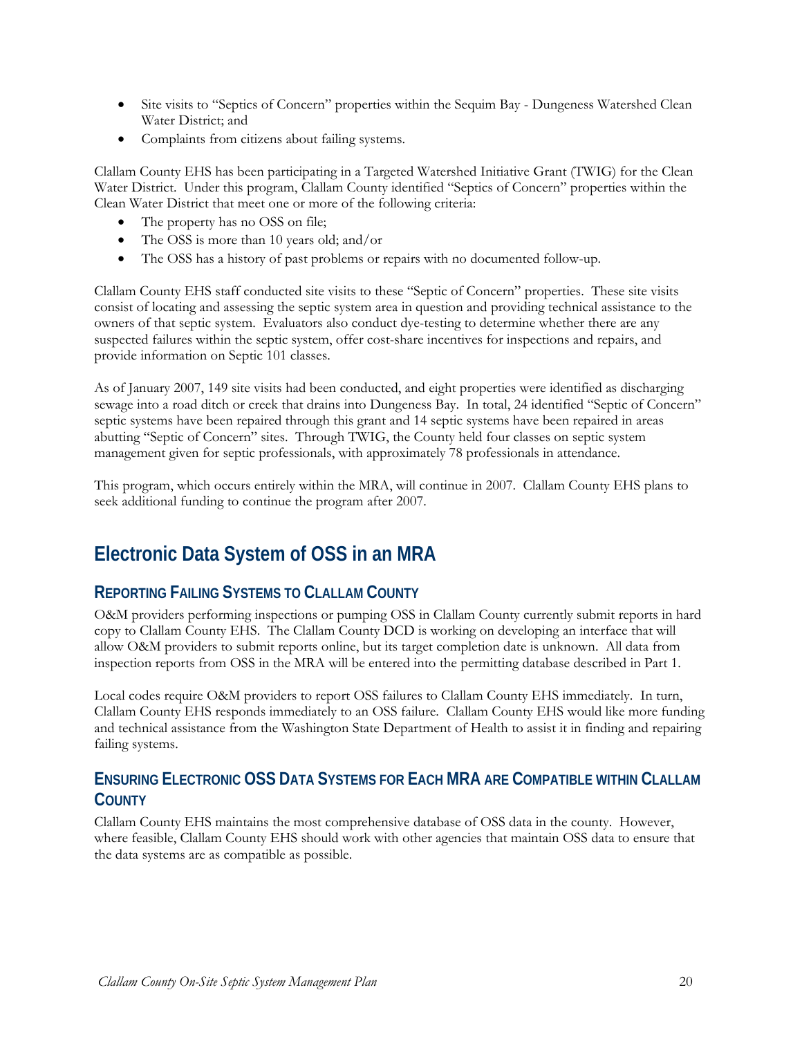- Site visits to "Septics of Concern" properties within the Sequim Bay - Dungeness Watershed Clean Water District; and
- Complaints from citizens about failing systems.

Clallam County EHS has been participating in a Targeted Watershed Initiative Grant (TWIG) for the Clean Water District. Under this program, Clallam County identified "Septics of Concern" properties within the Clean Water District that meet one or more of the following criteria:

- The property has no OSS on file;
- The OSS is more than 10 years old; and/or
- The OSS has a history of past problems or repairs with no documented follow-up.

Clallam County EHS staff conducted site visits to these "Septic of Concern" properties. These site visits consist of locating and assessing the septic system area in question and providing technical assistance to the owners of that septic system. Evaluators also conduct dye-testing to determine whether there are any suspected failures within the septic system, offer cost-share incentives for inspections and repairs, and provide information on Septic 101 classes.

As of January 2007, 149 site visits had been conducted, and eight properties were identified as discharging sewage into a road ditch or creek that drains into Dungeness Bay. In total, 24 identified "Septic of Concern" septic systems have been repaired through this grant and 14 septic systems have been repaired in areas abutting "Septic of Concern" sites. Through TWIG, the County held four classes on septic system management given for septic professionals, with approximately 78 professionals in attendance.

This program, which occurs entirely within the MRA, will continue in 2007. Clallam County EHS plans to seek additional funding to continue the program after 2007.

## Electronic Data System of OSS in an MRA

### Reporting Failing Systems to Clallam County

O&M providers performing inspections or pumping OSS in Clallam County currently submit reports in hard copy to Clallam County EHS. The Clallam County DCD is working on developing an interface that will allow O&M providers to submit reports online, but its target completion date is unknown. All data from inspection reports from OSS in the MRA will be entered into the permitting database described in Part 1.

Local codes require O&M providers to report OSS failures to Clallam County EHS immediately. In turn, Clallam County EHS responds immediately to an OSS failure. Clallam County EHS would like more funding and technical assistance from the Washington State Department of Health to assist it in finding and repairing failing systems.

### Ensuring Electronic OSS Data Systems for Each MRA are Compatible within Clallam County

Clallam County EHS maintains the most comprehensive database of OSS data in the county. However, where feasible, Clallam County EHS should work with other agencies that maintain OSS data to ensure that the data systems are as compatible as possible.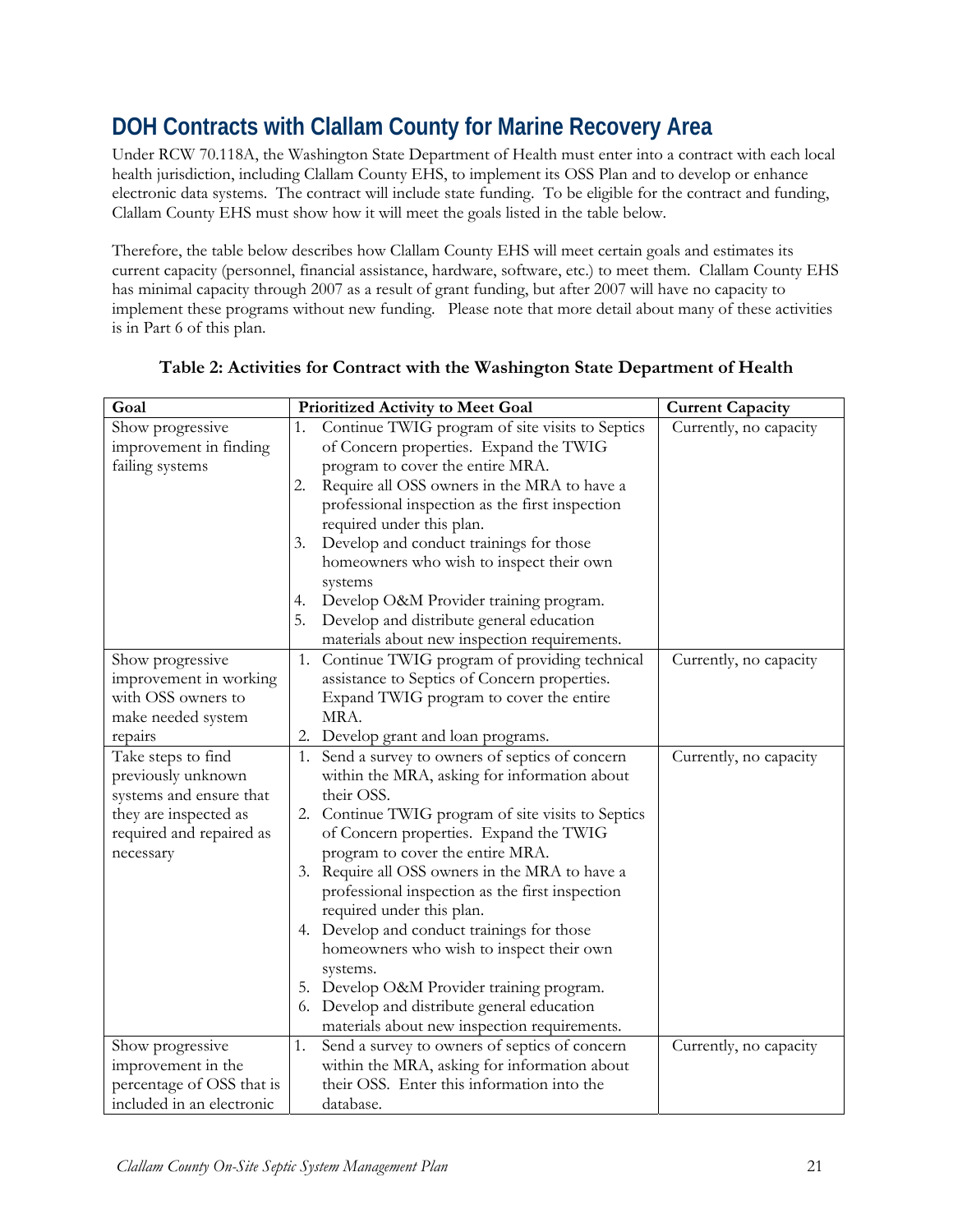## DOH Contracts with Clallam County for Marine Recovery Area

Under RCW 70.118A, the Washington State Department of Health must enter into a contract with each local health jurisdiction, including Clallam County EHS, to implement its OSS Plan and to develop or enhance electronic data systems. The contract will include state funding. To be eligible for the contract and funding, Clallam County EHS must show how it will meet the goals listed in the table below.

Therefore, the table below describes how Clallam County EHS will meet certain goals and estimates its current capacity (personnel, financial assistance, hardware, software, etc.) to meet them. Clallam County EHS has minimal capacity through 2007 as a result of grant funding, but after 2007 will have no capacity to implement these programs without new funding. Please note that more detail about many of these activities is in Part 6 of this plan.

**Table 2: Activities for Contract with the Washington State Department of Health**

| Goal | Prioritized Activity to Meet Goal | Current Capacity |
|---|---|---|
| Show progressive improvement in finding failing systems | 1. Continue TWIG program of site visits to Septics of Concern properties. Expand the TWIG program to cover the entire MRA.<br>2. Require all OSS owners in the MRA to have a professional inspection as the first inspection required under this plan.<br>3. Develop and conduct trainings for those homeowners who wish to inspect their own systems<br>4. Develop O&M Provider training program.<br>5. Develop and distribute general education materials about new inspection requirements. | Currently, no capacity |
| Show progressive improvement in working with OSS owners to make needed system repairs | 1. Continue TWIG program of providing technical assistance to Septics of Concern properties. Expand TWIG program to cover the entire MRA.<br>2. Develop grant and loan programs. | Currently, no capacity |
| Take steps to find previously unknown systems and ensure that they are inspected as required and repaired as necessary | 1. Send a survey to owners of septics of concern within the MRA, asking for information about their OSS.<br>2. Continue TWIG program of site visits to Septics of Concern properties. Expand the TWIG program to cover the entire MRA.<br>3. Require all OSS owners in the MRA to have a professional inspection as the first inspection required under this plan.<br>4. Develop and conduct trainings for those homeowners who wish to inspect their own systems.<br>5. Develop O&M Provider training program.<br>6. Develop and distribute general education materials about new inspection requirements. | Currently, no capacity |
| Show progressive improvement in the percentage of OSS that is included in an electronic | 1. Send a survey to owners of septics of concern within the MRA, asking for information about their OSS. Enter this information into the database. | Currently, no capacity |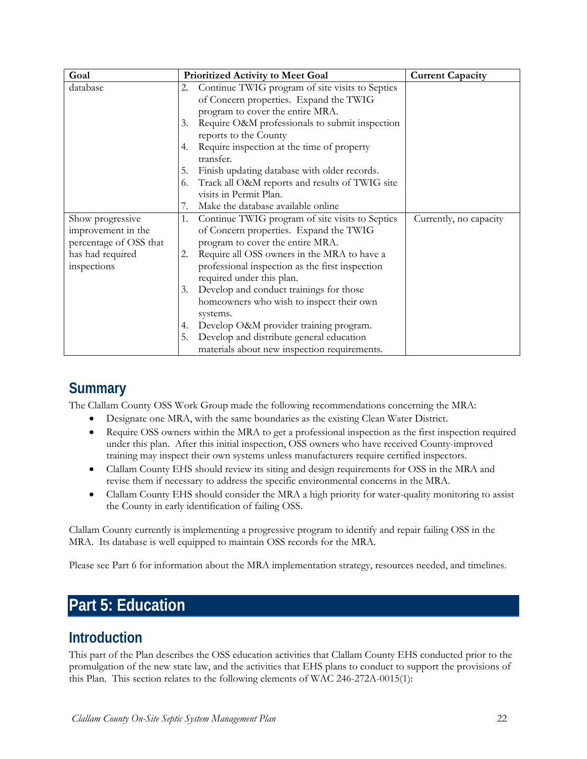| Goal | Prioritized Activity to Meet Goal | Current Capacity |
| --- | --- | --- |
| database | 2. Continue TWIG program of site visits to Septics of Concern properties. Expand the TWIG program to cover the entire MRA.<br>3. Require O&M professionals to submit inspection reports to the County<br>4. Require inspection at the time of property transfer.<br>5. Finish updating database with older records.<br>6. Track all O&M reports and results of TWIG site visits in Permit Plan.<br>7. Make the database available online | |
| Show progressive improvement in the percentage of OSS that has had required inspections | 1. Continue TWIG program of site visits to Septics of Concern properties. Expand the TWIG program to cover the entire MRA.<br>2. Require all OSS owners in the MRA to have a professional inspection as the first inspection required under this plan.<br>3. Develop and conduct trainings for those homeowners who wish to inspect their own systems.<br>4. Develop O&M provider training program.<br>5. Develop and distribute general education materials about new inspection requirements. | Currently, no capacity |

## Summary

The Clallam County OSS Work Group made the following recommendations concerning the MRA:

- Designate one MRA, with the same boundaries as the existing Clean Water District.
- Require OSS owners within the MRA to get a professional inspection as the first inspection required under this plan. After this initial inspection, OSS owners who have received County-improved training may inspect their own systems unless manufacturers require certified inspectors.
- Clallam County EHS should review its siting and design requirements for OSS in the MRA and revise them if necessary to address the specific environmental concerns in the MRA.
- Clallam County EHS should consider the MRA a high priority for water-quality monitoring to assist the County in early identification of failing OSS.

Clallam County currently is implementing a progressive program to identify and repair failing OSS in the MRA. Its database is well equipped to maintain OSS records for the MRA.

Please see Part 6 for information about the MRA implementation strategy, resources needed, and timelines.

# Part 5: Education

## Introduction

This part of the Plan describes the OSS education activities that Clallam County EHS conducted prior to the promulgation of the new state law, and the activities that EHS plans to conduct to support the provisions of this Plan. This section relates to the following elements of WAC 246-272A-0015(1):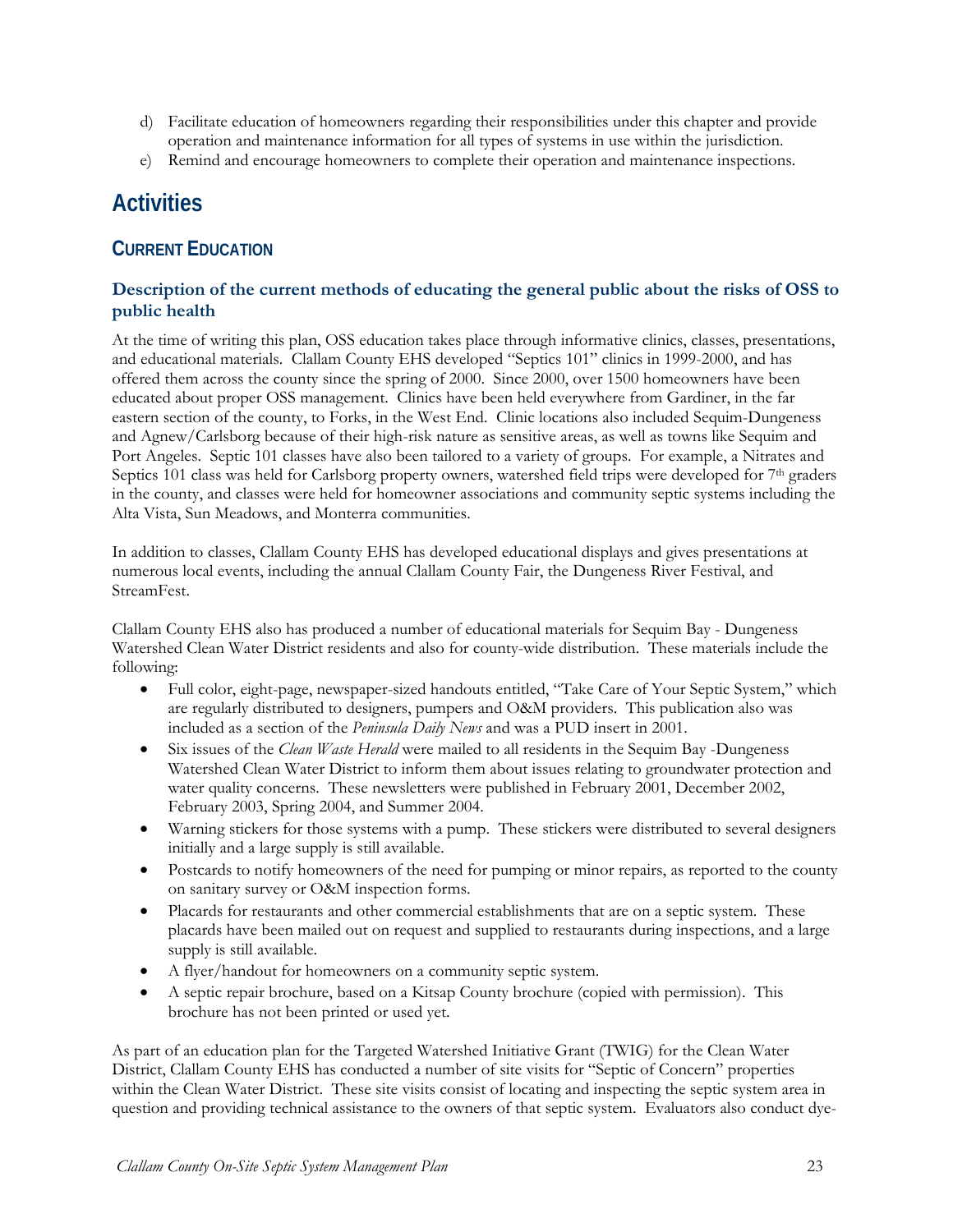d) Facilitate education of homeowners regarding their responsibilities under this chapter and provide operation and maintenance information for all types of systems in use within the jurisdiction.
e) Remind and encourage homeowners to complete their operation and maintenance inspections.

# Activities

## CURRENT EDUCATION

### Description of the current methods of educating the general public about the risks of OSS to public health

At the time of writing this plan, OSS education takes place through informative clinics, classes, presentations, and educational materials. Clallam County EHS developed "Septics 101" clinics in 1999-2000, and has offered them across the county since the spring of 2000. Since 2000, over 1500 homeowners have been educated about proper OSS management. Clinics have been held everywhere from Gardiner, in the far eastern section of the county, to Forks, in the West End. Clinic locations also included Sequim-Dungeness and Agnew/Carlsborg because of their high-risk nature as sensitive areas, as well as towns like Sequim and Port Angeles. Septic 101 classes have also been tailored to a variety of groups. For example, a Nitrates and Septics 101 class was held for Carlsborg property owners, watershed field trips were developed for 7th graders in the county, and classes were held for homeowner associations and community septic systems including the Alta Vista, Sun Meadows, and Monterra communities.

In addition to classes, Clallam County EHS has developed educational displays and gives presentations at numerous local events, including the annual Clallam County Fair, the Dungeness River Festival, and StreamFest.

Clallam County EHS also has produced a number of educational materials for Sequim Bay - Dungeness Watershed Clean Water District residents and also for county-wide distribution. These materials include the following:

- Full color, eight-page, newspaper-sized handouts entitled, "Take Care of Your Septic System," which are regularly distributed to designers, pumpers and O&M providers. This publication also was included as a section of the *Peninsula Daily News* and was a PUD insert in 2001.
- Six issues of the *Clean Waste Herald* were mailed to all residents in the Sequim Bay -Dungeness Watershed Clean Water District to inform them about issues relating to groundwater protection and water quality concerns. These newsletters were published in February 2001, December 2002, February 2003, Spring 2004, and Summer 2004.
- Warning stickers for those systems with a pump. These stickers were distributed to several designers initially and a large supply is still available.
- Postcards to notify homeowners of the need for pumping or minor repairs, as reported to the county on sanitary survey or O&M inspection forms.
- Placards for restaurants and other commercial establishments that are on a septic system. These placards have been mailed out on request and supplied to restaurants during inspections, and a large supply is still available.
- A flyer/handout for homeowners on a community septic system.
- A septic repair brochure, based on a Kitsap County brochure (copied with permission). This brochure has not been printed or used yet.

As part of an education plan for the Targeted Watershed Initiative Grant (TWIG) for the Clean Water District, Clallam County EHS has conducted a number of site visits for "Septic of Concern" properties within the Clean Water District. These site visits consist of locating and inspecting the septic system area in question and providing technical assistance to the owners of that septic system. Evaluators also conduct dye-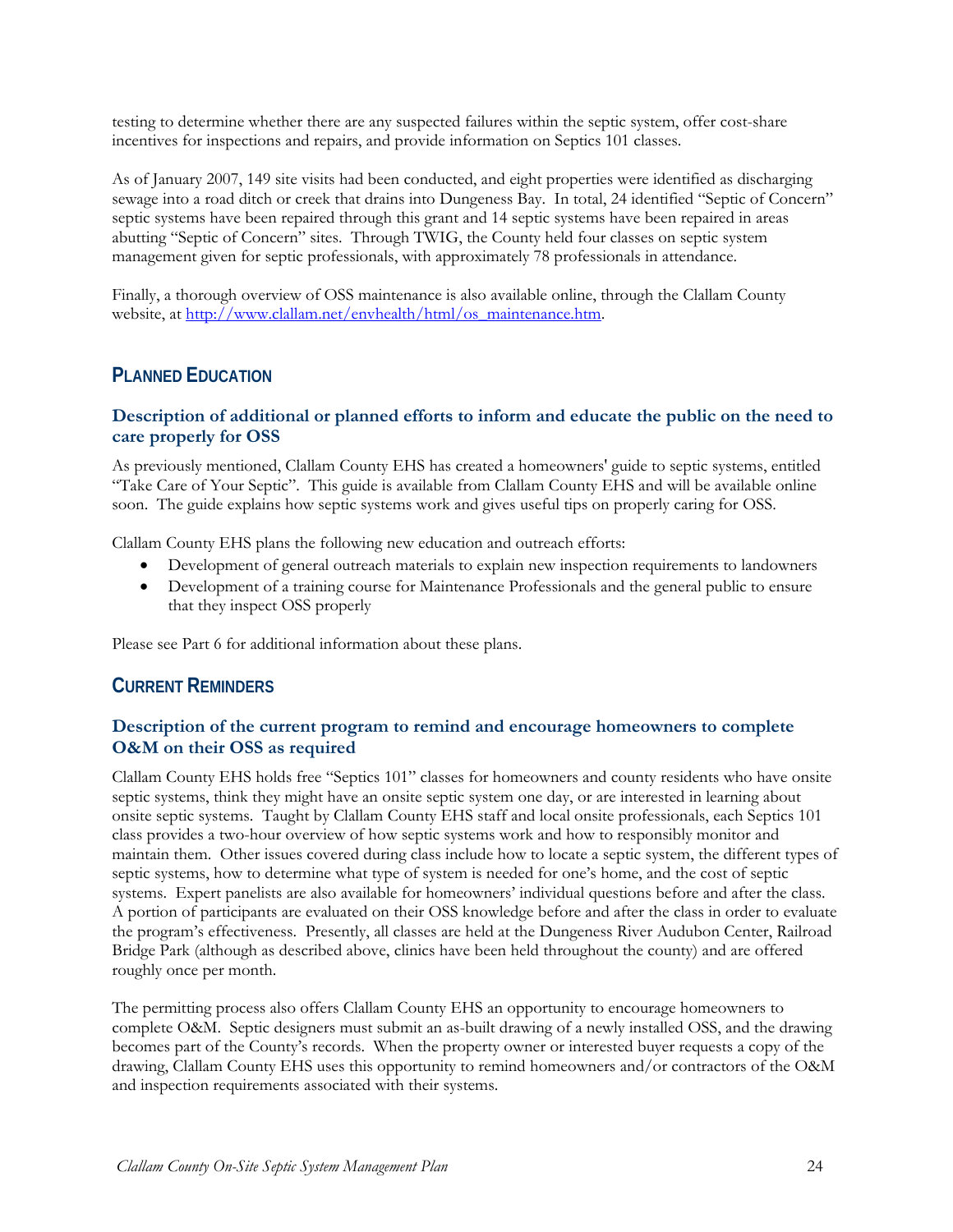testing to determine whether there are any suspected failures within the septic system, offer cost-share incentives for inspections and repairs, and provide information on Septics 101 classes.

As of January 2007, 149 site visits had been conducted, and eight properties were identified as discharging sewage into a road ditch or creek that drains into Dungeness Bay. In total, 24 identified "Septic of Concern" septic systems have been repaired through this grant and 14 septic systems have been repaired in areas abutting "Septic of Concern" sites. Through TWIG, the County held four classes on septic system management given for septic professionals, with approximately 78 professionals in attendance.

Finally, a thorough overview of OSS maintenance is also available online, through the Clallam County website, at http://www.clallam.net/envhealth/html/os_maintenance.htm.

## PLANNED EDUCATION

### Description of additional or planned efforts to inform and educate the public on the need to care properly for OSS

As previously mentioned, Clallam County EHS has created a homeowners' guide to septic systems, entitled "Take Care of Your Septic". This guide is available from Clallam County EHS and will be available online soon. The guide explains how septic systems work and gives useful tips on properly caring for OSS.

Clallam County EHS plans the following new education and outreach efforts:

- Development of general outreach materials to explain new inspection requirements to landowners
- Development of a training course for Maintenance Professionals and the general public to ensure that they inspect OSS properly

Please see Part 6 for additional information about these plans.

## CURRENT REMINDERS

### Description of the current program to remind and encourage homeowners to complete O&M on their OSS as required

Clallam County EHS holds free "Septics 101" classes for homeowners and county residents who have onsite septic systems, think they might have an onsite septic system one day, or are interested in learning about onsite septic systems. Taught by Clallam County EHS staff and local onsite professionals, each Septics 101 class provides a two-hour overview of how septic systems work and how to responsibly monitor and maintain them. Other issues covered during class include how to locate a septic system, the different types of septic systems, how to determine what type of system is needed for one's home, and the cost of septic systems. Expert panelists are also available for homeowners' individual questions before and after the class. A portion of participants are evaluated on their OSS knowledge before and after the class in order to evaluate the program's effectiveness. Presently, all classes are held at the Dungeness River Audubon Center, Railroad Bridge Park (although as described above, clinics have been held throughout the county) and are offered roughly once per month.

The permitting process also offers Clallam County EHS an opportunity to encourage homeowners to complete O&M. Septic designers must submit an as-built drawing of a newly installed OSS, and the drawing becomes part of the County's records. When the property owner or interested buyer requests a copy of the drawing, Clallam County EHS uses this opportunity to remind homeowners and/or contractors of the O&M and inspection requirements associated with their systems.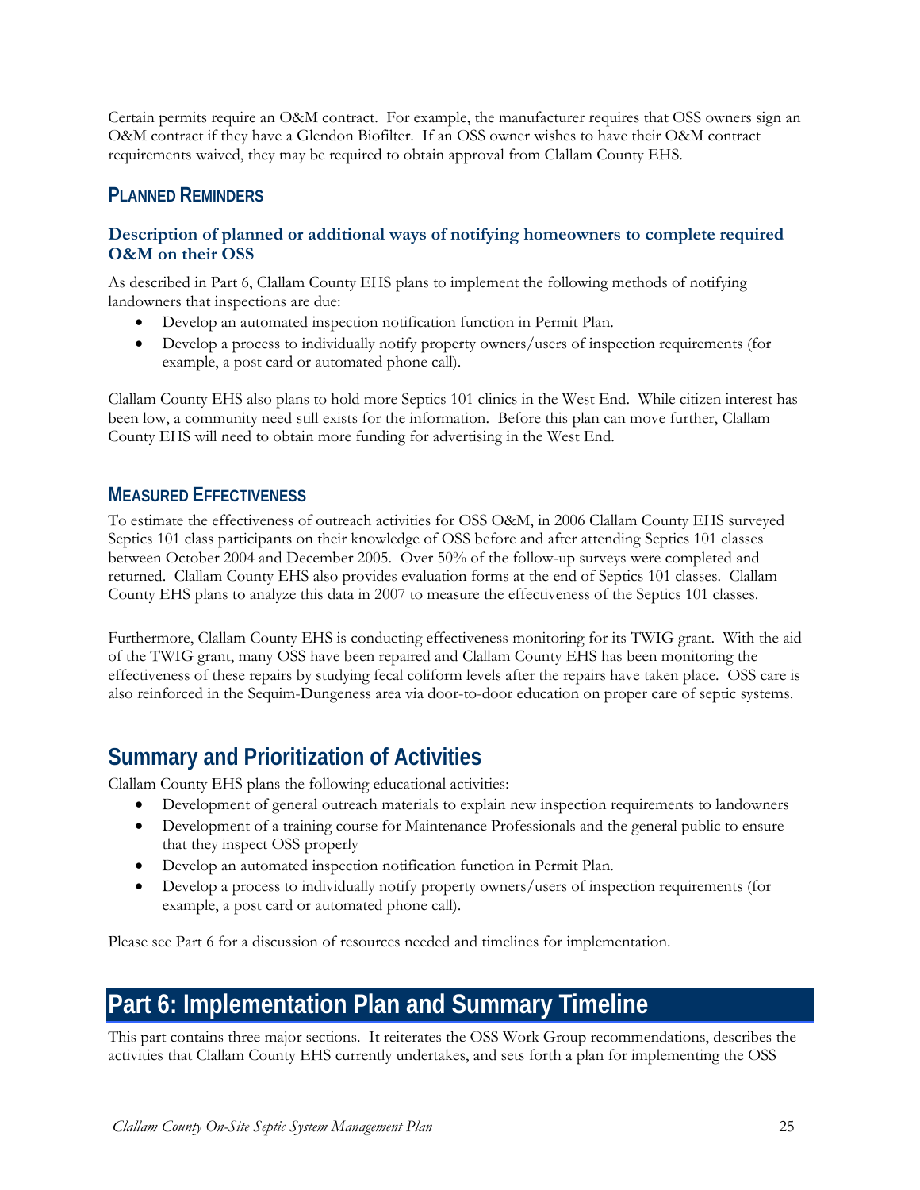Certain permits require an O&M contract. For example, the manufacturer requires that OSS owners sign an O&M contract if they have a Glendon Biofilter. If an OSS owner wishes to have their O&M contract requirements waived, they may be required to obtain approval from Clallam County EHS.

### Planned Reminders

#### Description of planned or additional ways of notifying homeowners to complete required O&M on their OSS

As described in Part 6, Clallam County EHS plans to implement the following methods of notifying landowners that inspections are due:

- Develop an automated inspection notification function in Permit Plan.
- Develop a process to individually notify property owners/users of inspection requirements (for example, a post card or automated phone call).

Clallam County EHS also plans to hold more Septics 101 clinics in the West End. While citizen interest has been low, a community need still exists for the information. Before this plan can move further, Clallam County EHS will need to obtain more funding for advertising in the West End.

### Measured Effectiveness

To estimate the effectiveness of outreach activities for OSS O&M, in 2006 Clallam County EHS surveyed Septics 101 class participants on their knowledge of OSS before and after attending Septics 101 classes between October 2004 and December 2005. Over 50% of the follow-up surveys were completed and returned. Clallam County EHS also provides evaluation forms at the end of Septics 101 classes. Clallam County EHS plans to analyze this data in 2007 to measure the effectiveness of the Septics 101 classes.

Furthermore, Clallam County EHS is conducting effectiveness monitoring for its TWIG grant. With the aid of the TWIG grant, many OSS have been repaired and Clallam County EHS has been monitoring the effectiveness of these repairs by studying fecal coliform levels after the repairs have taken place. OSS care is also reinforced in the Sequim-Dungeness area via door-to-door education on proper care of septic systems.

## Summary and Prioritization of Activities

Clallam County EHS plans the following educational activities:

- Development of general outreach materials to explain new inspection requirements to landowners
- Development of a training course for Maintenance Professionals and the general public to ensure that they inspect OSS properly
- Develop an automated inspection notification function in Permit Plan.
- Develop a process to individually notify property owners/users of inspection requirements (for example, a post card or automated phone call).

Please see Part 6 for a discussion of resources needed and timelines for implementation.

# Part 6: Implementation Plan and Summary Timeline

This part contains three major sections. It reiterates the OSS Work Group recommendations, describes the activities that Clallam County EHS currently undertakes, and sets forth a plan for implementing the OSS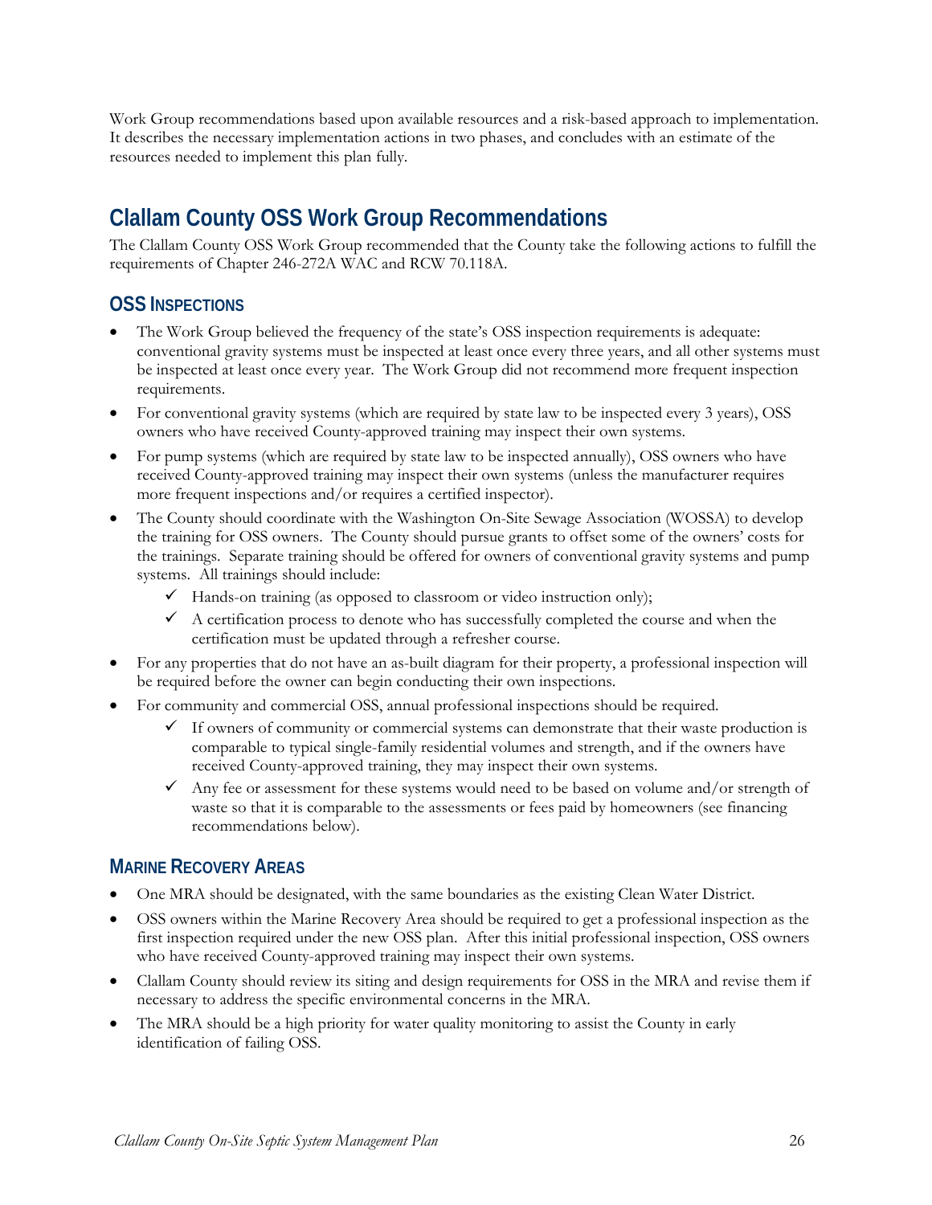Work Group recommendations based upon available resources and a risk-based approach to implementation. It describes the necessary implementation actions in two phases, and concludes with an estimate of the resources needed to implement this plan fully.

## Clallam County OSS Work Group Recommendations

The Clallam County OSS Work Group recommended that the County take the following actions to fulfill the requirements of Chapter 246-272A WAC and RCW 70.118A.

### OSS Inspections

- The Work Group believed the frequency of the state's OSS inspection requirements is adequate: conventional gravity systems must be inspected at least once every three years, and all other systems must be inspected at least once every year. The Work Group did not recommend more frequent inspection requirements.
- For conventional gravity systems (which are required by state law to be inspected every 3 years), OSS owners who have received County-approved training may inspect their own systems.
- For pump systems (which are required by state law to be inspected annually), OSS owners who have received County-approved training may inspect their own systems (unless the manufacturer requires more frequent inspections and/or requires a certified inspector).
- The County should coordinate with the Washington On-Site Sewage Association (WOSSA) to develop the training for OSS owners. The County should pursue grants to offset some of the owners' costs for the trainings. Separate training should be offered for owners of conventional gravity systems and pump systems. All trainings should include:
  - ✓ Hands-on training (as opposed to classroom or video instruction only);
  - ✓ A certification process to denote who has successfully completed the course and when the certification must be updated through a refresher course.
- For any properties that do not have an as-built diagram for their property, a professional inspection will be required before the owner can begin conducting their own inspections.
- For community and commercial OSS, annual professional inspections should be required.
  - ✓ If owners of community or commercial systems can demonstrate that their waste production is comparable to typical single-family residential volumes and strength, and if the owners have received County-approved training, they may inspect their own systems.
  - ✓ Any fee or assessment for these systems would need to be based on volume and/or strength of waste so that it is comparable to the assessments or fees paid by homeowners (see financing recommendations below).

### Marine Recovery Areas

- One MRA should be designated, with the same boundaries as the existing Clean Water District.
- OSS owners within the Marine Recovery Area should be required to get a professional inspection as the first inspection required under the new OSS plan. After this initial professional inspection, OSS owners who have received County-approved training may inspect their own systems.
- Clallam County should review its siting and design requirements for OSS in the MRA and revise them if necessary to address the specific environmental concerns in the MRA.
- The MRA should be a high priority for water quality monitoring to assist the County in early identification of failing OSS.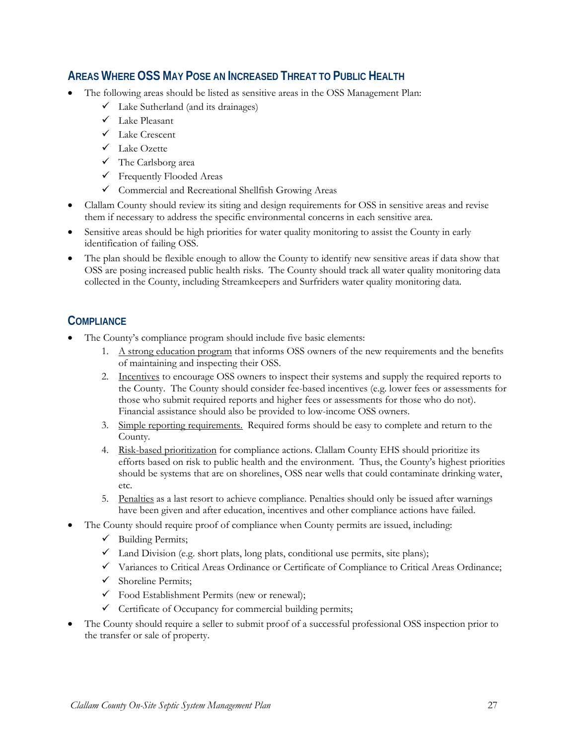## AREAS WHERE OSS MAY POSE AN INCREASED THREAT TO PUBLIC HEALTH

- The following areas should be listed as sensitive areas in the OSS Management Plan:
  - ✓ Lake Sutherland (and its drainages)
  - ✓ Lake Pleasant
  - ✓ Lake Crescent
  - ✓ Lake Ozette
  - ✓ The Carlsborg area
  - ✓ Frequently Flooded Areas
  - ✓ Commercial and Recreational Shellfish Growing Areas
- Clallam County should review its siting and design requirements for OSS in sensitive areas and revise them if necessary to address the specific environmental concerns in each sensitive area.
- Sensitive areas should be high priorities for water quality monitoring to assist the County in early identification of failing OSS.
- The plan should be flexible enough to allow the County to identify new sensitive areas if data show that OSS are posing increased public health risks. The County should track all water quality monitoring data collected in the County, including Streamkeepers and Surfriders water quality monitoring data.

## COMPLIANCE

- The County's compliance program should include five basic elements:
  1. <u>A strong education program</u> that informs OSS owners of the new requirements and the benefits of maintaining and inspecting their OSS.
  2. <u>Incentives</u> to encourage OSS owners to inspect their systems and supply the required reports to the County. The County should consider fee-based incentives (e.g. lower fees or assessments for those who submit required reports and higher fees or assessments for those who do not). Financial assistance should also be provided to low-income OSS owners.
  3. <u>Simple reporting requirements.</u> Required forms should be easy to complete and return to the County.
  4. <u>Risk-based prioritization</u> for compliance actions. Clallam County EHS should prioritize its efforts based on risk to public health and the environment. Thus, the County's highest priorities should be systems that are on shorelines, OSS near wells that could contaminate drinking water, etc.
  5. <u>Penalties</u> as a last resort to achieve compliance. Penalties should only be issued after warnings have been given and after education, incentives and other compliance actions have failed.
- The County should require proof of compliance when County permits are issued, including:
  - ✓ Building Permits;
  - ✓ Land Division (e.g. short plats, long plats, conditional use permits, site plans);
  - ✓ Variances to Critical Areas Ordinance or Certificate of Compliance to Critical Areas Ordinance;
  - ✓ Shoreline Permits;
  - ✓ Food Establishment Permits (new or renewal);
  - ✓ Certificate of Occupancy for commercial building permits;
- The County should require a seller to submit proof of a successful professional OSS inspection prior to the transfer or sale of property.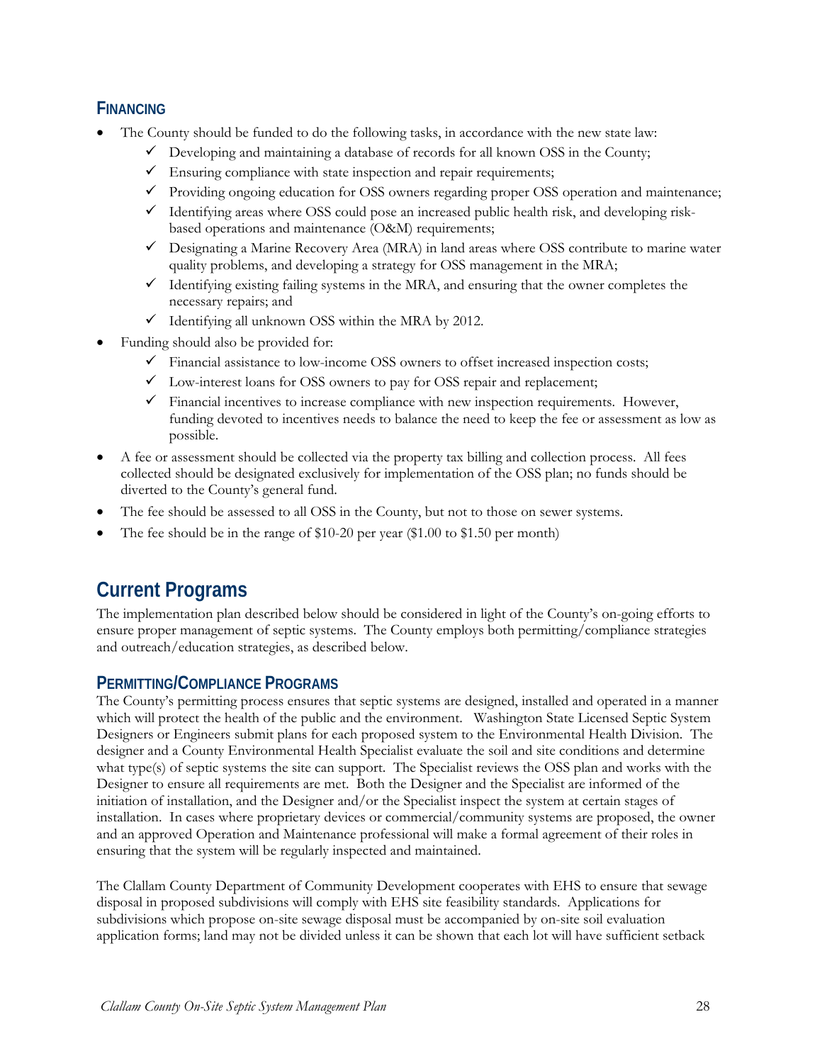### Financing

- The County should be funded to do the following tasks, in accordance with the new state law:
  - ✓ Developing and maintaining a database of records for all known OSS in the County;
  - ✓ Ensuring compliance with state inspection and repair requirements;
  - ✓ Providing ongoing education for OSS owners regarding proper OSS operation and maintenance;
  - ✓ Identifying areas where OSS could pose an increased public health risk, and developing risk-based operations and maintenance (O&M) requirements;
  - ✓ Designating a Marine Recovery Area (MRA) in land areas where OSS contribute to marine water quality problems, and developing a strategy for OSS management in the MRA;
  - ✓ Identifying existing failing systems in the MRA, and ensuring that the owner completes the necessary repairs; and
  - ✓ Identifying all unknown OSS within the MRA by 2012.
- Funding should also be provided for:
  - ✓ Financial assistance to low-income OSS owners to offset increased inspection costs;
  - ✓ Low-interest loans for OSS owners to pay for OSS repair and replacement;
  - ✓ Financial incentives to increase compliance with new inspection requirements. However, funding devoted to incentives needs to balance the need to keep the fee or assessment as low as possible.
- A fee or assessment should be collected via the property tax billing and collection process. All fees collected should be designated exclusively for implementation of the OSS plan; no funds should be diverted to the County's general fund.
- The fee should be assessed to all OSS in the County, but not to those on sewer systems.
- The fee should be in the range of $10-20 per year ($1.00 to $1.50 per month)

## Current Programs

The implementation plan described below should be considered in light of the County's on-going efforts to ensure proper management of septic systems. The County employs both permitting/compliance strategies and outreach/education strategies, as described below.

### Permitting/Compliance Programs

The County's permitting process ensures that septic systems are designed, installed and operated in a manner which will protect the health of the public and the environment. Washington State Licensed Septic System Designers or Engineers submit plans for each proposed system to the Environmental Health Division. The designer and a County Environmental Health Specialist evaluate the soil and site conditions and determine what type(s) of septic systems the site can support. The Specialist reviews the OSS plan and works with the Designer to ensure all requirements are met. Both the Designer and the Specialist are informed of the initiation of installation, and the Designer and/or the Specialist inspect the system at certain stages of installation. In cases where proprietary devices or commercial/community systems are proposed, the owner and an approved Operation and Maintenance professional will make a formal agreement of their roles in ensuring that the system will be regularly inspected and maintained.

The Clallam County Department of Community Development cooperates with EHS to ensure that sewage disposal in proposed subdivisions will comply with EHS site feasibility standards. Applications for subdivisions which propose on-site sewage disposal must be accompanied by on-site soil evaluation application forms; land may not be divided unless it can be shown that each lot will have sufficient setback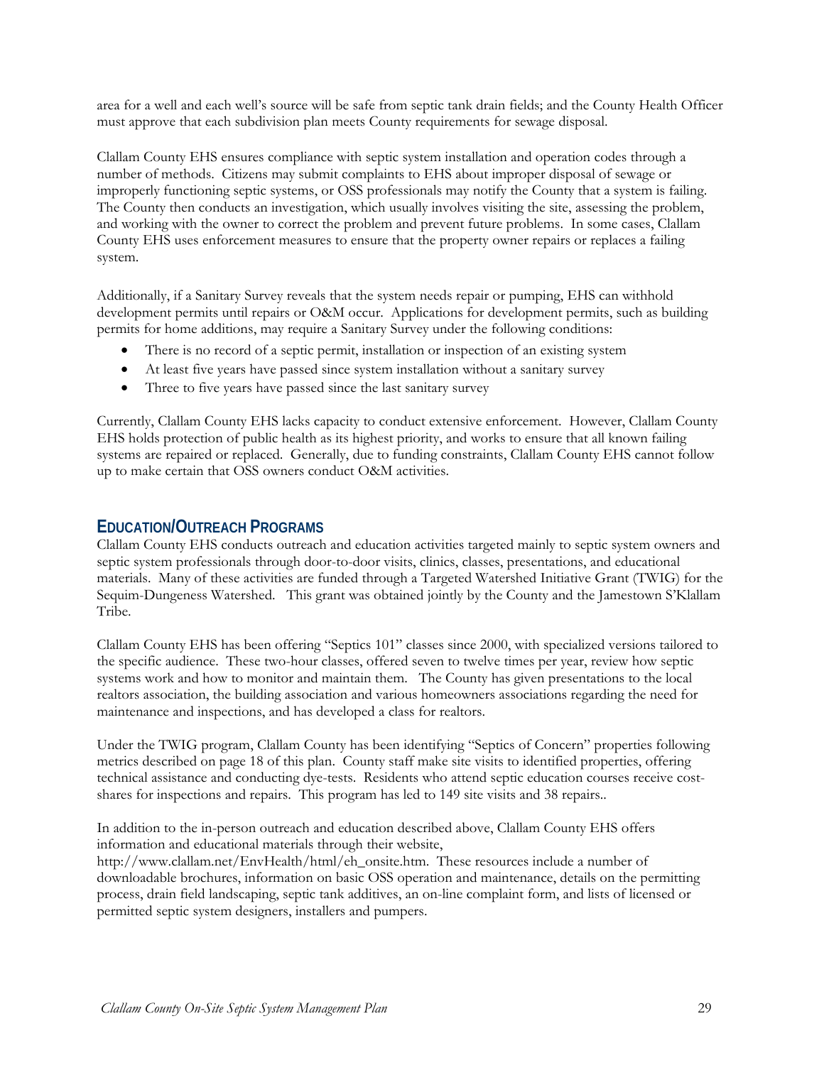area for a well and each well's source will be safe from septic tank drain fields; and the County Health Officer must approve that each subdivision plan meets County requirements for sewage disposal.

Clallam County EHS ensures compliance with septic system installation and operation codes through a number of methods. Citizens may submit complaints to EHS about improper disposal of sewage or improperly functioning septic systems, or OSS professionals may notify the County that a system is failing. The County then conducts an investigation, which usually involves visiting the site, assessing the problem, and working with the owner to correct the problem and prevent future problems. In some cases, Clallam County EHS uses enforcement measures to ensure that the property owner repairs or replaces a failing system.

Additionally, if a Sanitary Survey reveals that the system needs repair or pumping, EHS can withhold development permits until repairs or O&M occur. Applications for development permits, such as building permits for home additions, may require a Sanitary Survey under the following conditions:

- There is no record of a septic permit, installation or inspection of an existing system
- At least five years have passed since system installation without a sanitary survey
- Three to five years have passed since the last sanitary survey

Currently, Clallam County EHS lacks capacity to conduct extensive enforcement. However, Clallam County EHS holds protection of public health as its highest priority, and works to ensure that all known failing systems are repaired or replaced. Generally, due to funding constraints, Clallam County EHS cannot follow up to make certain that OSS owners conduct O&M activities.

## EDUCATION/OUTREACH PROGRAMS

Clallam County EHS conducts outreach and education activities targeted mainly to septic system owners and septic system professionals through door-to-door visits, clinics, classes, presentations, and educational materials. Many of these activities are funded through a Targeted Watershed Initiative Grant (TWIG) for the Sequim-Dungeness Watershed. This grant was obtained jointly by the County and the Jamestown S'Klallam Tribe.

Clallam County EHS has been offering "Septics 101" classes since 2000, with specialized versions tailored to the specific audience. These two-hour classes, offered seven to twelve times per year, review how septic systems work and how to monitor and maintain them. The County has given presentations to the local realtors association, the building association and various homeowners associations regarding the need for maintenance and inspections, and has developed a class for realtors.

Under the TWIG program, Clallam County has been identifying "Septics of Concern" properties following metrics described on page 18 of this plan. County staff make site visits to identified properties, offering technical assistance and conducting dye-tests. Residents who attend septic education courses receive cost-shares for inspections and repairs. This program has led to 149 site visits and 38 repairs..

In addition to the in-person outreach and education described above, Clallam County EHS offers information and educational materials through their website, http://www.clallam.net/EnvHealth/html/eh_onsite.htm. These resources include a number of downloadable brochures, information on basic OSS operation and maintenance, details on the permitting process, drain field landscaping, septic tank additives, an on-line complaint form, and lists of licensed or permitted septic system designers, installers and pumpers.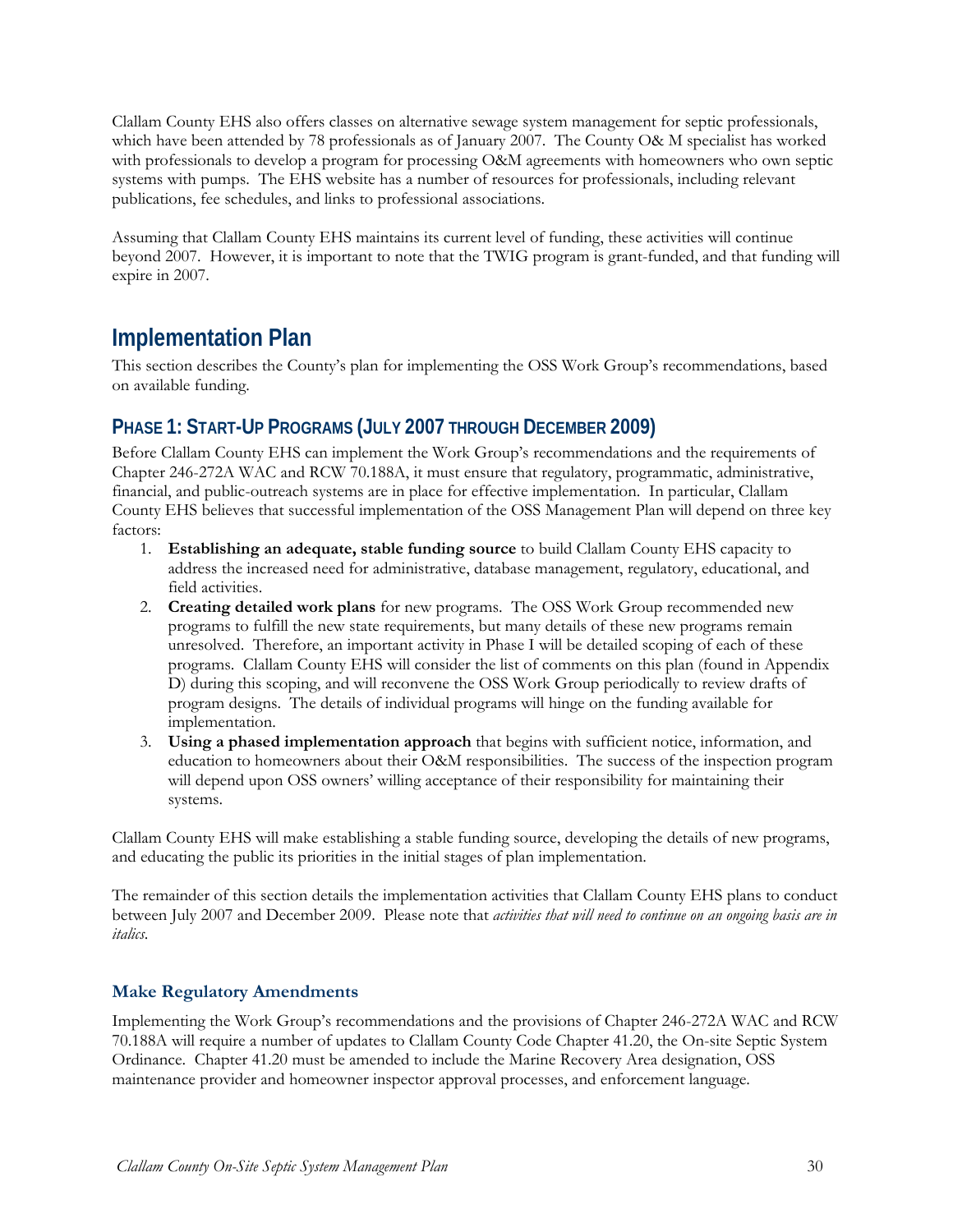Clallam County EHS also offers classes on alternative sewage system management for septic professionals, which have been attended by 78 professionals as of January 2007. The County O& M specialist has worked with professionals to develop a program for processing O&M agreements with homeowners who own septic systems with pumps. The EHS website has a number of resources for professionals, including relevant publications, fee schedules, and links to professional associations.

Assuming that Clallam County EHS maintains its current level of funding, these activities will continue beyond 2007. However, it is important to note that the TWIG program is grant-funded, and that funding will expire in 2007.

# Implementation Plan

This section describes the County's plan for implementing the OSS Work Group's recommendations, based on available funding.

## Phase 1: Start-Up Programs (July 2007 through December 2009)

Before Clallam County EHS can implement the Work Group's recommendations and the requirements of Chapter 246-272A WAC and RCW 70.188A, it must ensure that regulatory, programmatic, administrative, financial, and public-outreach systems are in place for effective implementation. In particular, Clallam County EHS believes that successful implementation of the OSS Management Plan will depend on three key factors:

1. **Establishing an adequate, stable funding source** to build Clallam County EHS capacity to address the increased need for administrative, database management, regulatory, educational, and field activities.
2. **Creating detailed work plans** for new programs. The OSS Work Group recommended new programs to fulfill the new state requirements, but many details of these new programs remain unresolved. Therefore, an important activity in Phase I will be detailed scoping of each of these programs. Clallam County EHS will consider the list of comments on this plan (found in Appendix D) during this scoping, and will reconvene the OSS Work Group periodically to review drafts of program designs. The details of individual programs will hinge on the funding available for implementation.
3. **Using a phased implementation approach** that begins with sufficient notice, information, and education to homeowners about their O&M responsibilities. The success of the inspection program will depend upon OSS owners' willing acceptance of their responsibility for maintaining their systems.

Clallam County EHS will make establishing a stable funding source, developing the details of new programs, and educating the public its priorities in the initial stages of plan implementation.

The remainder of this section details the implementation activities that Clallam County EHS plans to conduct between July 2007 and December 2009. Please note that *activities that will need to continue on an ongoing basis are in italics*.

### Make Regulatory Amendments

Implementing the Work Group's recommendations and the provisions of Chapter 246-272A WAC and RCW 70.188A will require a number of updates to Clallam County Code Chapter 41.20, the On-site Septic System Ordinance. Chapter 41.20 must be amended to include the Marine Recovery Area designation, OSS maintenance provider and homeowner inspector approval processes, and enforcement language.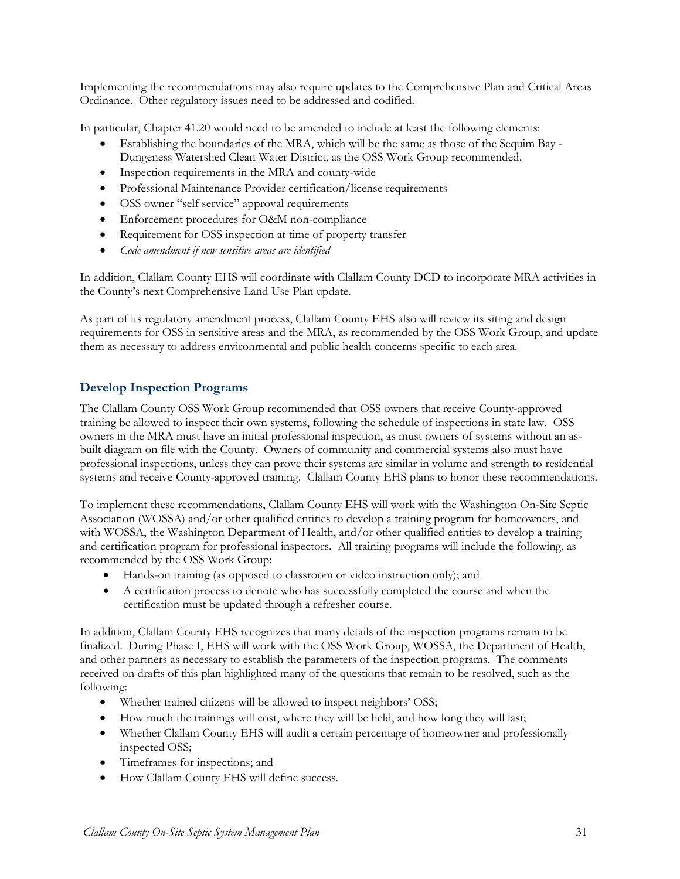Implementing the recommendations may also require updates to the Comprehensive Plan and Critical Areas Ordinance. Other regulatory issues need to be addressed and codified.

In particular, Chapter 41.20 would need to be amended to include at least the following elements:

- Establishing the boundaries of the MRA, which will be the same as those of the Sequim Bay - Dungeness Watershed Clean Water District, as the OSS Work Group recommended.
- Inspection requirements in the MRA and county-wide
- Professional Maintenance Provider certification/license requirements
- OSS owner "self service" approval requirements
- Enforcement procedures for O&M non-compliance
- Requirement for OSS inspection at time of property transfer
- *Code amendment if new sensitive areas are identified*

In addition, Clallam County EHS will coordinate with Clallam County DCD to incorporate MRA activities in the County's next Comprehensive Land Use Plan update.

As part of its regulatory amendment process, Clallam County EHS also will review its siting and design requirements for OSS in sensitive areas and the MRA, as recommended by the OSS Work Group, and update them as necessary to address environmental and public health concerns specific to each area.

## Develop Inspection Programs

The Clallam County OSS Work Group recommended that OSS owners that receive County-approved training be allowed to inspect their own systems, following the schedule of inspections in state law. OSS owners in the MRA must have an initial professional inspection, as must owners of systems without an as-built diagram on file with the County. Owners of community and commercial systems also must have professional inspections, unless they can prove their systems are similar in volume and strength to residential systems and receive County-approved training. Clallam County EHS plans to honor these recommendations.

To implement these recommendations, Clallam County EHS will work with the Washington On-Site Septic Association (WOSSA) and/or other qualified entities to develop a training program for homeowners, and with WOSSA, the Washington Department of Health, and/or other qualified entities to develop a training and certification program for professional inspectors. All training programs will include the following, as recommended by the OSS Work Group:

- Hands-on training (as opposed to classroom or video instruction only); and
- A certification process to denote who has successfully completed the course and when the certification must be updated through a refresher course.

In addition, Clallam County EHS recognizes that many details of the inspection programs remain to be finalized. During Phase I, EHS will work with the OSS Work Group, WOSSA, the Department of Health, and other partners as necessary to establish the parameters of the inspection programs. The comments received on drafts of this plan highlighted many of the questions that remain to be resolved, such as the following:

- Whether trained citizens will be allowed to inspect neighbors' OSS;
- How much the trainings will cost, where they will be held, and how long they will last;
- Whether Clallam County EHS will audit a certain percentage of homeowner and professionally inspected OSS;
- Timeframes for inspections; and
- How Clallam County EHS will define success.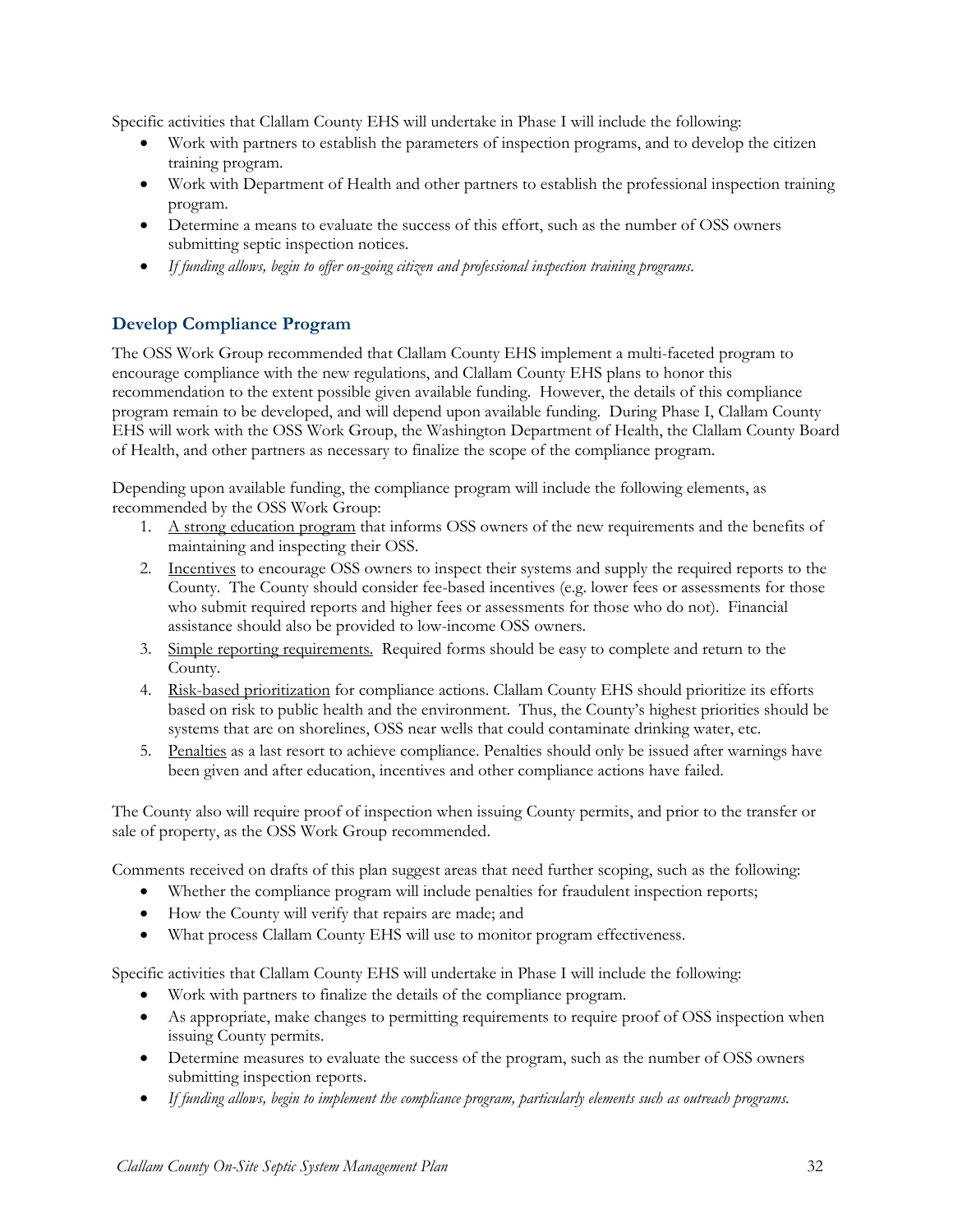Specific activities that Clallam County EHS will undertake in Phase I will include the following:

- Work with partners to establish the parameters of inspection programs, and to develop the citizen training program.
- Work with Department of Health and other partners to establish the professional inspection training program.
- Determine a means to evaluate the success of this effort, such as the number of OSS owners submitting septic inspection notices.
- *If funding allows, begin to offer on-going citizen and professional inspection training programs.*

### Develop Compliance Program

The OSS Work Group recommended that Clallam County EHS implement a multi-faceted program to encourage compliance with the new regulations, and Clallam County EHS plans to honor this recommendation to the extent possible given available funding. However, the details of this compliance program remain to be developed, and will depend upon available funding. During Phase I, Clallam County EHS will work with the OSS Work Group, the Washington Department of Health, the Clallam County Board of Health, and other partners as necessary to finalize the scope of the compliance program.

Depending upon available funding, the compliance program will include the following elements, as recommended by the OSS Work Group:

1. <u>A strong education program</u> that informs OSS owners of the new requirements and the benefits of maintaining and inspecting their OSS.
2. <u>Incentives</u> to encourage OSS owners to inspect their systems and supply the required reports to the County. The County should consider fee-based incentives (e.g. lower fees or assessments for those who submit required reports and higher fees or assessments for those who do not). Financial assistance should also be provided to low-income OSS owners.
3. <u>Simple reporting requirements.</u> Required forms should be easy to complete and return to the County.
4. <u>Risk-based prioritization</u> for compliance actions. Clallam County EHS should prioritize its efforts based on risk to public health and the environment. Thus, the County's highest priorities should be systems that are on shorelines, OSS near wells that could contaminate drinking water, etc.
5. <u>Penalties</u> as a last resort to achieve compliance. Penalties should only be issued after warnings have been given and after education, incentives and other compliance actions have failed.

The County also will require proof of inspection when issuing County permits, and prior to the transfer or sale of property, as the OSS Work Group recommended.

Comments received on drafts of this plan suggest areas that need further scoping, such as the following:

- Whether the compliance program will include penalties for fraudulent inspection reports;
- How the County will verify that repairs are made; and
- What process Clallam County EHS will use to monitor program effectiveness.

Specific activities that Clallam County EHS will undertake in Phase I will include the following:

- Work with partners to finalize the details of the compliance program.
- As appropriate, make changes to permitting requirements to require proof of OSS inspection when issuing County permits.
- Determine measures to evaluate the success of the program, such as the number of OSS owners submitting inspection reports.
- *If funding allows, begin to implement the compliance program, particularly elements such as outreach programs.*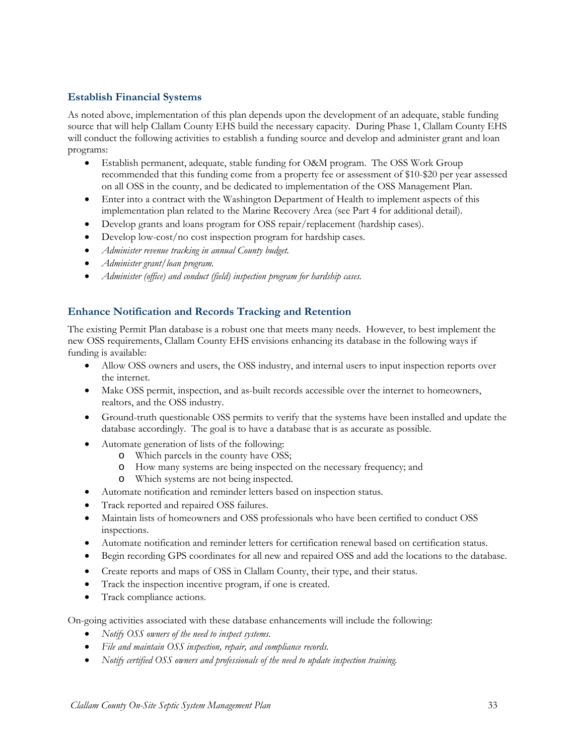### Establish Financial Systems

As noted above, implementation of this plan depends upon the development of an adequate, stable funding source that will help Clallam County EHS build the necessary capacity. During Phase 1, Clallam County EHS will conduct the following activities to establish a funding source and develop and administer grant and loan programs:

- Establish permanent, adequate, stable funding for O&M program. The OSS Work Group recommended that this funding come from a property fee or assessment of $10-$20 per year assessed on all OSS in the county, and be dedicated to implementation of the OSS Management Plan.
- Enter into a contract with the Washington Department of Health to implement aspects of this implementation plan related to the Marine Recovery Area (see Part 4 for additional detail).
- Develop grants and loans program for OSS repair/replacement (hardship cases).
- Develop low-cost/no cost inspection program for hardship cases.
- *Administer revenue tracking in annual County budget.*
- *Administer grant/loan program.*
- *Administer (office) and conduct (field) inspection program for hardship cases.*

### Enhance Notification and Records Tracking and Retention

The existing Permit Plan database is a robust one that meets many needs. However, to best implement the new OSS requirements, Clallam County EHS envisions enhancing its database in the following ways if funding is available:

- Allow OSS owners and users, the OSS industry, and internal users to input inspection reports over the internet.
- Make OSS permit, inspection, and as-built records accessible over the internet to homeowners, realtors, and the OSS industry.
- Ground-truth questionable OSS permits to verify that the systems have been installed and update the database accordingly. The goal is to have a database that is as accurate as possible.
- Automate generation of lists of the following:
  - Which parcels in the county have OSS;
  - How many systems are being inspected on the necessary frequency; and
  - Which systems are not being inspected.
- Automate notification and reminder letters based on inspection status.
- Track reported and repaired OSS failures.
- Maintain lists of homeowners and OSS professionals who have been certified to conduct OSS inspections.
- Automate notification and reminder letters for certification renewal based on certification status.
- Begin recording GPS coordinates for all new and repaired OSS and add the locations to the database.
- Create reports and maps of OSS in Clallam County, their type, and their status.
- Track the inspection incentive program, if one is created.
- Track compliance actions.

On-going activities associated with these database enhancements will include the following:

- *Notify OSS owners of the need to inspect systems.*
- *File and maintain OSS inspection, repair, and compliance records.*
- *Notify certified OSS owners and professionals of the need to update inspection training.*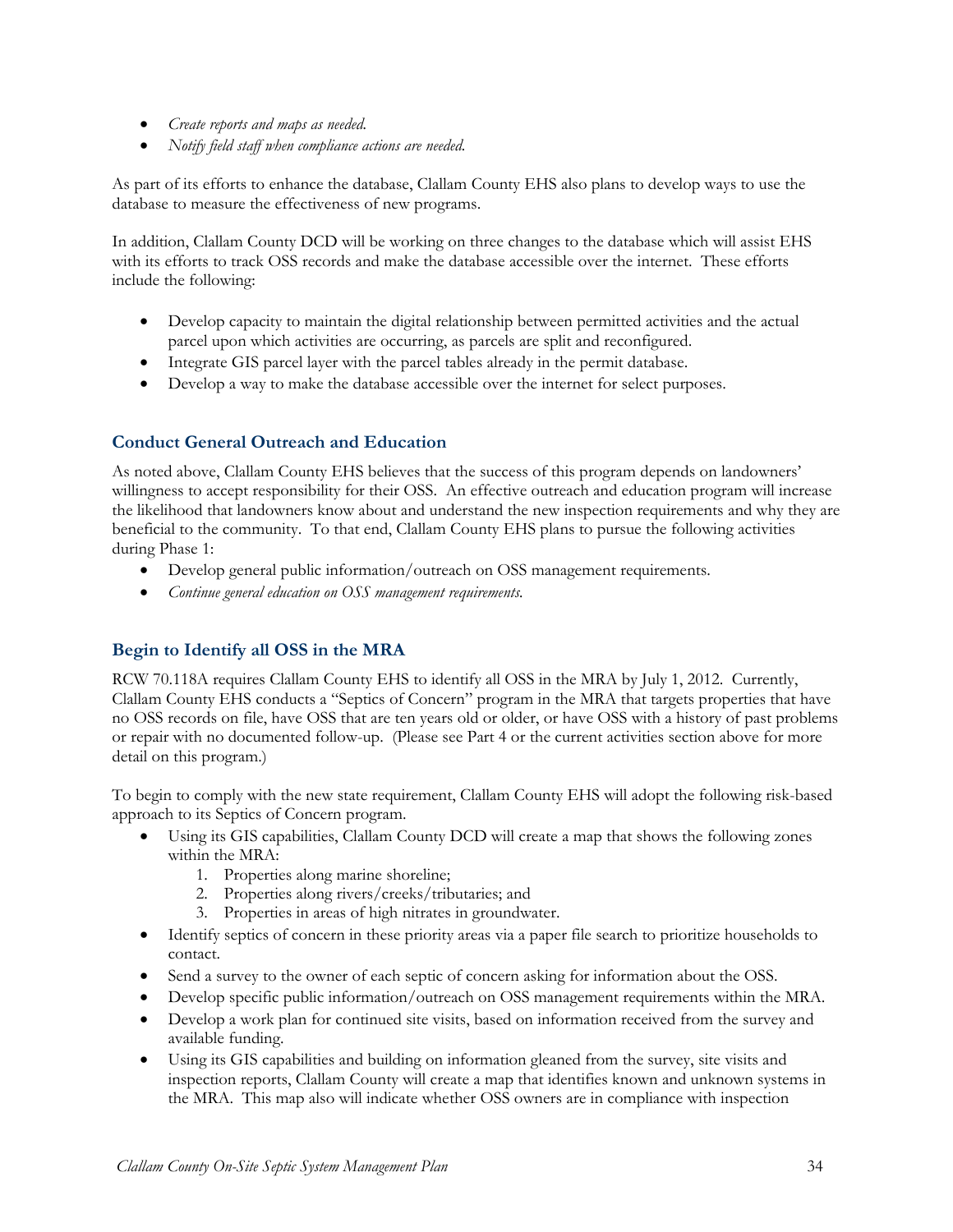- *Create reports and maps as needed.*
- *Notify field staff when compliance actions are needed.*

As part of its efforts to enhance the database, Clallam County EHS also plans to develop ways to use the database to measure the effectiveness of new programs.

In addition, Clallam County DCD will be working on three changes to the database which will assist EHS with its efforts to track OSS records and make the database accessible over the internet. These efforts include the following:

- Develop capacity to maintain the digital relationship between permitted activities and the actual parcel upon which activities are occurring, as parcels are split and reconfigured.
- Integrate GIS parcel layer with the parcel tables already in the permit database.
- Develop a way to make the database accessible over the internet for select purposes.

### Conduct General Outreach and Education

As noted above, Clallam County EHS believes that the success of this program depends on landowners' willingness to accept responsibility for their OSS. An effective outreach and education program will increase the likelihood that landowners know about and understand the new inspection requirements and why they are beneficial to the community. To that end, Clallam County EHS plans to pursue the following activities during Phase 1:

- Develop general public information/outreach on OSS management requirements.
- *Continue general education on OSS management requirements.*

### Begin to Identify all OSS in the MRA

RCW 70.118A requires Clallam County EHS to identify all OSS in the MRA by July 1, 2012. Currently, Clallam County EHS conducts a "Septics of Concern" program in the MRA that targets properties that have no OSS records on file, have OSS that are ten years old or older, or have OSS with a history of past problems or repair with no documented follow-up. (Please see Part 4 or the current activities section above for more detail on this program.)

To begin to comply with the new state requirement, Clallam County EHS will adopt the following risk-based approach to its Septics of Concern program.

- Using its GIS capabilities, Clallam County DCD will create a map that shows the following zones within the MRA:
  1. Properties along marine shoreline;
  2. Properties along rivers/creeks/tributaries; and
  3. Properties in areas of high nitrates in groundwater.
- Identify septics of concern in these priority areas via a paper file search to prioritize households to contact.
- Send a survey to the owner of each septic of concern asking for information about the OSS.
- Develop specific public information/outreach on OSS management requirements within the MRA.
- Develop a work plan for continued site visits, based on information received from the survey and available funding.
- Using its GIS capabilities and building on information gleaned from the survey, site visits and inspection reports, Clallam County will create a map that identifies known and unknown systems in the MRA. This map also will indicate whether OSS owners are in compliance with inspection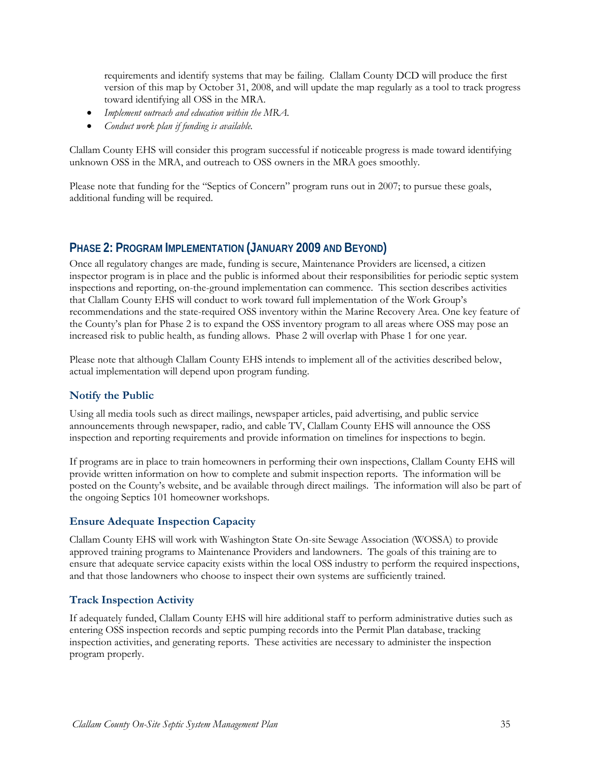requirements and identify systems that may be failing. Clallam County DCD will produce the first version of this map by October 31, 2008, and will update the map regularly as a tool to track progress toward identifying all OSS in the MRA.

- *Implement outreach and education within the MRA.*
- *Conduct work plan if funding is available.*

Clallam County EHS will consider this program successful if noticeable progress is made toward identifying unknown OSS in the MRA, and outreach to OSS owners in the MRA goes smoothly.

Please note that funding for the "Septics of Concern" program runs out in 2007; to pursue these goals, additional funding will be required.

## PHASE 2: PROGRAM IMPLEMENTATION (JANUARY 2009 AND BEYOND)

Once all regulatory changes are made, funding is secure, Maintenance Providers are licensed, a citizen inspector program is in place and the public is informed about their responsibilities for periodic septic system inspections and reporting, on-the-ground implementation can commence. This section describes activities that Clallam County EHS will conduct to work toward full implementation of the Work Group's recommendations and the state-required OSS inventory within the Marine Recovery Area. One key feature of the County's plan for Phase 2 is to expand the OSS inventory program to all areas where OSS may pose an increased risk to public health, as funding allows. Phase 2 will overlap with Phase 1 for one year.

Please note that although Clallam County EHS intends to implement all of the activities described below, actual implementation will depend upon program funding.

### Notify the Public

Using all media tools such as direct mailings, newspaper articles, paid advertising, and public service announcements through newspaper, radio, and cable TV, Clallam County EHS will announce the OSS inspection and reporting requirements and provide information on timelines for inspections to begin.

If programs are in place to train homeowners in performing their own inspections, Clallam County EHS will provide written information on how to complete and submit inspection reports. The information will be posted on the County's website, and be available through direct mailings. The information will also be part of the ongoing Septics 101 homeowner workshops.

### Ensure Adequate Inspection Capacity

Clallam County EHS will work with Washington State On-site Sewage Association (WOSSA) to provide approved training programs to Maintenance Providers and landowners. The goals of this training are to ensure that adequate service capacity exists within the local OSS industry to perform the required inspections, and that those landowners who choose to inspect their own systems are sufficiently trained.

### Track Inspection Activity

If adequately funded, Clallam County EHS will hire additional staff to perform administrative duties such as entering OSS inspection records and septic pumping records into the Permit Plan database, tracking inspection activities, and generating reports. These activities are necessary to administer the inspection program properly.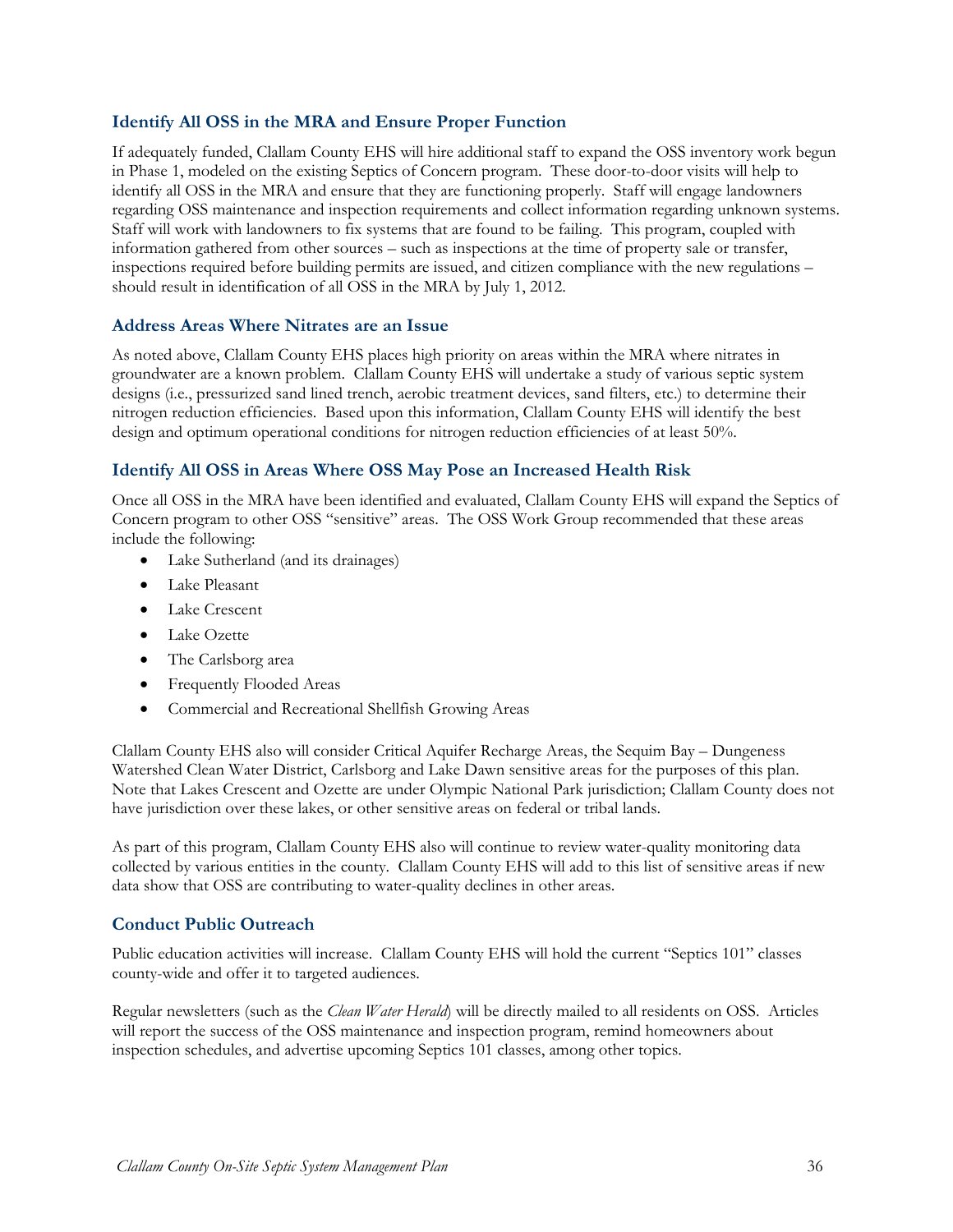### Identify All OSS in the MRA and Ensure Proper Function

If adequately funded, Clallam County EHS will hire additional staff to expand the OSS inventory work begun in Phase 1, modeled on the existing Septics of Concern program. These door-to-door visits will help to identify all OSS in the MRA and ensure that they are functioning properly. Staff will engage landowners regarding OSS maintenance and inspection requirements and collect information regarding unknown systems. Staff will work with landowners to fix systems that are found to be failing. This program, coupled with information gathered from other sources – such as inspections at the time of property sale or transfer, inspections required before building permits are issued, and citizen compliance with the new regulations – should result in identification of all OSS in the MRA by July 1, 2012.

### Address Areas Where Nitrates are an Issue

As noted above, Clallam County EHS places high priority on areas within the MRA where nitrates in groundwater are a known problem. Clallam County EHS will undertake a study of various septic system designs (i.e., pressurized sand lined trench, aerobic treatment devices, sand filters, etc.) to determine their nitrogen reduction efficiencies. Based upon this information, Clallam County EHS will identify the best design and optimum operational conditions for nitrogen reduction efficiencies of at least 50%.

### Identify All OSS in Areas Where OSS May Pose an Increased Health Risk

Once all OSS in the MRA have been identified and evaluated, Clallam County EHS will expand the Septics of Concern program to other OSS "sensitive" areas. The OSS Work Group recommended that these areas include the following:

- Lake Sutherland (and its drainages)
- Lake Pleasant
- Lake Crescent
- Lake Ozette
- The Carlsborg area
- Frequently Flooded Areas
- Commercial and Recreational Shellfish Growing Areas

Clallam County EHS also will consider Critical Aquifer Recharge Areas, the Sequim Bay – Dungeness Watershed Clean Water District, Carlsborg and Lake Dawn sensitive areas for the purposes of this plan. Note that Lakes Crescent and Ozette are under Olympic National Park jurisdiction; Clallam County does not have jurisdiction over these lakes, or other sensitive areas on federal or tribal lands.

As part of this program, Clallam County EHS also will continue to review water-quality monitoring data collected by various entities in the county. Clallam County EHS will add to this list of sensitive areas if new data show that OSS are contributing to water-quality declines in other areas.

### Conduct Public Outreach

Public education activities will increase. Clallam County EHS will hold the current "Septics 101" classes county-wide and offer it to targeted audiences.

Regular newsletters (such as the *Clean Water Herald*) will be directly mailed to all residents on OSS. Articles will report the success of the OSS maintenance and inspection program, remind homeowners about inspection schedules, and advertise upcoming Septics 101 classes, among other topics.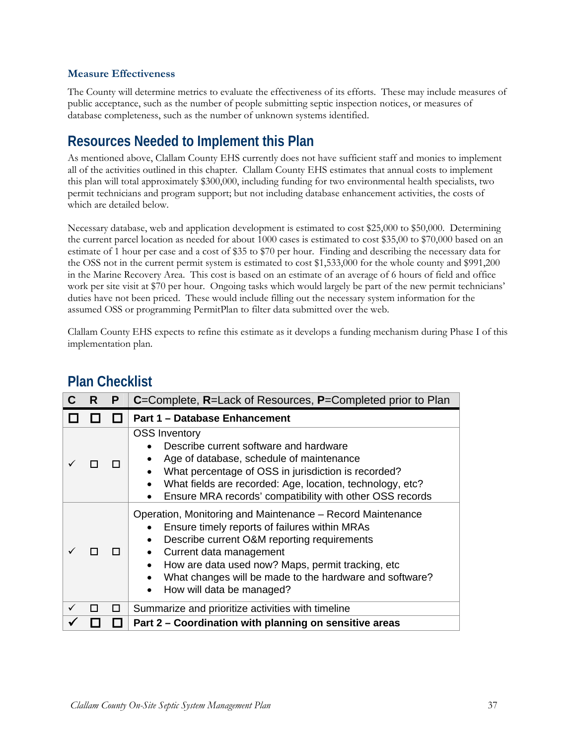### Measure Effectiveness

The County will determine metrics to evaluate the effectiveness of its efforts. These may include measures of public acceptance, such as the number of people submitting septic inspection notices, or measures of database completeness, such as the number of unknown systems identified.

## Resources Needed to Implement this Plan

As mentioned above, Clallam County EHS currently does not have sufficient staff and monies to implement all of the activities outlined in this chapter. Clallam County EHS estimates that annual costs to implement this plan will total approximately $300,000, including funding for two environmental health specialists, two permit technicians and program support; but not including database enhancement activities, the costs of which are detailed below.

Necessary database, web and application development is estimated to cost $25,000 to $50,000. Determining the current parcel location as needed for about 1000 cases is estimated to cost $35,00 to $70,000 based on an estimate of 1 hour per case and a cost of $35 to $70 per hour. Finding and describing the necessary data for the OSS not in the current permit system is estimated to cost $1,533,000 for the whole county and $991,200 in the Marine Recovery Area. This cost is based on an estimate of an average of 6 hours of field and office work per site visit at $70 per hour. Ongoing tasks which would largely be part of the new permit technicians' duties have not been priced. These would include filling out the necessary system information for the assumed OSS or programming PermitPlan to filter data submitted over the web.

Clallam County EHS expects to refine this estimate as it develops a funding mechanism during Phase I of this implementation plan.

## Plan Checklist

| C | R | P | **C**=Complete, **R**=Lack of Resources, **P**=Completed prior to Plan |
|---|---|---|---|
| ☐ | ☐ | ☐ | **Part 1 – Database Enhancement** |
| ✓ | ☐ | ☐ | OSS Inventory<br>• Describe current software and hardware<br>• Age of database, schedule of maintenance<br>• What percentage of OSS in jurisdiction is recorded?<br>• What fields are recorded: Age, location, technology, etc?<br>• Ensure MRA records' compatibility with other OSS records |
| ✓ | ☐ | ☐ | Operation, Monitoring and Maintenance – Record Maintenance<br>• Ensure timely reports of failures within MRAs<br>• Describe current O&M reporting requirements<br>• Current data management<br>• How are data used now? Maps, permit tracking, etc<br>• What changes will be made to the hardware and software?<br>• How will data be managed? |
| ✓ | ☐ | ☐ | Summarize and prioritize activities with timeline |
| ✓ | ☐ | ☐ | **Part 2 – Coordination with planning on sensitive areas** |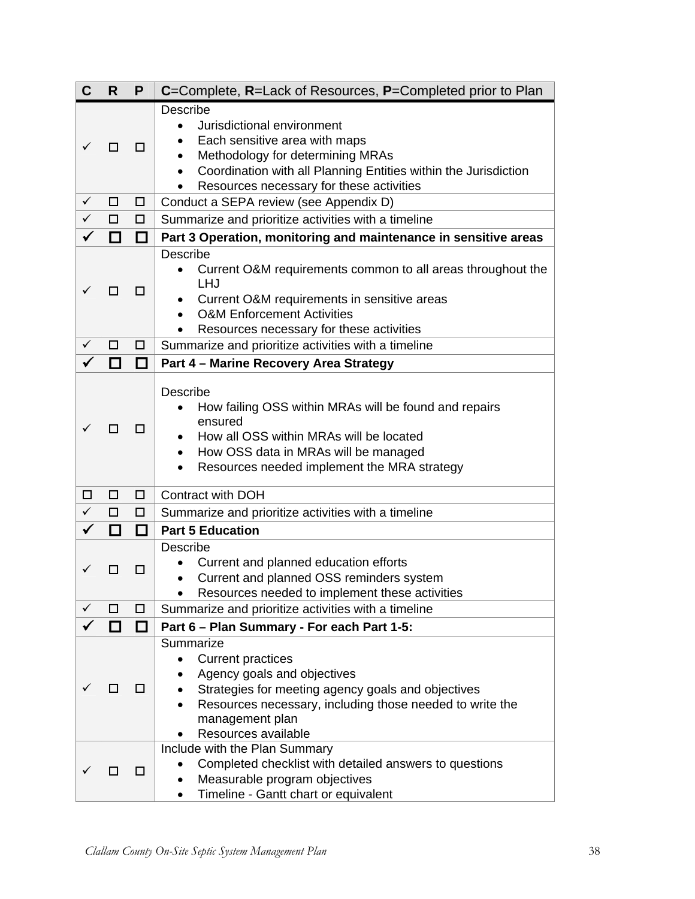| C | R | P | **C**=Complete, **R**=Lack of Resources, **P**=Completed prior to Plan |
|---|---|---|---|
| ✓ | ☐ | ☐ | Describe<br>• Jurisdictional environment<br>• Each sensitive area with maps<br>• Methodology for determining MRAs<br>• Coordination with all Planning Entities within the Jurisdiction<br>• Resources necessary for these activities |
| ✓ | ☐ | ☐ | Conduct a SEPA review (see Appendix D) |
| ✓ | ☐ | ☐ | Summarize and prioritize activities with a timeline |
| ✓ | ☐ | ☐ | **Part 3 Operation, monitoring and maintenance in sensitive areas** |
| ✓ | ☐ | ☐ | Describe<br>• Current O&M requirements common to all areas throughout the LHJ<br>• Current O&M requirements in sensitive areas<br>• O&M Enforcement Activities<br>• Resources necessary for these activities |
| ✓ | ☐ | ☐ | Summarize and prioritize activities with a timeline |
| ✓ | ☐ | ☐ | **Part 4 – Marine Recovery Area Strategy** |
| ✓ | ☐ | ☐ | Describe<br>• How failing OSS within MRAs will be found and repairs ensured<br>• How all OSS within MRAs will be located<br>• How OSS data in MRAs will be managed<br>• Resources needed implement the MRA strategy |
| ☐ | ☐ | ☐ | Contract with DOH |
| ✓ | ☐ | ☐ | Summarize and prioritize activities with a timeline |
| ✓ | ☐ | ☐ | **Part 5 Education** |
| ✓ | ☐ | ☐ | Describe<br>• Current and planned education efforts<br>• Current and planned OSS reminders system<br>• Resources needed to implement these activities |
| ✓ | ☐ | ☐ | Summarize and prioritize activities with a timeline |
| ✓ | ☐ | ☐ | **Part 6 – Plan Summary - For each Part 1-5:** |
| ✓ | ☐ | ☐ | Summarize<br>• Current practices<br>• Agency goals and objectives<br>• Strategies for meeting agency goals and objectives<br>• Resources necessary, including those needed to write the management plan<br>• Resources available |
| ✓ | ☐ | ☐ | Include with the Plan Summary<br>• Completed checklist with detailed answers to questions<br>• Measurable program objectives<br>• Timeline - Gantt chart or equivalent |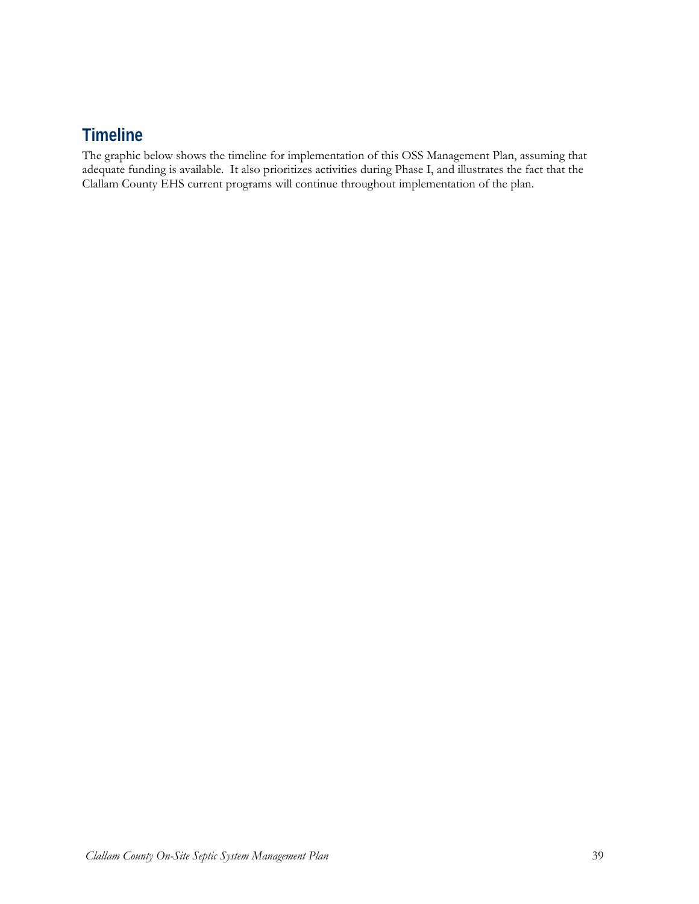## Timeline

The graphic below shows the timeline for implementation of this OSS Management Plan, assuming that adequate funding is available. It also prioritizes activities during Phase I, and illustrates the fact that the Clallam County EHS current programs will continue throughout implementation of the plan.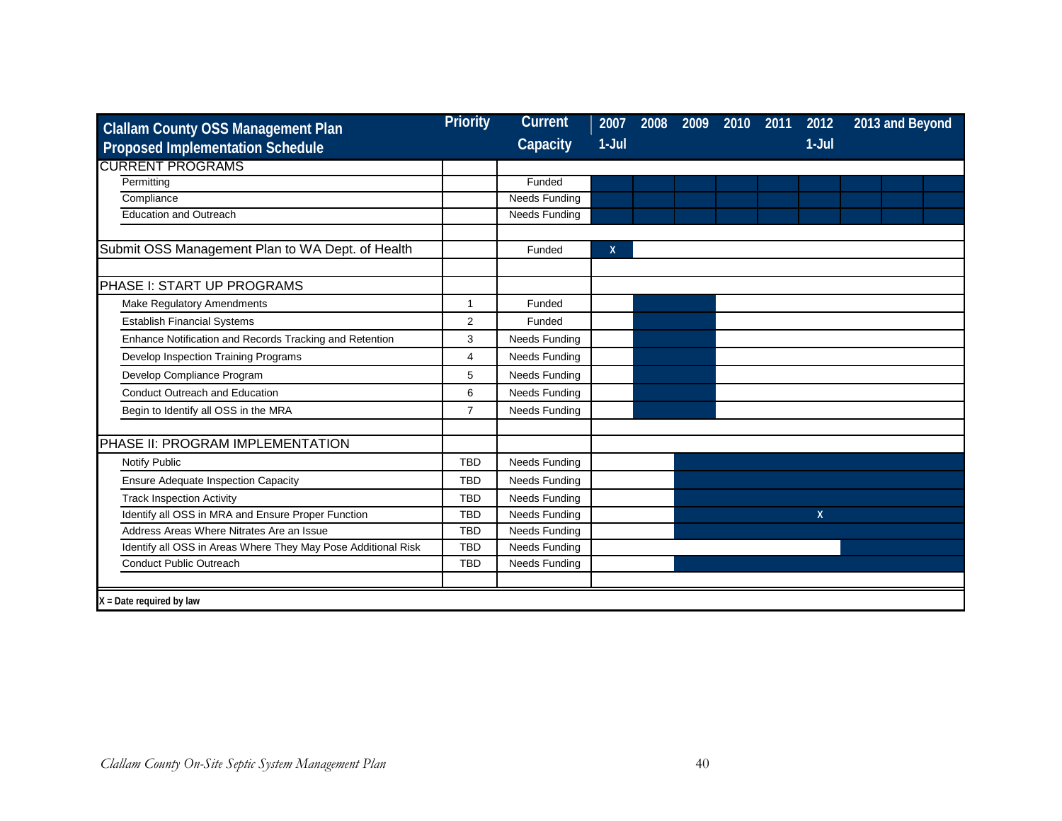| Clallam County OSS Management Plan Proposed Implementation Schedule | Priority | Current Capacity | 2007 1-Jul | 2008 | 2009 | 2010 | 2011 | 2012 1-Jul | 2013 and Beyond |
|---|---|---|---|---|---|---|---|---|---|
| CURRENT PROGRAMS | | | | | | | | | |
| Permitting | | Funded | | | | | | | |
| Compliance | | Needs Funding | | | | | | | |
| Education and Outreach | | Needs Funding | | | | | | | |
| | | | | | | | | | |
| Submit OSS Management Plan to WA Dept. of Health | | Funded | X | | | | | | |
| | | | | | | | | | |
| PHASE I: START UP PROGRAMS | | | | | | | | | |
| Make Regulatory Amendments | 1 | Funded | | | | | | | |
| Establish Financial Systems | 2 | Funded | | | | | | | |
| Enhance Notification and Records Tracking and Retention | 3 | Needs Funding | | | | | | | |
| Develop Inspection Training Programs | 4 | Needs Funding | | | | | | | |
| Develop Compliance Program | 5 | Needs Funding | | | | | | | |
| Conduct Outreach and Education | 6 | Needs Funding | | | | | | | |
| Begin to Identify all OSS in the MRA | 7 | Needs Funding | | | | | | | |
| | | | | | | | | | |
| PHASE II: PROGRAM IMPLEMENTATION | | | | | | | | | |
| Notify Public | TBD | Needs Funding | | | | | | | |
| Ensure Adequate Inspection Capacity | TBD | Needs Funding | | | | | | | |
| Track Inspection Activity | TBD | Needs Funding | | | | | | | |
| Identify all OSS in MRA and Ensure Proper Function | TBD | Needs Funding | | | | | | X | |
| Address Areas Where Nitrates Are an Issue | TBD | Needs Funding | | | | | | | |
| Identify all OSS in Areas Where They May Pose Additional Risk | TBD | Needs Funding | | | | | | | |
| Conduct Public Outreach | TBD | Needs Funding | | | | | | | |

X = Date required by law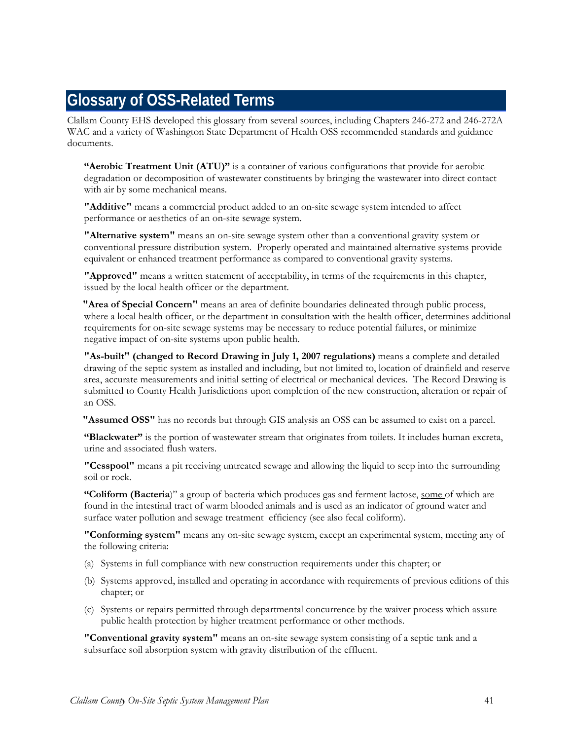# Glossary of OSS-Related Terms

Clallam County EHS developed this glossary from several sources, including Chapters 246-272 and 246-272A WAC and a variety of Washington State Department of Health OSS recommended standards and guidance documents.

**"Aerobic Treatment Unit (ATU)"** is a container of various configurations that provide for aerobic degradation or decomposition of wastewater constituents by bringing the wastewater into direct contact with air by some mechanical means.

**"Additive"** means a commercial product added to an on-site sewage system intended to affect performance or aesthetics of an on-site sewage system.

**"Alternative system"** means an on-site sewage system other than a conventional gravity system or conventional pressure distribution system. Properly operated and maintained alternative systems provide equivalent or enhanced treatment performance as compared to conventional gravity systems.

**"Approved"** means a written statement of acceptability, in terms of the requirements in this chapter, issued by the local health officer or the department.

**"Area of Special Concern"** means an area of definite boundaries delineated through public process, where a local health officer, or the department in consultation with the health officer, determines additional requirements for on-site sewage systems may be necessary to reduce potential failures, or minimize negative impact of on-site systems upon public health.

**"As-built" (changed to Record Drawing in July 1, 2007 regulations)** means a complete and detailed drawing of the septic system as installed and including, but not limited to, location of drainfield and reserve area, accurate measurements and initial setting of electrical or mechanical devices. The Record Drawing is submitted to County Health Jurisdictions upon completion of the new construction, alteration or repair of an OSS.

**"Assumed OSS"** has no records but through GIS analysis an OSS can be assumed to exist on a parcel.

**"Blackwater"** is the portion of wastewater stream that originates from toilets. It includes human excreta, urine and associated flush waters.

**"Cesspool"** means a pit receiving untreated sewage and allowing the liquid to seep into the surrounding soil or rock.

**"Coliform (Bacteria**)" a group of bacteria which produces gas and ferment lactose, <u>some</u> of which are found in the intestinal tract of warm blooded animals and is used as an indicator of ground water and surface water pollution and sewage treatment efficiency (see also fecal coliform).

**"Conforming system"** means any on-site sewage system, except an experimental system, meeting any of the following criteria:

(a) Systems in full compliance with new construction requirements under this chapter; or

(b) Systems approved, installed and operating in accordance with requirements of previous editions of this chapter; or

(c) Systems or repairs permitted through departmental concurrence by the waiver process which assure public health protection by higher treatment performance or other methods.

**"Conventional gravity system"** means an on-site sewage system consisting of a septic tank and a subsurface soil absorption system with gravity distribution of the effluent.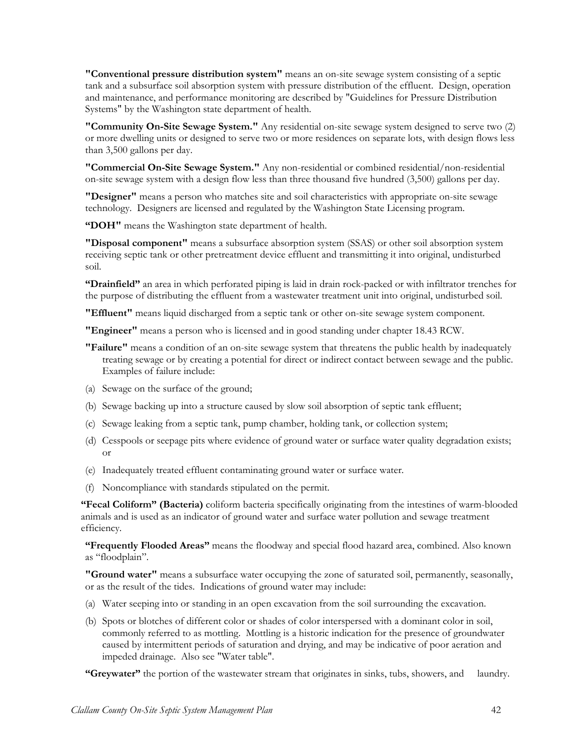**"Conventional pressure distribution system"** means an on-site sewage system consisting of a septic tank and a subsurface soil absorption system with pressure distribution of the effluent. Design, operation and maintenance, and performance monitoring are described by "Guidelines for Pressure Distribution Systems" by the Washington state department of health.

**"Community On-Site Sewage System."** Any residential on-site sewage system designed to serve two (2) or more dwelling units or designed to serve two or more residences on separate lots, with design flows less than 3,500 gallons per day.

**"Commercial On-Site Sewage System."** Any non-residential or combined residential/non-residential on-site sewage system with a design flow less than three thousand five hundred (3,500) gallons per day.

**"Designer"** means a person who matches site and soil characteristics with appropriate on-site sewage technology. Designers are licensed and regulated by the Washington State Licensing program.

**"DOH"** means the Washington state department of health.

**"Disposal component"** means a subsurface absorption system (SSAS) or other soil absorption system receiving septic tank or other pretreatment device effluent and transmitting it into original, undisturbed soil.

**"Drainfield"** an area in which perforated piping is laid in drain rock-packed or with infiltrator trenches for the purpose of distributing the effluent from a wastewater treatment unit into original, undisturbed soil.

**"Effluent"** means liquid discharged from a septic tank or other on-site sewage system component.

**"Engineer"** means a person who is licensed and in good standing under chapter 18.43 RCW.

**"Failure"** means a condition of an on-site sewage system that threatens the public health by inadequately treating sewage or by creating a potential for direct or indirect contact between sewage and the public. Examples of failure include:

(a) Sewage on the surface of the ground;

(b) Sewage backing up into a structure caused by slow soil absorption of septic tank effluent;

(c) Sewage leaking from a septic tank, pump chamber, holding tank, or collection system;

(d) Cesspools or seepage pits where evidence of ground water or surface water quality degradation exists; or

(e) Inadequately treated effluent contaminating ground water or surface water.

(f) Noncompliance with standards stipulated on the permit.

**"Fecal Coliform" (Bacteria)** coliform bacteria specifically originating from the intestines of warm-blooded animals and is used as an indicator of ground water and surface water pollution and sewage treatment efficiency.

**"Frequently Flooded Areas"** means the floodway and special flood hazard area, combined. Also known as "floodplain".

**"Ground water"** means a subsurface water occupying the zone of saturated soil, permanently, seasonally, or as the result of the tides. Indications of ground water may include:

(a) Water seeping into or standing in an open excavation from the soil surrounding the excavation.

(b) Spots or blotches of different color or shades of color interspersed with a dominant color in soil, commonly referred to as mottling. Mottling is a historic indication for the presence of groundwater caused by intermittent periods of saturation and drying, and may be indicative of poor aeration and impeded drainage. Also see "Water table".

**"Greywater"** the portion of the wastewater stream that originates in sinks, tubs, showers, and laundry.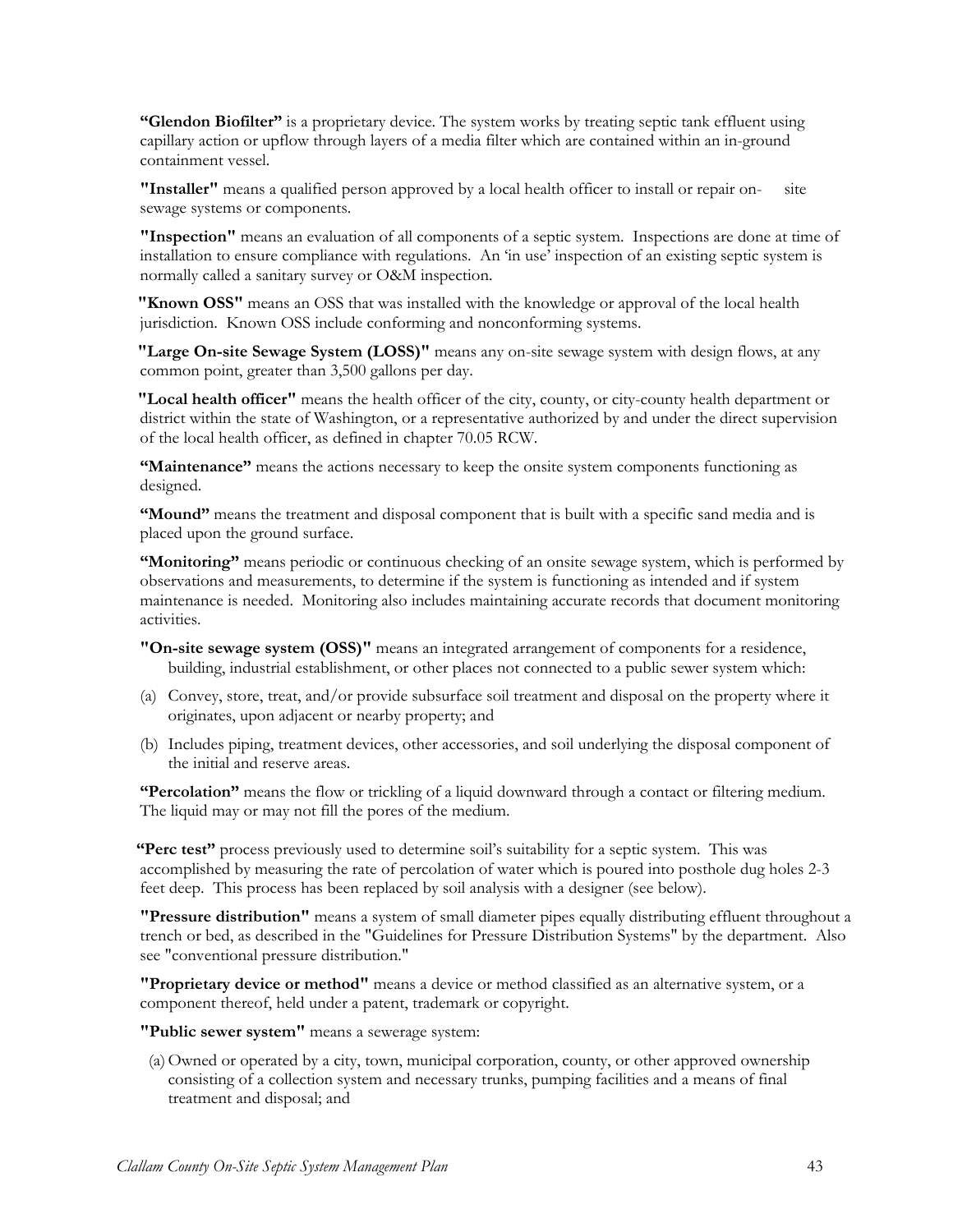**"Glendon Biofilter"** is a proprietary device. The system works by treating septic tank effluent using capillary action or upflow through layers of a media filter which are contained within an in-ground containment vessel.

**"Installer"** means a qualified person approved by a local health officer to install or repair on- site sewage systems or components.

**"Inspection"** means an evaluation of all components of a septic system. Inspections are done at time of installation to ensure compliance with regulations. An 'in use' inspection of an existing septic system is normally called a sanitary survey or O&M inspection.

**"Known OSS"** means an OSS that was installed with the knowledge or approval of the local health jurisdiction. Known OSS include conforming and nonconforming systems.

**"Large On-site Sewage System (LOSS)"** means any on-site sewage system with design flows, at any common point, greater than 3,500 gallons per day.

**"Local health officer"** means the health officer of the city, county, or city-county health department or district within the state of Washington, or a representative authorized by and under the direct supervision of the local health officer, as defined in chapter 70.05 RCW.

**"Maintenance"** means the actions necessary to keep the onsite system components functioning as designed.

**"Mound"** means the treatment and disposal component that is built with a specific sand media and is placed upon the ground surface.

**"Monitoring"** means periodic or continuous checking of an onsite sewage system, which is performed by observations and measurements, to determine if the system is functioning as intended and if system maintenance is needed. Monitoring also includes maintaining accurate records that document monitoring activities.

**"On-site sewage system (OSS)"** means an integrated arrangement of components for a residence, building, industrial establishment, or other places not connected to a public sewer system which:

(a) Convey, store, treat, and/or provide subsurface soil treatment and disposal on the property where it originates, upon adjacent or nearby property; and

(b) Includes piping, treatment devices, other accessories, and soil underlying the disposal component of the initial and reserve areas.

**"Percolation"** means the flow or trickling of a liquid downward through a contact or filtering medium. The liquid may or may not fill the pores of the medium.

**"Perc test"** process previously used to determine soil's suitability for a septic system. This was accomplished by measuring the rate of percolation of water which is poured into posthole dug holes 2-3 feet deep. This process has been replaced by soil analysis with a designer (see below).

**"Pressure distribution"** means a system of small diameter pipes equally distributing effluent throughout a trench or bed, as described in the "Guidelines for Pressure Distribution Systems" by the department. Also see "conventional pressure distribution."

**"Proprietary device or method"** means a device or method classified as an alternative system, or a component thereof, held under a patent, trademark or copyright.

**"Public sewer system"** means a sewerage system:

(a) Owned or operated by a city, town, municipal corporation, county, or other approved ownership consisting of a collection system and necessary trunks, pumping facilities and a means of final treatment and disposal; and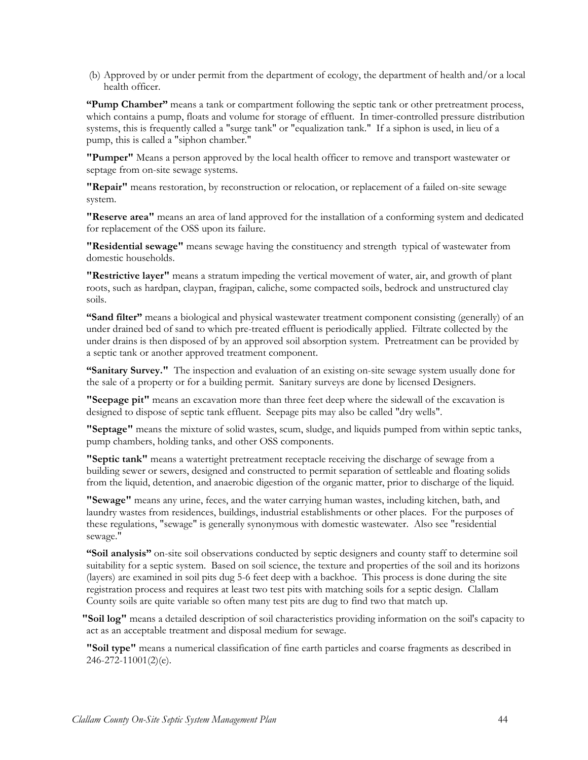(b) Approved by or under permit from the department of ecology, the department of health and/or a local health officer.

**"Pump Chamber"** means a tank or compartment following the septic tank or other pretreatment process, which contains a pump, floats and volume for storage of effluent. In timer-controlled pressure distribution systems, this is frequently called a "surge tank" or "equalization tank." If a siphon is used, in lieu of a pump, this is called a "siphon chamber."

**"Pumper"** Means a person approved by the local health officer to remove and transport wastewater or septage from on-site sewage systems.

**"Repair"** means restoration, by reconstruction or relocation, or replacement of a failed on-site sewage system.

**"Reserve area"** means an area of land approved for the installation of a conforming system and dedicated for replacement of the OSS upon its failure.

**"Residential sewage"** means sewage having the constituency and strength typical of wastewater from domestic households.

**"Restrictive layer"** means a stratum impeding the vertical movement of water, air, and growth of plant roots, such as hardpan, claypan, fragipan, caliche, some compacted soils, bedrock and unstructured clay soils.

**"Sand filter"** means a biological and physical wastewater treatment component consisting (generally) of an under drained bed of sand to which pre-treated effluent is periodically applied. Filtrate collected by the under drains is then disposed of by an approved soil absorption system. Pretreatment can be provided by a septic tank or another approved treatment component.

**"Sanitary Survey."** The inspection and evaluation of an existing on-site sewage system usually done for the sale of a property or for a building permit. Sanitary surveys are done by licensed Designers.

**"Seepage pit"** means an excavation more than three feet deep where the sidewall of the excavation is designed to dispose of septic tank effluent. Seepage pits may also be called "dry wells".

**"Septage"** means the mixture of solid wastes, scum, sludge, and liquids pumped from within septic tanks, pump chambers, holding tanks, and other OSS components.

**"Septic tank"** means a watertight pretreatment receptacle receiving the discharge of sewage from a building sewer or sewers, designed and constructed to permit separation of settleable and floating solids from the liquid, detention, and anaerobic digestion of the organic matter, prior to discharge of the liquid.

**"Sewage"** means any urine, feces, and the water carrying human wastes, including kitchen, bath, and laundry wastes from residences, buildings, industrial establishments or other places. For the purposes of these regulations, "sewage" is generally synonymous with domestic wastewater. Also see "residential sewage."

**"Soil analysis"** on-site soil observations conducted by septic designers and county staff to determine soil suitability for a septic system. Based on soil science, the texture and properties of the soil and its horizons (layers) are examined in soil pits dug 5-6 feet deep with a backhoe. This process is done during the site registration process and requires at least two test pits with matching soils for a septic design. Clallam County soils are quite variable so often many test pits are dug to find two that match up.

**"Soil log"** means a detailed description of soil characteristics providing information on the soil's capacity to act as an acceptable treatment and disposal medium for sewage.

**"Soil type"** means a numerical classification of fine earth particles and coarse fragments as described in 246-272-11001(2)(e).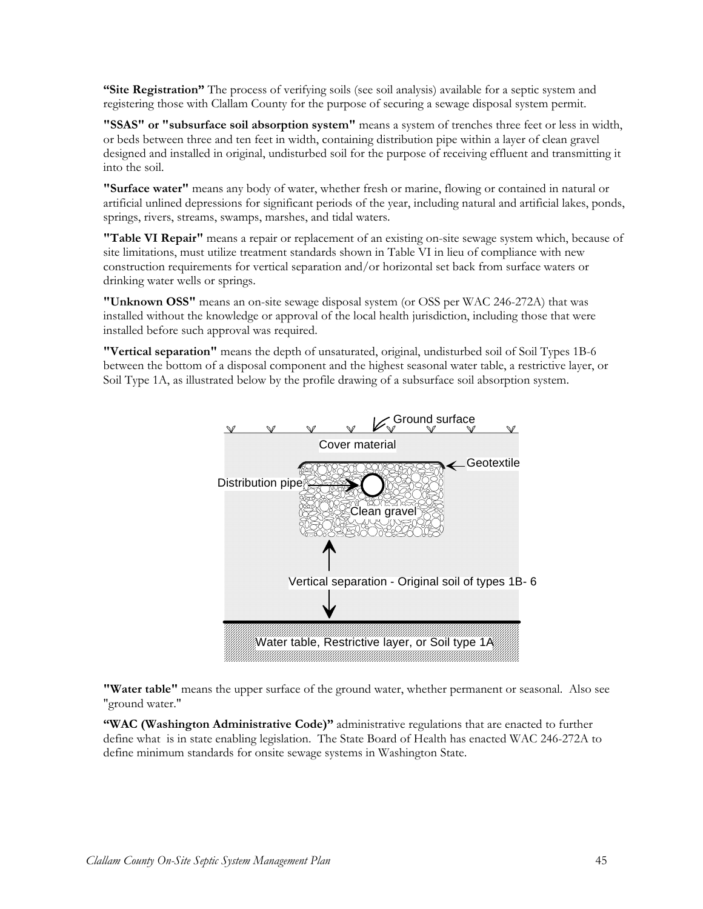**"Site Registration"** The process of verifying soils (see soil analysis) available for a septic system and registering those with Clallam County for the purpose of securing a sewage disposal system permit.

**"SSAS" or "subsurface soil absorption system"** means a system of trenches three feet or less in width, or beds between three and ten feet in width, containing distribution pipe within a layer of clean gravel designed and installed in original, undisturbed soil for the purpose of receiving effluent and transmitting it into the soil.

**"Surface water"** means any body of water, whether fresh or marine, flowing or contained in natural or artificial unlined depressions for significant periods of the year, including natural and artificial lakes, ponds, springs, rivers, streams, swamps, marshes, and tidal waters.

**"Table VI Repair"** means a repair or replacement of an existing on-site sewage system which, because of site limitations, must utilize treatment standards shown in Table VI in lieu of compliance with new construction requirements for vertical separation and/or horizontal set back from surface waters or drinking water wells or springs.

**"Unknown OSS"** means an on-site sewage disposal system (or OSS per WAC 246-272A) that was installed without the knowledge or approval of the local health jurisdiction, including those that were installed before such approval was required.

**"Vertical separation"** means the depth of unsaturated, original, undisturbed soil of Soil Types 1B-6 between the bottom of a disposal component and the highest seasonal water table, a restrictive layer, or Soil Type 1A, as illustrated below by the profile drawing of a subsurface soil absorption system.

Ground surface

Cover material

Geotextile

Distribution pipe

Clean gravel

Vertical separation - Original soil of types 1B- 6

Water table, Restrictive layer, or Soil type 1A

**"Water table"** means the upper surface of the ground water, whether permanent or seasonal. Also see "ground water."

**"WAC (Washington Administrative Code)"** administrative regulations that are enacted to further define what is in state enabling legislation. The State Board of Health has enacted WAC 246-272A to define minimum standards for onsite sewage systems in Washington State.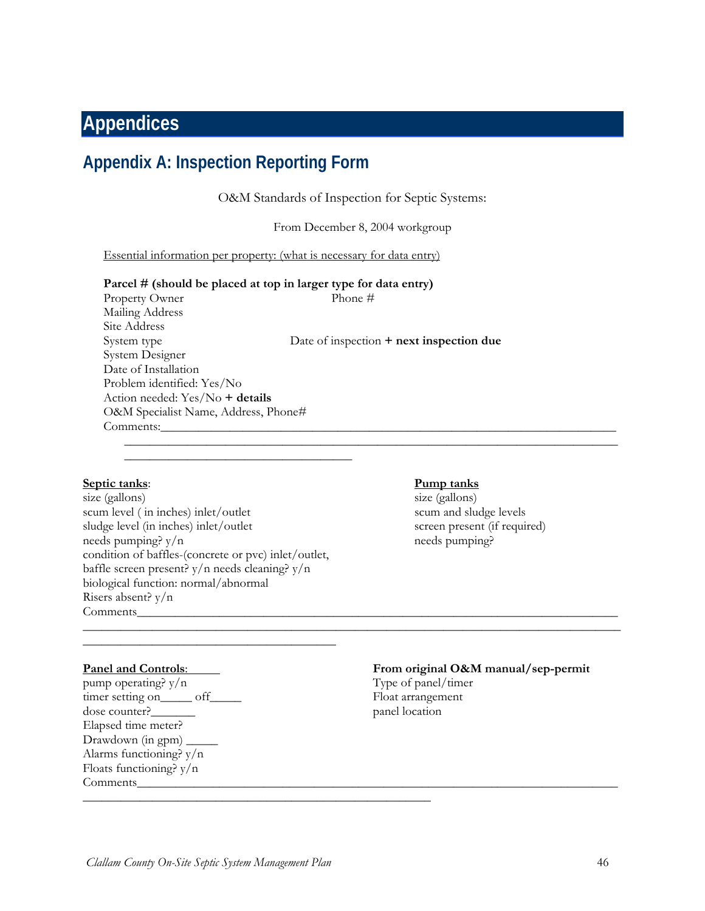# Appendices

## Appendix A: Inspection Reporting Form

O&M Standards of Inspection for Septic Systems:

From December 8, 2004 workgroup

Essential information per property: (what is necessary for data entry)

**Parcel # (should be placed at top in larger type for data entry)**
Property Owner Phone #
Mailing Address
Site Address
System type Date of inspection **+ next inspection due**
System Designer
Date of Installation
Problem identified: Yes/No
Action needed: Yes/No **+ details**
O&M Specialist Name, Address, Phone#
Comments:______________________________________________________________________________
______________________________________________________________________________
__________________________________

**Septic tanks**:
size (gallons)
scum level ( in inches) inlet/outlet
sludge level (in inches) inlet/outlet
needs pumping? y/n
condition of baffles-(concrete or pvc) inlet/outlet,
baffle screen present? y/n needs cleaning? y/n
biological function: normal/abnormal
Risers absent? y/n
Comments______________________________________________________________________________
______________________________________________________________________________
__________________________________

**Pump tanks**
size (gallons)
scum and sludge levels
screen present (if required)
needs pumping?

**Panel and Controls**:
pump operating? y/n
timer setting on_____ off_____
dose counter?_______
Elapsed time meter?
Drawdown (in gpm) _____
Alarms functioning? y/n
Floats functioning? y/n
Comments______________________________________________________________________________
__________________________________________________

**From original O&M manual/sep-permit**
Type of panel/timer
Float arrangement
panel location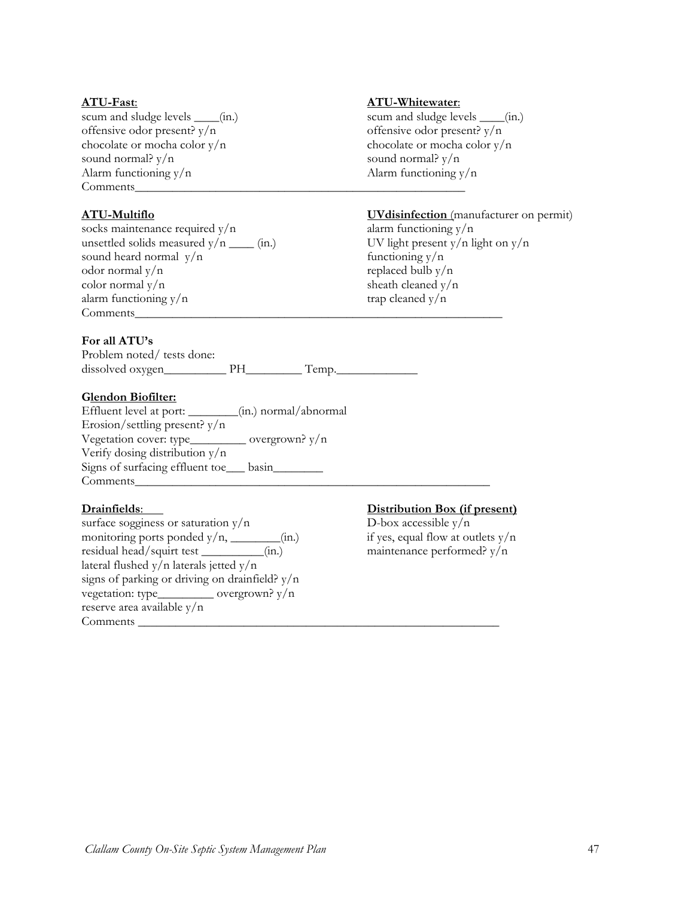**ATU-Fast**:
scum and sludge levels ____(in.)
offensive odor present? y/n
chocolate or mocha color y/n
sound normal? y/n
Alarm functioning y/n

**ATU-Whitewater**:
scum and sludge levels ____(in.)
offensive odor present? y/n
chocolate or mocha color y/n
sound normal? y/n
Alarm functioning y/n

Comments____________________________________________________

**ATU-Multiflo**
socks maintenance required y/n
unsettled solids measured y/n ____ (in.)
sound heard normal y/n
odor normal y/n
color normal y/n
alarm functioning y/n

**UVdisinfection** (manufacturer on permit)
alarm functioning y/n
UV light present y/n light on y/n
functioning y/n
replaced bulb y/n
sheath cleaned y/n
trap cleaned y/n

Comments__________________________________________________________

**For all ATU's**
Problem noted/ tests done:
dissolved oxygen__________ PH_________ Temp.____________

**Glendon Biofilter:**
Effluent level at port: ________(in.) normal/abnormal
Erosion/settling present? y/n
Vegetation cover: type_________ overgrown? y/n
Verify dosing distribution y/n
Signs of surfacing effluent toe___ basin________
Comments______________________________________________________

**Drainfields**:
surface sogginess or saturation y/n
monitoring ports ponded y/n, ________(in.)
residual head/squirt test __________(in.)
lateral flushed y/n laterals jetted y/n
signs of parking or driving on drainfield? y/n
vegetation: type_________ overgrown? y/n
reserve area available y/n

**Distribution Box (if present)**
D-box accessible y/n
if yes, equal flow at outlets y/n
maintenance performed? y/n

Comments _________________________________________________________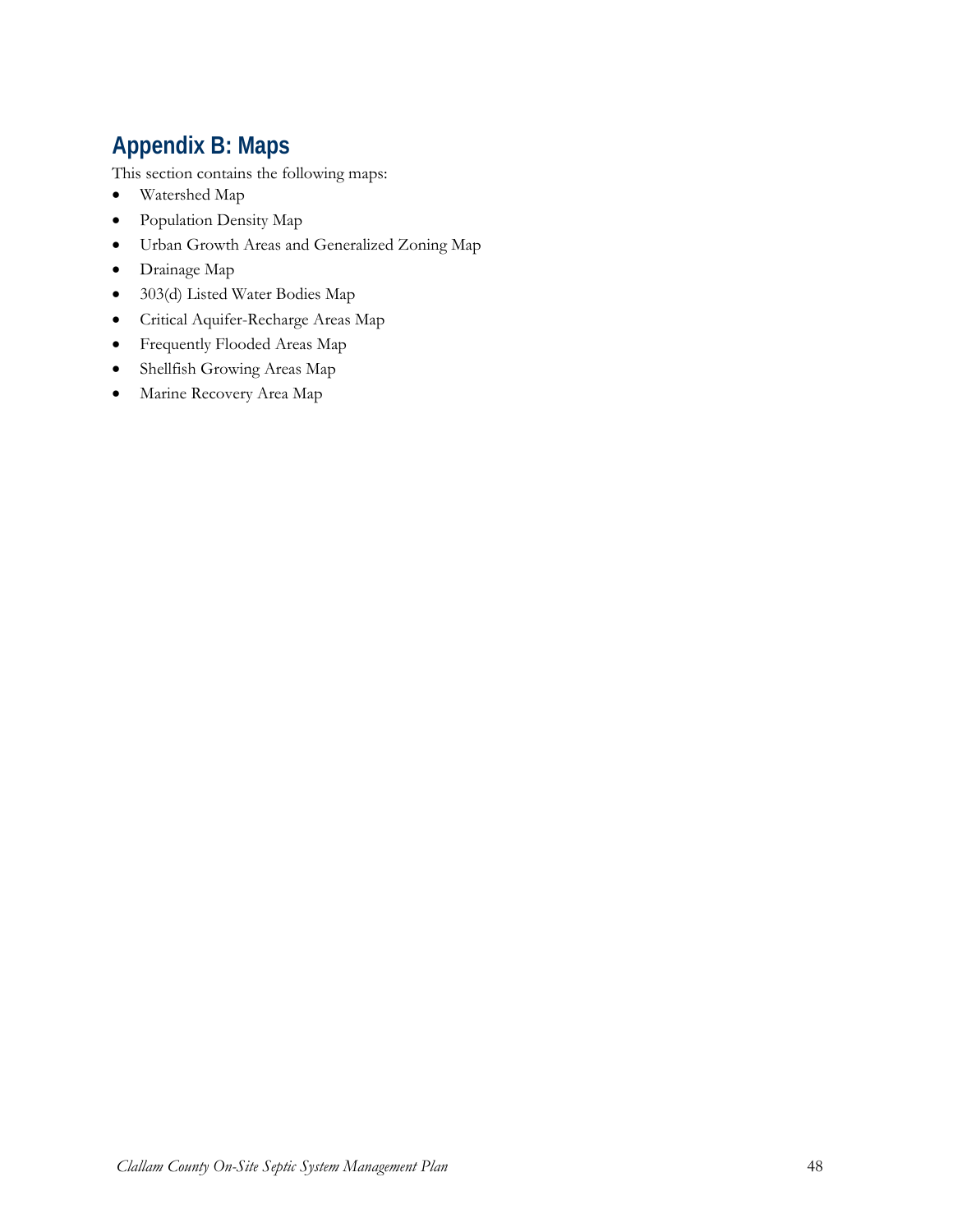## Appendix B: Maps

This section contains the following maps:

- Watershed Map
- Population Density Map
- Urban Growth Areas and Generalized Zoning Map
- Drainage Map
- 303(d) Listed Water Bodies Map
- Critical Aquifer-Recharge Areas Map
- Frequently Flooded Areas Map
- Shellfish Growing Areas Map
- Marine Recovery Area Map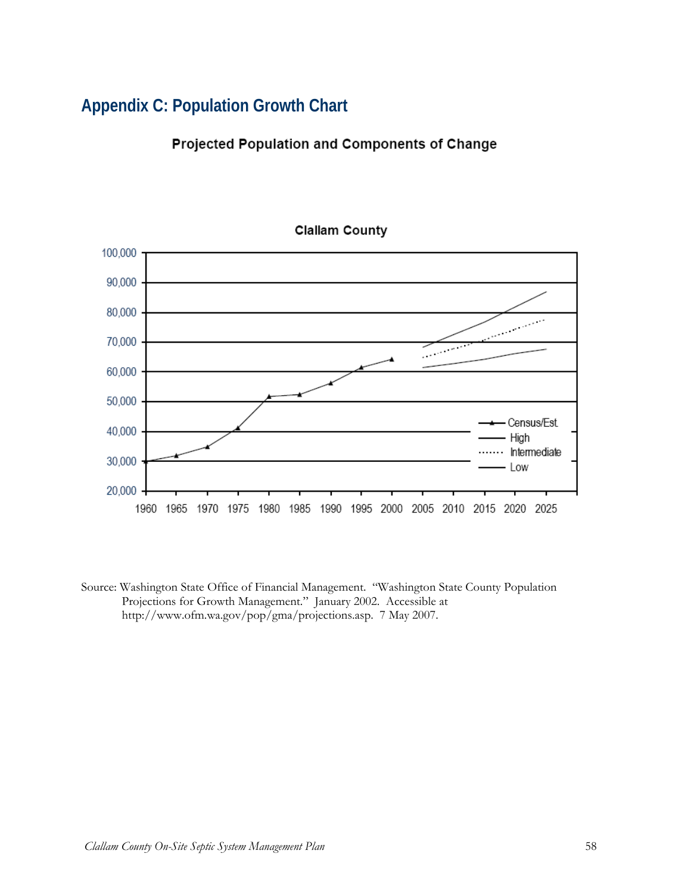## Appendix C: Population Growth Chart

**Projected Population and Components of Change**

**Clallam County**

Source: Washington State Office of Financial Management. "Washington State County Population Projections for Growth Management." January 2002. Accessible at http://www.ofm.wa.gov/pop/gma/projections.asp. 7 May 2007.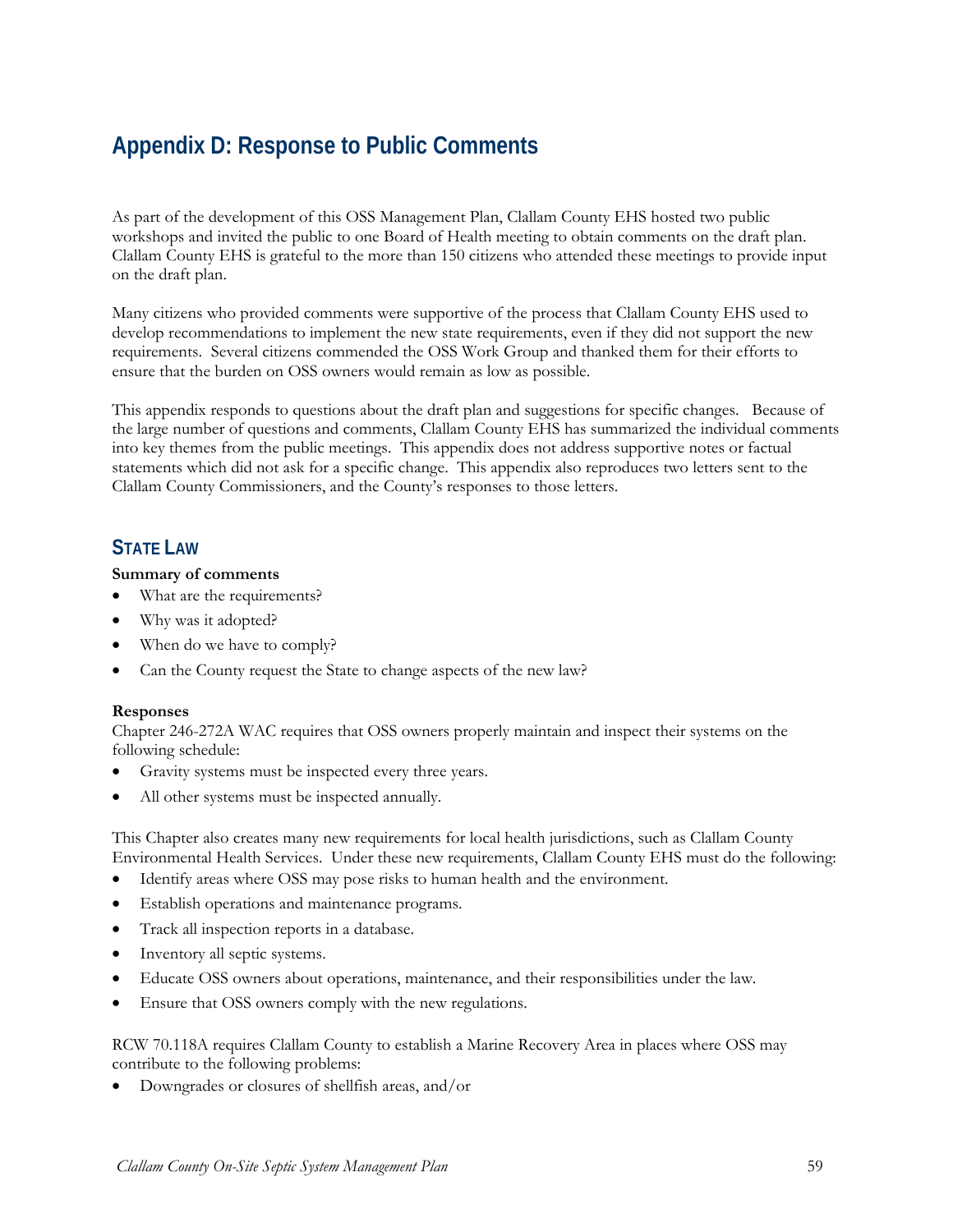# Appendix D: Response to Public Comments

As part of the development of this OSS Management Plan, Clallam County EHS hosted two public workshops and invited the public to one Board of Health meeting to obtain comments on the draft plan. Clallam County EHS is grateful to the more than 150 citizens who attended these meetings to provide input on the draft plan.

Many citizens who provided comments were supportive of the process that Clallam County EHS used to develop recommendations to implement the new state requirements, even if they did not support the new requirements. Several citizens commended the OSS Work Group and thanked them for their efforts to ensure that the burden on OSS owners would remain as low as possible.

This appendix responds to questions about the draft plan and suggestions for specific changes. Because of the large number of questions and comments, Clallam County EHS has summarized the individual comments into key themes from the public meetings. This appendix does not address supportive notes or factual statements which did not ask for a specific change. This appendix also reproduces two letters sent to the Clallam County Commissioners, and the County's responses to those letters.

## State Law

**Summary of comments**

- What are the requirements?
- Why was it adopted?
- When do we have to comply?
- Can the County request the State to change aspects of the new law?

**Responses**

Chapter 246-272A WAC requires that OSS owners properly maintain and inspect their systems on the following schedule:

- Gravity systems must be inspected every three years.
- All other systems must be inspected annually.

This Chapter also creates many new requirements for local health jurisdictions, such as Clallam County Environmental Health Services. Under these new requirements, Clallam County EHS must do the following:

- Identify areas where OSS may pose risks to human health and the environment.
- Establish operations and maintenance programs.
- Track all inspection reports in a database.
- Inventory all septic systems.
- Educate OSS owners about operations, maintenance, and their responsibilities under the law.
- Ensure that OSS owners comply with the new regulations.

RCW 70.118A requires Clallam County to establish a Marine Recovery Area in places where OSS may contribute to the following problems:

- Downgrades or closures of shellfish areas, and/or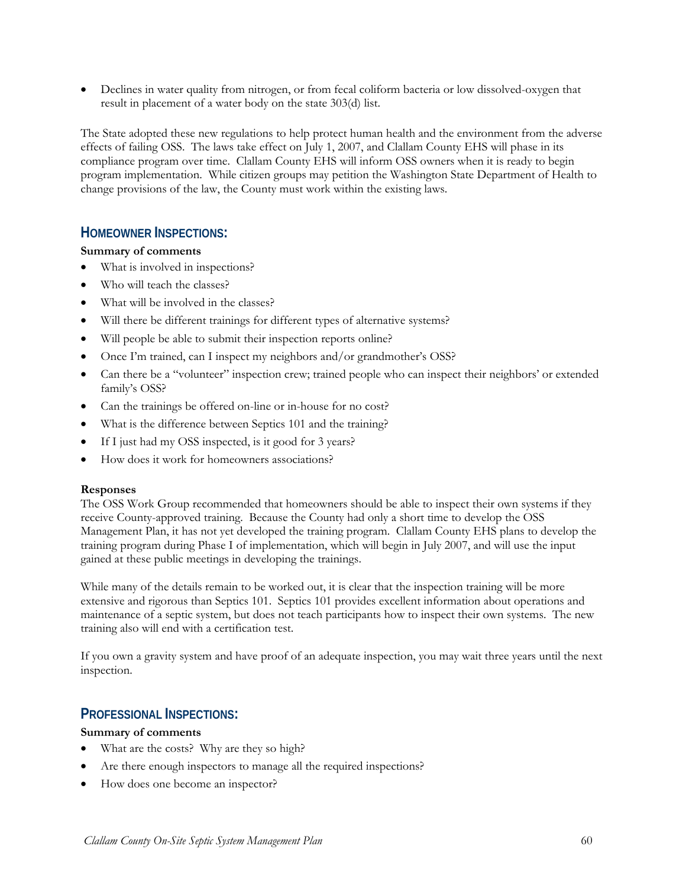- Declines in water quality from nitrogen, or from fecal coliform bacteria or low dissolved-oxygen that result in placement of a water body on the state 303(d) list.

The State adopted these new regulations to help protect human health and the environment from the adverse effects of failing OSS. The laws take effect on July 1, 2007, and Clallam County EHS will phase in its compliance program over time. Clallam County EHS will inform OSS owners when it is ready to begin program implementation. While citizen groups may petition the Washington State Department of Health to change provisions of the law, the County must work within the existing laws.

## Homeowner Inspections:

**Summary of comments**

- What is involved in inspections?
- Who will teach the classes?
- What will be involved in the classes?
- Will there be different trainings for different types of alternative systems?
- Will people be able to submit their inspection reports online?
- Once I'm trained, can I inspect my neighbors and/or grandmother's OSS?
- Can there be a "volunteer" inspection crew; trained people who can inspect their neighbors' or extended family's OSS?
- Can the trainings be offered on-line or in-house for no cost?
- What is the difference between Septics 101 and the training?
- If I just had my OSS inspected, is it good for 3 years?
- How does it work for homeowners associations?

**Responses**

The OSS Work Group recommended that homeowners should be able to inspect their own systems if they receive County-approved training. Because the County had only a short time to develop the OSS Management Plan, it has not yet developed the training program. Clallam County EHS plans to develop the training program during Phase I of implementation, which will begin in July 2007, and will use the input gained at these public meetings in developing the trainings.

While many of the details remain to be worked out, it is clear that the inspection training will be more extensive and rigorous than Septics 101. Septics 101 provides excellent information about operations and maintenance of a septic system, but does not teach participants how to inspect their own systems. The new training also will end with a certification test.

If you own a gravity system and have proof of an adequate inspection, you may wait three years until the next inspection.

## Professional Inspections:

**Summary of comments**

- What are the costs? Why are they so high?
- Are there enough inspectors to manage all the required inspections?
- How does one become an inspector?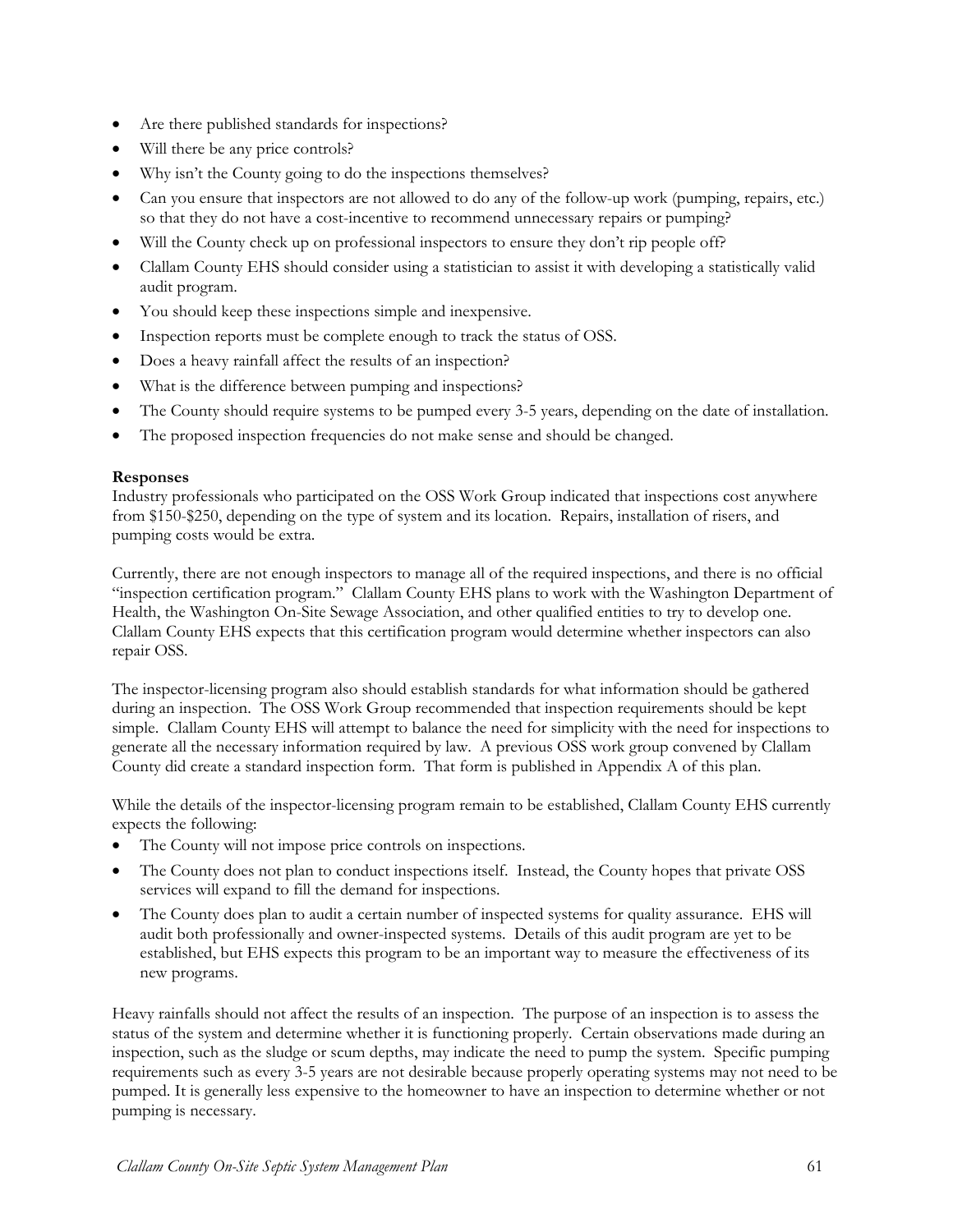- Are there published standards for inspections?
- Will there be any price controls?
- Why isn't the County going to do the inspections themselves?
- Can you ensure that inspectors are not allowed to do any of the follow-up work (pumping, repairs, etc.) so that they do not have a cost-incentive to recommend unnecessary repairs or pumping?
- Will the County check up on professional inspectors to ensure they don't rip people off?
- Clallam County EHS should consider using a statistician to assist it with developing a statistically valid audit program.
- You should keep these inspections simple and inexpensive.
- Inspection reports must be complete enough to track the status of OSS.
- Does a heavy rainfall affect the results of an inspection?
- What is the difference between pumping and inspections?
- The County should require systems to be pumped every 3-5 years, depending on the date of installation.
- The proposed inspection frequencies do not make sense and should be changed.

**Responses**

Industry professionals who participated on the OSS Work Group indicated that inspections cost anywhere from $150-$250, depending on the type of system and its location. Repairs, installation of risers, and pumping costs would be extra.

Currently, there are not enough inspectors to manage all of the required inspections, and there is no official "inspection certification program." Clallam County EHS plans to work with the Washington Department of Health, the Washington On-Site Sewage Association, and other qualified entities to try to develop one. Clallam County EHS expects that this certification program would determine whether inspectors can also repair OSS.

The inspector-licensing program also should establish standards for what information should be gathered during an inspection. The OSS Work Group recommended that inspection requirements should be kept simple. Clallam County EHS will attempt to balance the need for simplicity with the need for inspections to generate all the necessary information required by law. A previous OSS work group convened by Clallam County did create a standard inspection form. That form is published in Appendix A of this plan.

While the details of the inspector-licensing program remain to be established, Clallam County EHS currently expects the following:

- The County will not impose price controls on inspections.
- The County does not plan to conduct inspections itself. Instead, the County hopes that private OSS services will expand to fill the demand for inspections.
- The County does plan to audit a certain number of inspected systems for quality assurance. EHS will audit both professionally and owner-inspected systems. Details of this audit program are yet to be established, but EHS expects this program to be an important way to measure the effectiveness of its new programs.

Heavy rainfalls should not affect the results of an inspection. The purpose of an inspection is to assess the status of the system and determine whether it is functioning properly. Certain observations made during an inspection, such as the sludge or scum depths, may indicate the need to pump the system. Specific pumping requirements such as every 3-5 years are not desirable because properly operating systems may not need to be pumped. It is generally less expensive to the homeowner to have an inspection to determine whether or not pumping is necessary.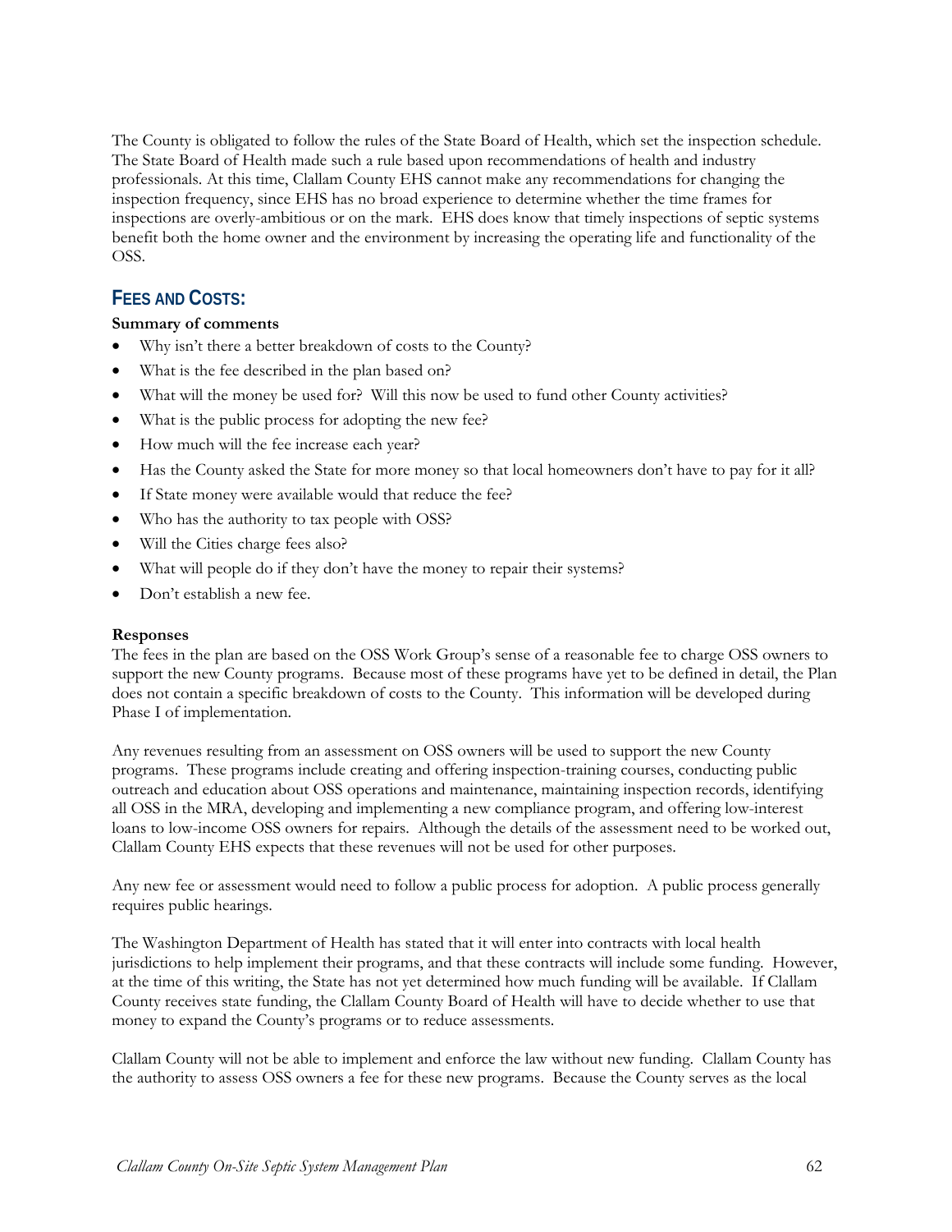The County is obligated to follow the rules of the State Board of Health, which set the inspection schedule. The State Board of Health made such a rule based upon recommendations of health and industry professionals. At this time, Clallam County EHS cannot make any recommendations for changing the inspection frequency, since EHS has no broad experience to determine whether the time frames for inspections are overly-ambitious or on the mark. EHS does know that timely inspections of septic systems benefit both the home owner and the environment by increasing the operating life and functionality of the OSS.

## FEES AND COSTS:

**Summary of comments**

- Why isn't there a better breakdown of costs to the County?
- What is the fee described in the plan based on?
- What will the money be used for? Will this now be used to fund other County activities?
- What is the public process for adopting the new fee?
- How much will the fee increase each year?
- Has the County asked the State for more money so that local homeowners don't have to pay for it all?
- If State money were available would that reduce the fee?
- Who has the authority to tax people with OSS?
- Will the Cities charge fees also?
- What will people do if they don't have the money to repair their systems?
- Don't establish a new fee.

**Responses**

The fees in the plan are based on the OSS Work Group's sense of a reasonable fee to charge OSS owners to support the new County programs. Because most of these programs have yet to be defined in detail, the Plan does not contain a specific breakdown of costs to the County. This information will be developed during Phase I of implementation.

Any revenues resulting from an assessment on OSS owners will be used to support the new County programs. These programs include creating and offering inspection-training courses, conducting public outreach and education about OSS operations and maintenance, maintaining inspection records, identifying all OSS in the MRA, developing and implementing a new compliance program, and offering low-interest loans to low-income OSS owners for repairs. Although the details of the assessment need to be worked out, Clallam County EHS expects that these revenues will not be used for other purposes.

Any new fee or assessment would need to follow a public process for adoption. A public process generally requires public hearings.

The Washington Department of Health has stated that it will enter into contracts with local health jurisdictions to help implement their programs, and that these contracts will include some funding. However, at the time of this writing, the State has not yet determined how much funding will be available. If Clallam County receives state funding, the Clallam County Board of Health will have to decide whether to use that money to expand the County's programs or to reduce assessments.

Clallam County will not be able to implement and enforce the law without new funding. Clallam County has the authority to assess OSS owners a fee for these new programs. Because the County serves as the local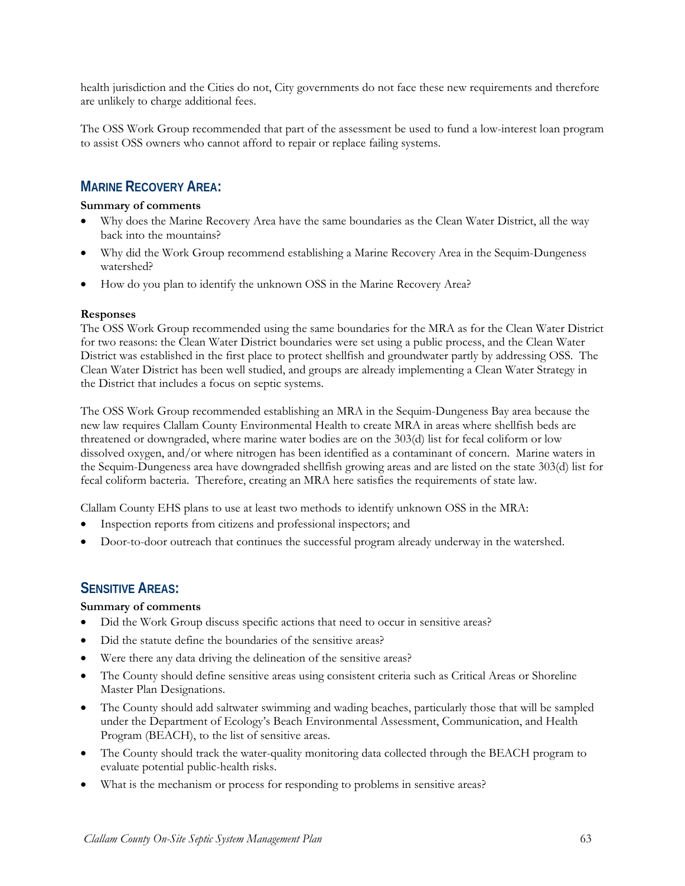health jurisdiction and the Cities do not, City governments do not face these new requirements and therefore are unlikely to charge additional fees.

The OSS Work Group recommended that part of the assessment be used to fund a low-interest loan program to assist OSS owners who cannot afford to repair or replace failing systems.

## MARINE RECOVERY AREA:

**Summary of comments**

- Why does the Marine Recovery Area have the same boundaries as the Clean Water District, all the way back into the mountains?
- Why did the Work Group recommend establishing a Marine Recovery Area in the Sequim-Dungeness watershed?
- How do you plan to identify the unknown OSS in the Marine Recovery Area?

**Responses**

The OSS Work Group recommended using the same boundaries for the MRA as for the Clean Water District for two reasons: the Clean Water District boundaries were set using a public process, and the Clean Water District was established in the first place to protect shellfish and groundwater partly by addressing OSS. The Clean Water District has been well studied, and groups are already implementing a Clean Water Strategy in the District that includes a focus on septic systems.

The OSS Work Group recommended establishing an MRA in the Sequim-Dungeness Bay area because the new law requires Clallam County Environmental Health to create MRA in areas where shellfish beds are threatened or downgraded, where marine water bodies are on the 303(d) list for fecal coliform or low dissolved oxygen, and/or where nitrogen has been identified as a contaminant of concern. Marine waters in the Sequim-Dungeness area have downgraded shellfish growing areas and are listed on the state 303(d) list for fecal coliform bacteria. Therefore, creating an MRA here satisfies the requirements of state law.

Clallam County EHS plans to use at least two methods to identify unknown OSS in the MRA:

- Inspection reports from citizens and professional inspectors; and
- Door-to-door outreach that continues the successful program already underway in the watershed.

## SENSITIVE AREAS:

**Summary of comments**

- Did the Work Group discuss specific actions that need to occur in sensitive areas?
- Did the statute define the boundaries of the sensitive areas?
- Were there any data driving the delineation of the sensitive areas?
- The County should define sensitive areas using consistent criteria such as Critical Areas or Shoreline Master Plan Designations.
- The County should add saltwater swimming and wading beaches, particularly those that will be sampled under the Department of Ecology's Beach Environmental Assessment, Communication, and Health Program (BEACH), to the list of sensitive areas.
- The County should track the water-quality monitoring data collected through the BEACH program to evaluate potential public-health risks.
- What is the mechanism or process for responding to problems in sensitive areas?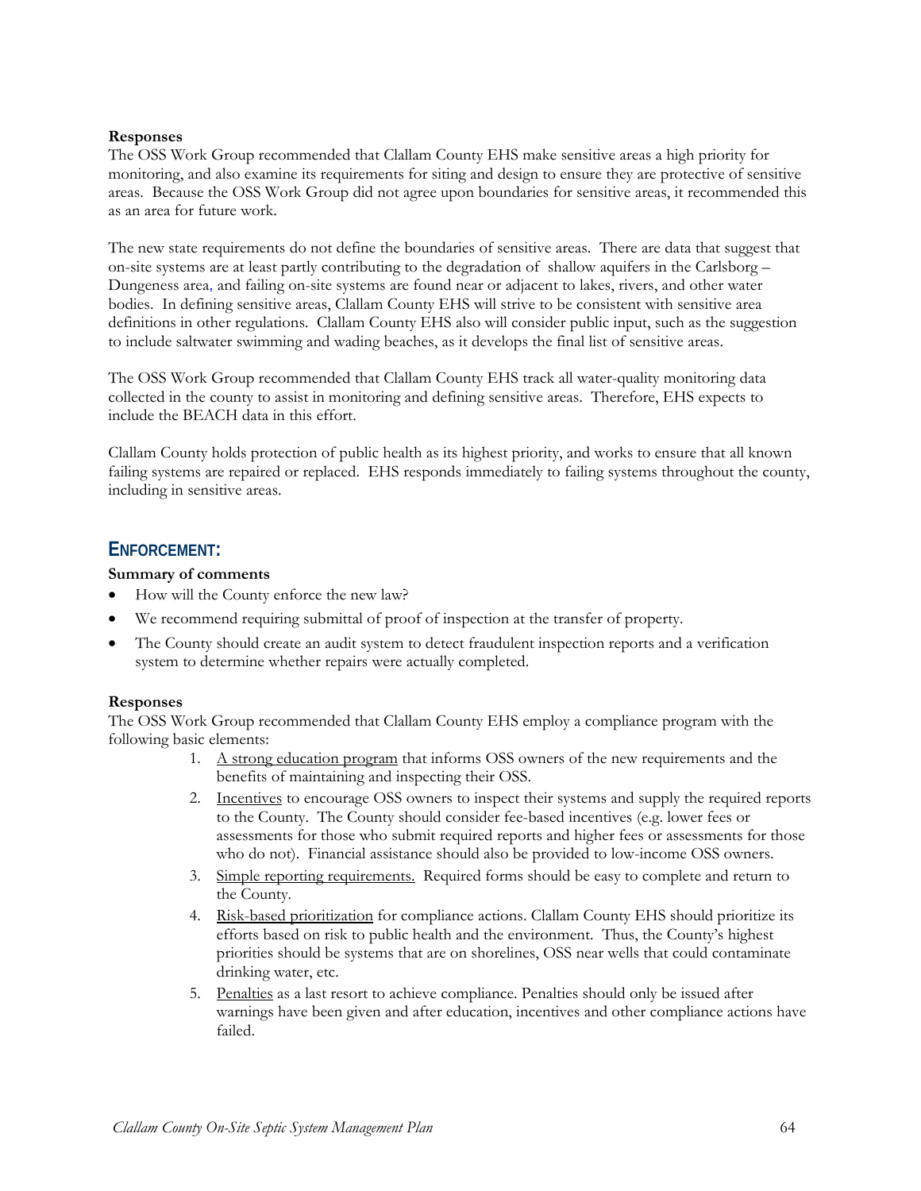**Responses**

The OSS Work Group recommended that Clallam County EHS make sensitive areas a high priority for monitoring, and also examine its requirements for siting and design to ensure they are protective of sensitive areas. Because the OSS Work Group did not agree upon boundaries for sensitive areas, it recommended this as an area for future work.

The new state requirements do not define the boundaries of sensitive areas. There are data that suggest that on-site systems are at least partly contributing to the degradation of shallow aquifers in the Carlsborg – Dungeness area, and failing on-site systems are found near or adjacent to lakes, rivers, and other water bodies. In defining sensitive areas, Clallam County EHS will strive to be consistent with sensitive area definitions in other regulations. Clallam County EHS also will consider public input, such as the suggestion to include saltwater swimming and wading beaches, as it develops the final list of sensitive areas.

The OSS Work Group recommended that Clallam County EHS track all water-quality monitoring data collected in the county to assist in monitoring and defining sensitive areas. Therefore, EHS expects to include the BEACH data in this effort.

Clallam County holds protection of public health as its highest priority, and works to ensure that all known failing systems are repaired or replaced. EHS responds immediately to failing systems throughout the county, including in sensitive areas.

## ENFORCEMENT:

**Summary of comments**

- How will the County enforce the new law?
- We recommend requiring submittal of proof of inspection at the transfer of property.
- The County should create an audit system to detect fraudulent inspection reports and a verification system to determine whether repairs were actually completed.

**Responses**

The OSS Work Group recommended that Clallam County EHS employ a compliance program with the following basic elements:

1. A strong education program that informs OSS owners of the new requirements and the benefits of maintaining and inspecting their OSS.
2. Incentives to encourage OSS owners to inspect their systems and supply the required reports to the County. The County should consider fee-based incentives (e.g. lower fees or assessments for those who submit required reports and higher fees or assessments for those who do not). Financial assistance should also be provided to low-income OSS owners.
3. Simple reporting requirements. Required forms should be easy to complete and return to the County.
4. Risk-based prioritization for compliance actions. Clallam County EHS should prioritize its efforts based on risk to public health and the environment. Thus, the County's highest priorities should be systems that are on shorelines, OSS near wells that could contaminate drinking water, etc.
5. Penalties as a last resort to achieve compliance. Penalties should only be issued after warnings have been given and after education, incentives and other compliance actions have failed.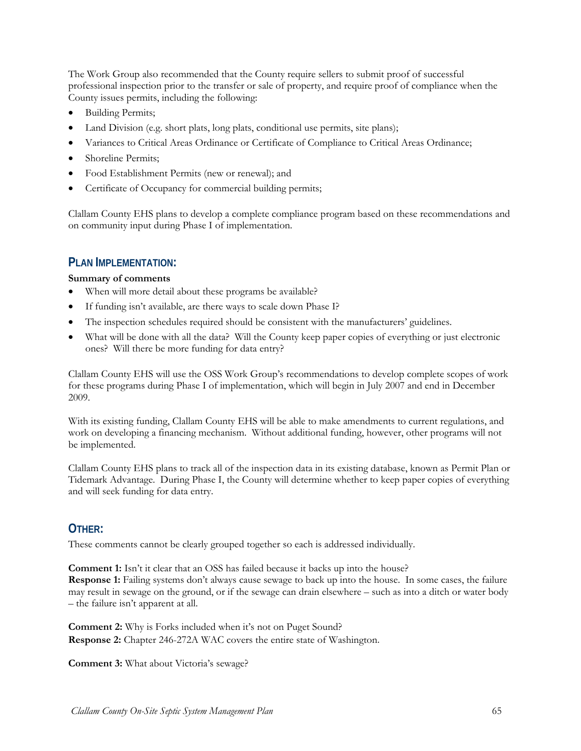The Work Group also recommended that the County require sellers to submit proof of successful professional inspection prior to the transfer or sale of property, and require proof of compliance when the County issues permits, including the following:

- Building Permits;
- Land Division (e.g. short plats, long plats, conditional use permits, site plans);
- Variances to Critical Areas Ordinance or Certificate of Compliance to Critical Areas Ordinance;
- Shoreline Permits;
- Food Establishment Permits (new or renewal); and
- Certificate of Occupancy for commercial building permits;

Clallam County EHS plans to develop a complete compliance program based on these recommendations and on community input during Phase I of implementation.

## PLAN IMPLEMENTATION:

**Summary of comments**

- When will more detail about these programs be available?
- If funding isn't available, are there ways to scale down Phase I?
- The inspection schedules required should be consistent with the manufacturers' guidelines.
- What will be done with all the data? Will the County keep paper copies of everything or just electronic ones? Will there be more funding for data entry?

Clallam County EHS will use the OSS Work Group's recommendations to develop complete scopes of work for these programs during Phase I of implementation, which will begin in July 2007 and end in December 2009.

With its existing funding, Clallam County EHS will be able to make amendments to current regulations, and work on developing a financing mechanism. Without additional funding, however, other programs will not be implemented.

Clallam County EHS plans to track all of the inspection data in its existing database, known as Permit Plan or Tidemark Advantage. During Phase I, the County will determine whether to keep paper copies of everything and will seek funding for data entry.

## OTHER:

These comments cannot be clearly grouped together so each is addressed individually.

**Comment 1:** Isn't it clear that an OSS has failed because it backs up into the house?
**Response 1:** Failing systems don't always cause sewage to back up into the house. In some cases, the failure may result in sewage on the ground, or if the sewage can drain elsewhere – such as into a ditch or water body – the failure isn't apparent at all.

**Comment 2:** Why is Forks included when it's not on Puget Sound?
**Response 2:** Chapter 246-272A WAC covers the entire state of Washington.

**Comment 3:** What about Victoria's sewage?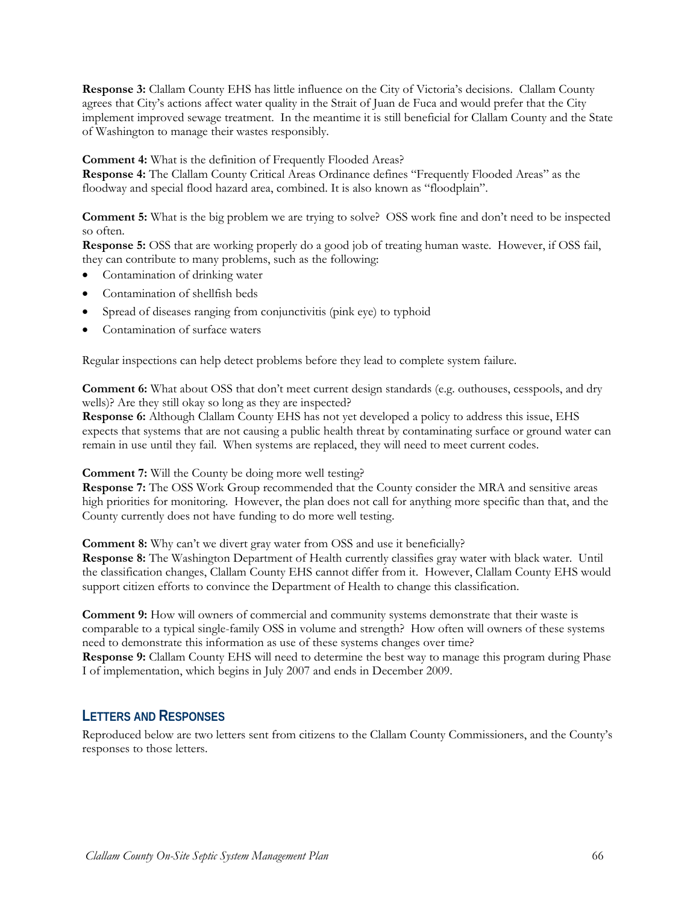**Response 3:** Clallam County EHS has little influence on the City of Victoria's decisions. Clallam County agrees that City's actions affect water quality in the Strait of Juan de Fuca and would prefer that the City implement improved sewage treatment. In the meantime it is still beneficial for Clallam County and the State of Washington to manage their wastes responsibly.

**Comment 4:** What is the definition of Frequently Flooded Areas?
**Response 4:** The Clallam County Critical Areas Ordinance defines "Frequently Flooded Areas" as the floodway and special flood hazard area, combined. It is also known as "floodplain".

**Comment 5:** What is the big problem we are trying to solve? OSS work fine and don't need to be inspected so often.
**Response 5:** OSS that are working properly do a good job of treating human waste. However, if OSS fail, they can contribute to many problems, such as the following:

- Contamination of drinking water
- Contamination of shellfish beds
- Spread of diseases ranging from conjunctivitis (pink eye) to typhoid
- Contamination of surface waters

Regular inspections can help detect problems before they lead to complete system failure.

**Comment 6:** What about OSS that don't meet current design standards (e.g. outhouses, cesspools, and dry wells)? Are they still okay so long as they are inspected?
**Response 6:** Although Clallam County EHS has not yet developed a policy to address this issue, EHS expects that systems that are not causing a public health threat by contaminating surface or ground water can remain in use until they fail. When systems are replaced, they will need to meet current codes.

**Comment 7:** Will the County be doing more well testing?
**Response 7:** The OSS Work Group recommended that the County consider the MRA and sensitive areas high priorities for monitoring. However, the plan does not call for anything more specific than that, and the County currently does not have funding to do more well testing.

**Comment 8:** Why can't we divert gray water from OSS and use it beneficially?
**Response 8:** The Washington Department of Health currently classifies gray water with black water. Until the classification changes, Clallam County EHS cannot differ from it. However, Clallam County EHS would support citizen efforts to convince the Department of Health to change this classification.

**Comment 9:** How will owners of commercial and community systems demonstrate that their waste is comparable to a typical single-family OSS in volume and strength? How often will owners of these systems need to demonstrate this information as use of these systems changes over time?
**Response 9:** Clallam County EHS will need to determine the best way to manage this program during Phase I of implementation, which begins in July 2007 and ends in December 2009.

## Letters and Responses

Reproduced below are two letters sent from citizens to the Clallam County Commissioners, and the County's responses to those letters.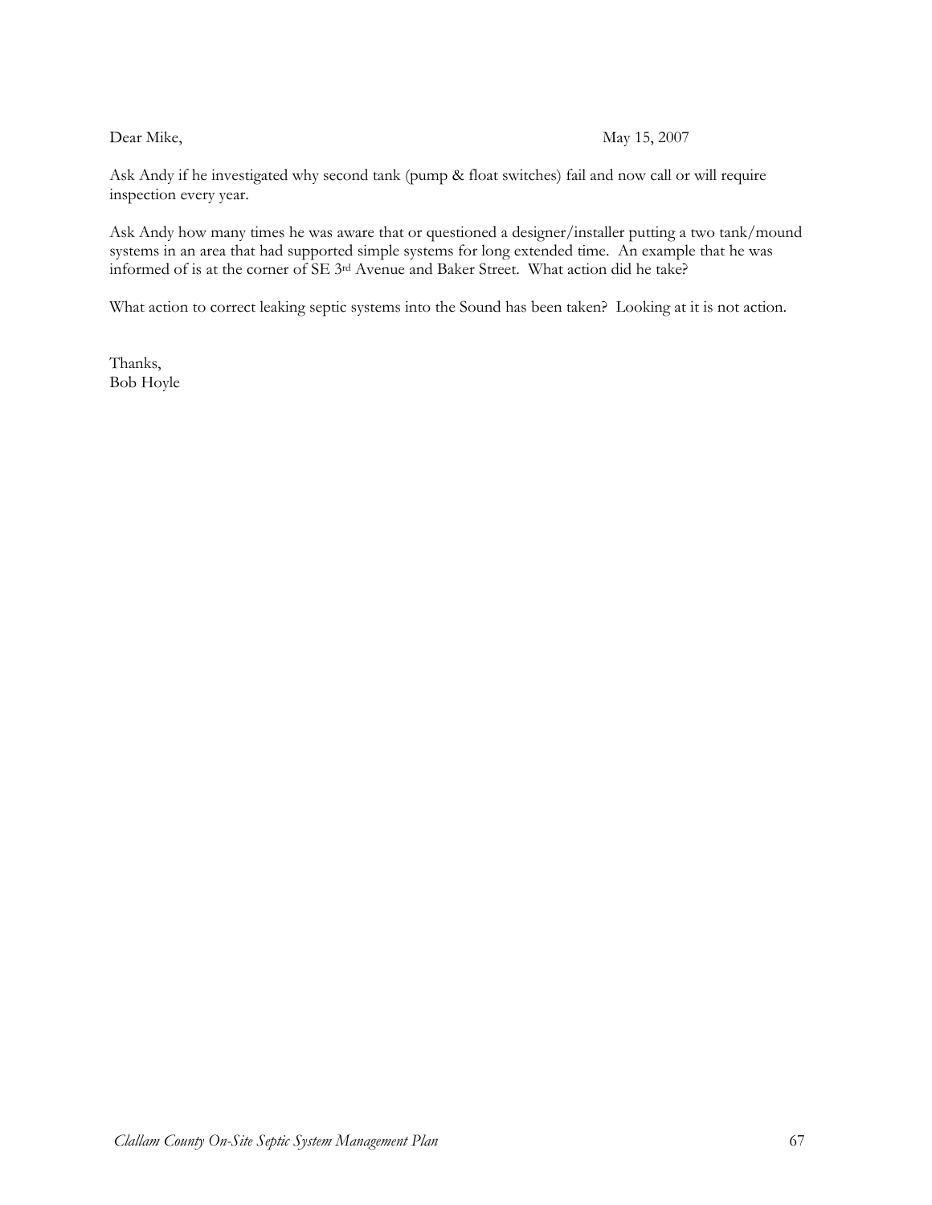Dear Mike, May 15, 2007

Ask Andy if he investigated why second tank (pump & float switches) fail and now call or will require inspection every year.

Ask Andy how many times he was aware that or questioned a designer/installer putting a two tank/mound systems in an area that had supported simple systems for long extended time. An example that he was informed of is at the corner of SE 3rd Avenue and Baker Street. What action did he take?

What action to correct leaking septic systems into the Sound has been taken? Looking at it is not action.

Thanks,
Bob Hoyle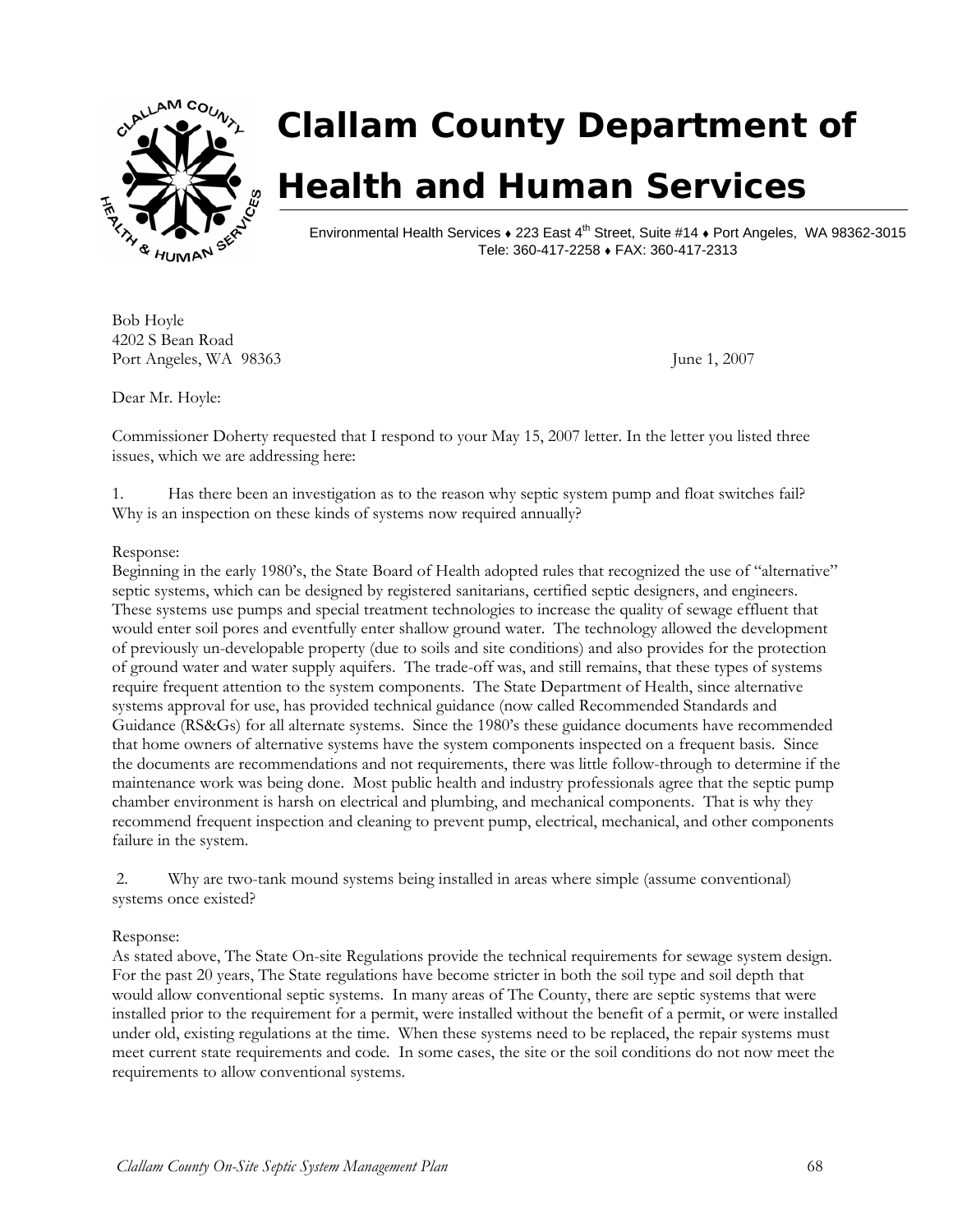# Clallam County Department of Health and Human Services

Environmental Health Services ♦ 223 East 4th Street, Suite #14 ♦ Port Angeles, WA 98362-3015
Tele: 360-417-2258 ♦ FAX: 360-417-2313

Bob Hoyle
4202 S Bean Road
Port Angeles, WA 98363

June 1, 2007

Dear Mr. Hoyle:

Commissioner Doherty requested that I respond to your May 15, 2007 letter. In the letter you listed three issues, which we are addressing here:

1. Has there been an investigation as to the reason why septic system pump and float switches fail? Why is an inspection on these kinds of systems now required annually?

Response:
Beginning in the early 1980's, the State Board of Health adopted rules that recognized the use of "alternative" septic systems, which can be designed by registered sanitarians, certified septic designers, and engineers. These systems use pumps and special treatment technologies to increase the quality of sewage effluent that would enter soil pores and eventfully enter shallow ground water. The technology allowed the development of previously un-developable property (due to soils and site conditions) and also provides for the protection of ground water and water supply aquifers. The trade-off was, and still remains, that these types of systems require frequent attention to the system components. The State Department of Health, since alternative systems approval for use, has provided technical guidance (now called Recommended Standards and Guidance (RS&Gs) for all alternate systems. Since the 1980's these guidance documents have recommended that home owners of alternative systems have the system components inspected on a frequent basis. Since the documents are recommendations and not requirements, there was little follow-through to determine if the maintenance work was being done. Most public health and industry professionals agree that the septic pump chamber environment is harsh on electrical and plumbing, and mechanical components. That is why they recommend frequent inspection and cleaning to prevent pump, electrical, mechanical, and other components failure in the system.

2. Why are two-tank mound systems being installed in areas where simple (assume conventional) systems once existed?

Response:
As stated above, The State On-site Regulations provide the technical requirements for sewage system design. For the past 20 years, The State regulations have become stricter in both the soil type and soil depth that would allow conventional septic systems. In many areas of The County, there are septic systems that were installed prior to the requirement for a permit, were installed without the benefit of a permit, or were installed under old, existing regulations at the time. When these systems need to be replaced, the repair systems must meet current state requirements and code. In some cases, the site or the soil conditions do not now meet the requirements to allow conventional systems.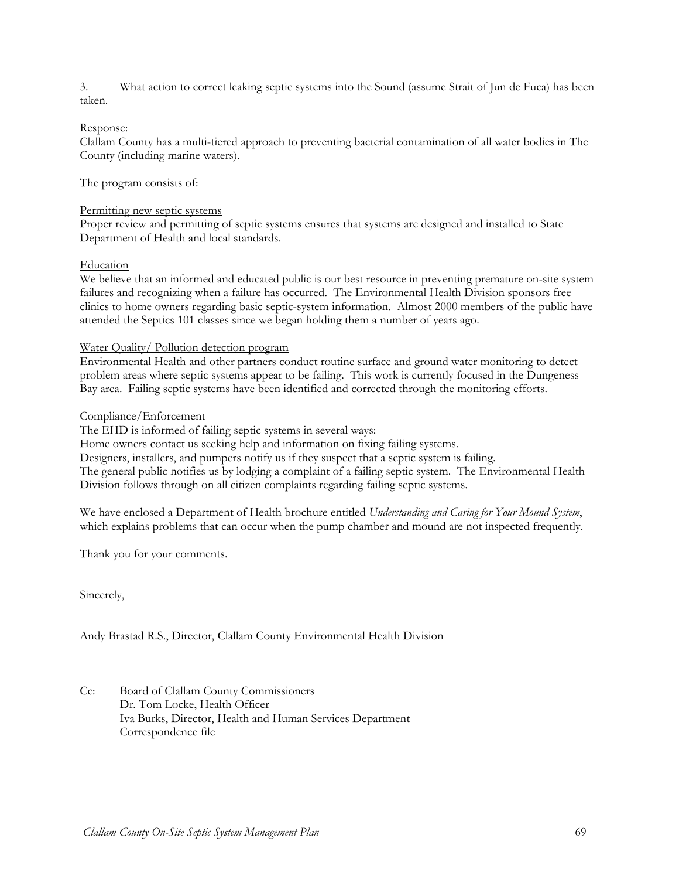3. What action to correct leaking septic systems into the Sound (assume Strait of Jun de Fuca) has been taken.

Response:
Clallam County has a multi-tiered approach to preventing bacterial contamination of all water bodies in The County (including marine waters).

The program consists of:

<u>Permitting new septic systems</u>
Proper review and permitting of septic systems ensures that systems are designed and installed to State Department of Health and local standards.

<u>Education</u>
We believe that an informed and educated public is our best resource in preventing premature on-site system failures and recognizing when a failure has occurred. The Environmental Health Division sponsors free clinics to home owners regarding basic septic-system information. Almost 2000 members of the public have attended the Septics 101 classes since we began holding them a number of years ago.

<u>Water Quality/ Pollution detection program</u>
Environmental Health and other partners conduct routine surface and ground water monitoring to detect problem areas where septic systems appear to be failing. This work is currently focused in the Dungeness Bay area. Failing septic systems have been identified and corrected through the monitoring efforts.

<u>Compliance/Enforcement</u>
The EHD is informed of failing septic systems in several ways:
Home owners contact us seeking help and information on fixing failing systems.
Designers, installers, and pumpers notify us if they suspect that a septic system is failing.
The general public notifies us by lodging a complaint of a failing septic system. The Environmental Health Division follows through on all citizen complaints regarding failing septic systems.

We have enclosed a Department of Health brochure entitled *Understanding and Caring for Your Mound System*, which explains problems that can occur when the pump chamber and mound are not inspected frequently.

Thank you for your comments.

Sincerely,

Andy Brastad R.S., Director, Clallam County Environmental Health Division

Cc: Board of Clallam County Commissioners
Dr. Tom Locke, Health Officer
Iva Burks, Director, Health and Human Services Department
Correspondence file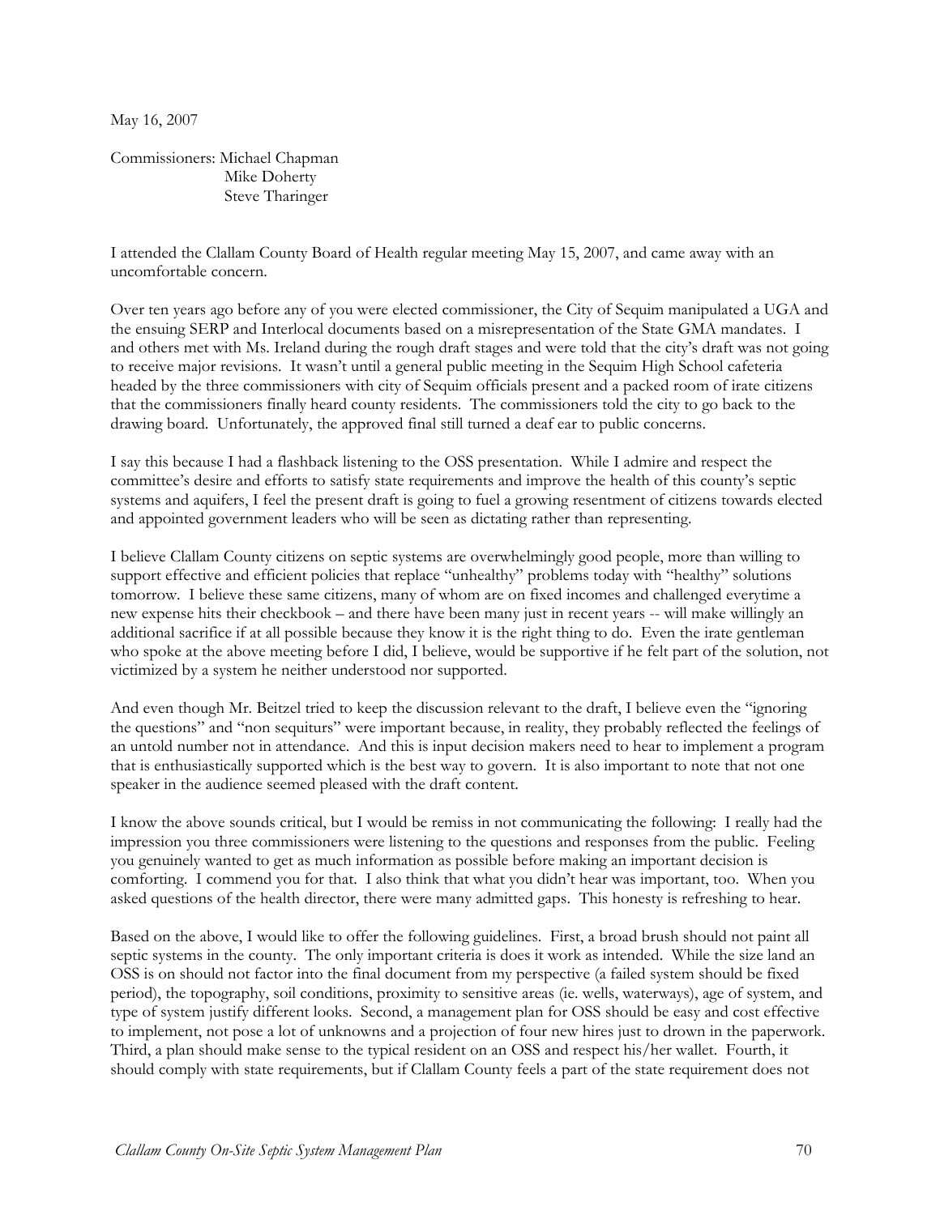May 16, 2007

Commissioners: Michael Chapman
Mike Doherty
Steve Tharinger

I attended the Clallam County Board of Health regular meeting May 15, 2007, and came away with an uncomfortable concern.

Over ten years ago before any of you were elected commissioner, the City of Sequim manipulated a UGA and the ensuing SERP and Interlocal documents based on a misrepresentation of the State GMA mandates. I and others met with Ms. Ireland during the rough draft stages and were told that the city's draft was not going to receive major revisions. It wasn't until a general public meeting in the Sequim High School cafeteria headed by the three commissioners with city of Sequim officials present and a packed room of irate citizens that the commissioners finally heard county residents. The commissioners told the city to go back to the drawing board. Unfortunately, the approved final still turned a deaf ear to public concerns.

I say this because I had a flashback listening to the OSS presentation. While I admire and respect the committee's desire and efforts to satisfy state requirements and improve the health of this county's septic systems and aquifers, I feel the present draft is going to fuel a growing resentment of citizens towards elected and appointed government leaders who will be seen as dictating rather than representing.

I believe Clallam County citizens on septic systems are overwhelmingly good people, more than willing to support effective and efficient policies that replace "unhealthy" problems today with "healthy" solutions tomorrow. I believe these same citizens, many of whom are on fixed incomes and challenged everytime a new expense hits their checkbook – and there have been many just in recent years -- will make willingly an additional sacrifice if at all possible because they know it is the right thing to do. Even the irate gentleman who spoke at the above meeting before I did, I believe, would be supportive if he felt part of the solution, not victimized by a system he neither understood nor supported.

And even though Mr. Beitzel tried to keep the discussion relevant to the draft, I believe even the "ignoring the questions" and "non sequiturs" were important because, in reality, they probably reflected the feelings of an untold number not in attendance. And this is input decision makers need to hear to implement a program that is enthusiastically supported which is the best way to govern. It is also important to note that not one speaker in the audience seemed pleased with the draft content.

I know the above sounds critical, but I would be remiss in not communicating the following: I really had the impression you three commissioners were listening to the questions and responses from the public. Feeling you genuinely wanted to get as much information as possible before making an important decision is comforting. I commend you for that. I also think that what you didn't hear was important, too. When you asked questions of the health director, there were many admitted gaps. This honesty is refreshing to hear.

Based on the above, I would like to offer the following guidelines. First, a broad brush should not paint all septic systems in the county. The only important criteria is does it work as intended. While the size land an OSS is on should not factor into the final document from my perspective (a failed system should be fixed period), the topography, soil conditions, proximity to sensitive areas (ie. wells, waterways), age of system, and type of system justify different looks. Second, a management plan for OSS should be easy and cost effective to implement, not pose a lot of unknowns and a projection of four new hires just to drown in the paperwork. Third, a plan should make sense to the typical resident on an OSS and respect his/her wallet. Fourth, it should comply with state requirements, but if Clallam County feels a part of the state requirement does not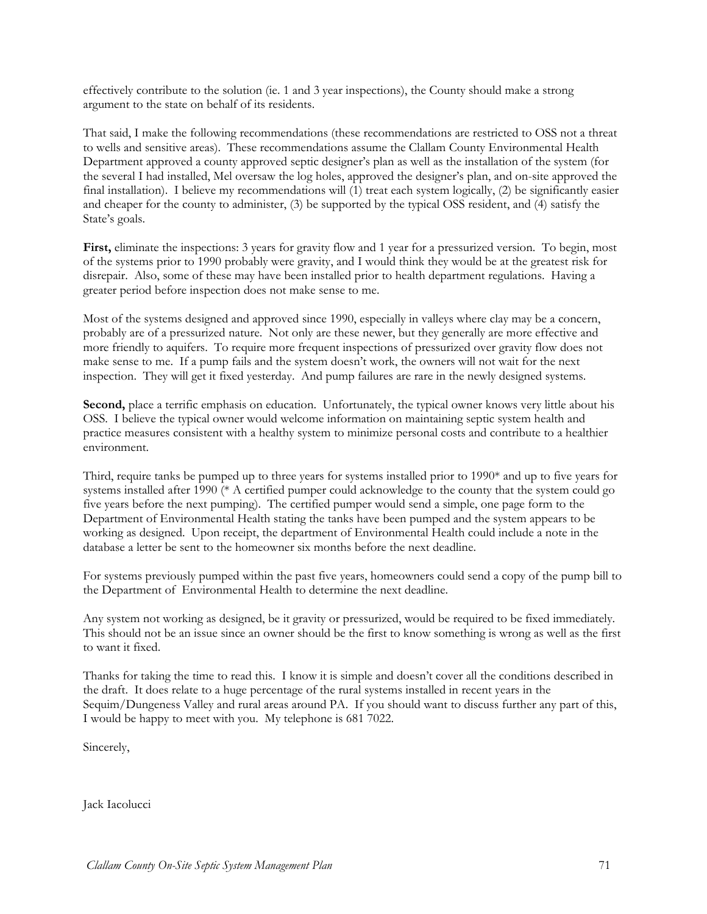effectively contribute to the solution (ie. 1 and 3 year inspections), the County should make a strong argument to the state on behalf of its residents.

That said, I make the following recommendations (these recommendations are restricted to OSS not a threat to wells and sensitive areas). These recommendations assume the Clallam County Environmental Health Department approved a county approved septic designer's plan as well as the installation of the system (for the several I had installed, Mel oversaw the log holes, approved the designer's plan, and on-site approved the final installation). I believe my recommendations will (1) treat each system logically, (2) be significantly easier and cheaper for the county to administer, (3) be supported by the typical OSS resident, and (4) satisfy the State's goals.

**First,** eliminate the inspections: 3 years for gravity flow and 1 year for a pressurized version. To begin, most of the systems prior to 1990 probably were gravity, and I would think they would be at the greatest risk for disrepair. Also, some of these may have been installed prior to health department regulations. Having a greater period before inspection does not make sense to me.

Most of the systems designed and approved since 1990, especially in valleys where clay may be a concern, probably are of a pressurized nature. Not only are these newer, but they generally are more effective and more friendly to aquifers. To require more frequent inspections of pressurized over gravity flow does not make sense to me. If a pump fails and the system doesn't work, the owners will not wait for the next inspection. They will get it fixed yesterday. And pump failures are rare in the newly designed systems.

**Second,** place a terrific emphasis on education. Unfortunately, the typical owner knows very little about his OSS. I believe the typical owner would welcome information on maintaining septic system health and practice measures consistent with a healthy system to minimize personal costs and contribute to a healthier environment.

Third, require tanks be pumped up to three years for systems installed prior to 1990* and up to five years for systems installed after 1990 (* A certified pumper could acknowledge to the county that the system could go five years before the next pumping). The certified pumper would send a simple, one page form to the Department of Environmental Health stating the tanks have been pumped and the system appears to be working as designed. Upon receipt, the department of Environmental Health could include a note in the database a letter be sent to the homeowner six months before the next deadline.

For systems previously pumped within the past five years, homeowners could send a copy of the pump bill to the Department of Environmental Health to determine the next deadline.

Any system not working as designed, be it gravity or pressurized, would be required to be fixed immediately. This should not be an issue since an owner should be the first to know something is wrong as well as the first to want it fixed.

Thanks for taking the time to read this. I know it is simple and doesn't cover all the conditions described in the draft. It does relate to a huge percentage of the rural systems installed in recent years in the Sequim/Dungeness Valley and rural areas around PA. If you should want to discuss further any part of this, I would be happy to meet with you. My telephone is 681 7022.

Sincerely,

Jack Iacolucci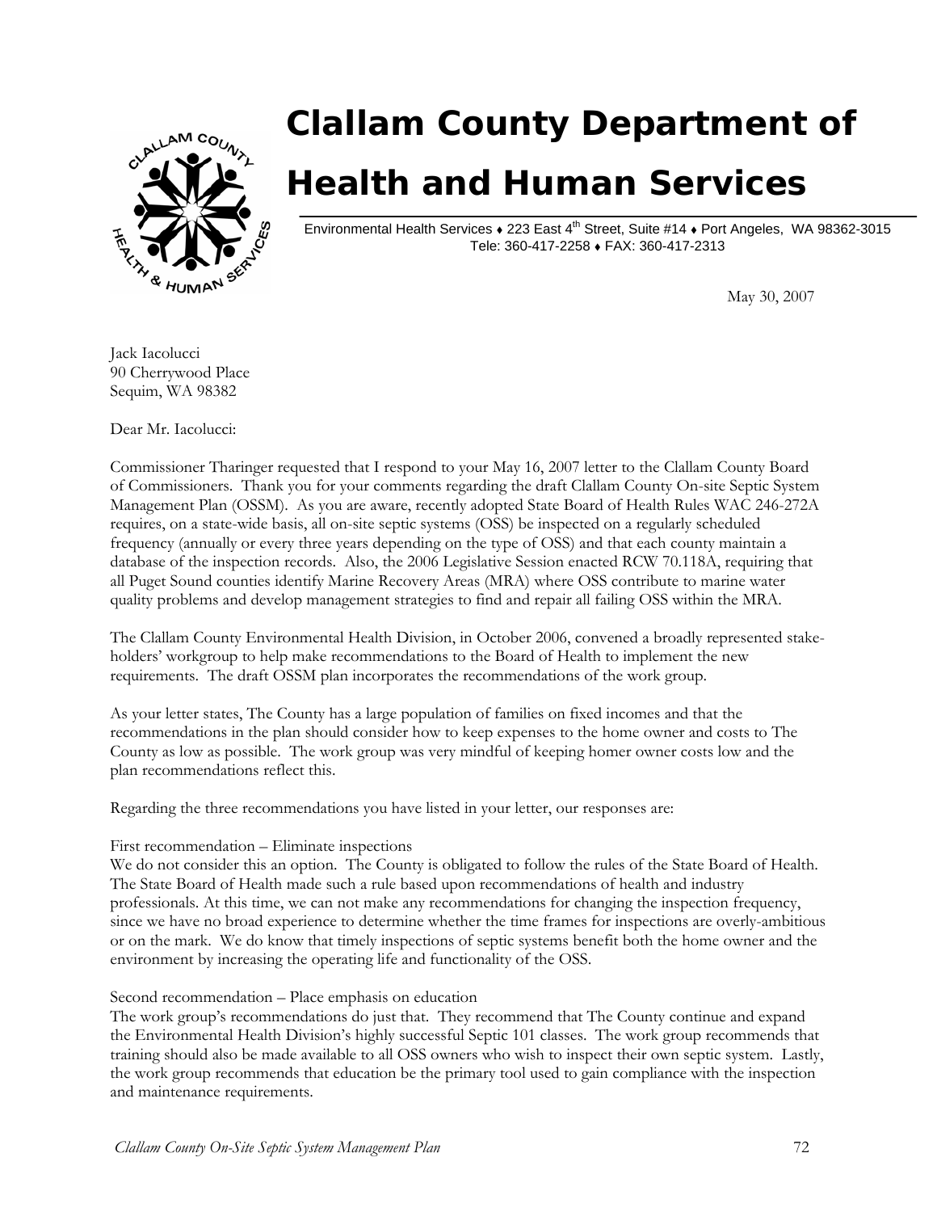# Clallam County Department of Health and Human Services

Environmental Health Services ♦ 223 East 4th Street, Suite #14 ♦ Port Angeles, WA 98362-3015
Tele: 360-417-2258 ♦ FAX: 360-417-2313

May 30, 2007

Jack Iacolucci
90 Cherrywood Place
Sequim, WA 98382

Dear Mr. Iacolucci:

Commissioner Tharinger requested that I respond to your May 16, 2007 letter to the Clallam County Board of Commissioners. Thank you for your comments regarding the draft Clallam County On-site Septic System Management Plan (OSSM). As you are aware, recently adopted State Board of Health Rules WAC 246-272A requires, on a state-wide basis, all on-site septic systems (OSS) be inspected on a regularly scheduled frequency (annually or every three years depending on the type of OSS) and that each county maintain a database of the inspection records. Also, the 2006 Legislative Session enacted RCW 70.118A, requiring that all Puget Sound counties identify Marine Recovery Areas (MRA) where OSS contribute to marine water quality problems and develop management strategies to find and repair all failing OSS within the MRA.

The Clallam County Environmental Health Division, in October 2006, convened a broadly represented stake-holders' workgroup to help make recommendations to the Board of Health to implement the new requirements. The draft OSSM plan incorporates the recommendations of the work group.

As your letter states, The County has a large population of families on fixed incomes and that the recommendations in the plan should consider how to keep expenses to the home owner and costs to The County as low as possible. The work group was very mindful of keeping homer owner costs low and the plan recommendations reflect this.

Regarding the three recommendations you have listed in your letter, our responses are:

First recommendation – Eliminate inspections
We do not consider this an option. The County is obligated to follow the rules of the State Board of Health. The State Board of Health made such a rule based upon recommendations of health and industry professionals. At this time, we can not make any recommendations for changing the inspection frequency, since we have no broad experience to determine whether the time frames for inspections are overly-ambitious or on the mark. We do know that timely inspections of septic systems benefit both the home owner and the environment by increasing the operating life and functionality of the OSS.

Second recommendation – Place emphasis on education
The work group's recommendations do just that. They recommend that The County continue and expand the Environmental Health Division's highly successful Septic 101 classes. The work group recommends that training should also be made available to all OSS owners who wish to inspect their own septic system. Lastly, the work group recommends that education be the primary tool used to gain compliance with the inspection and maintenance requirements.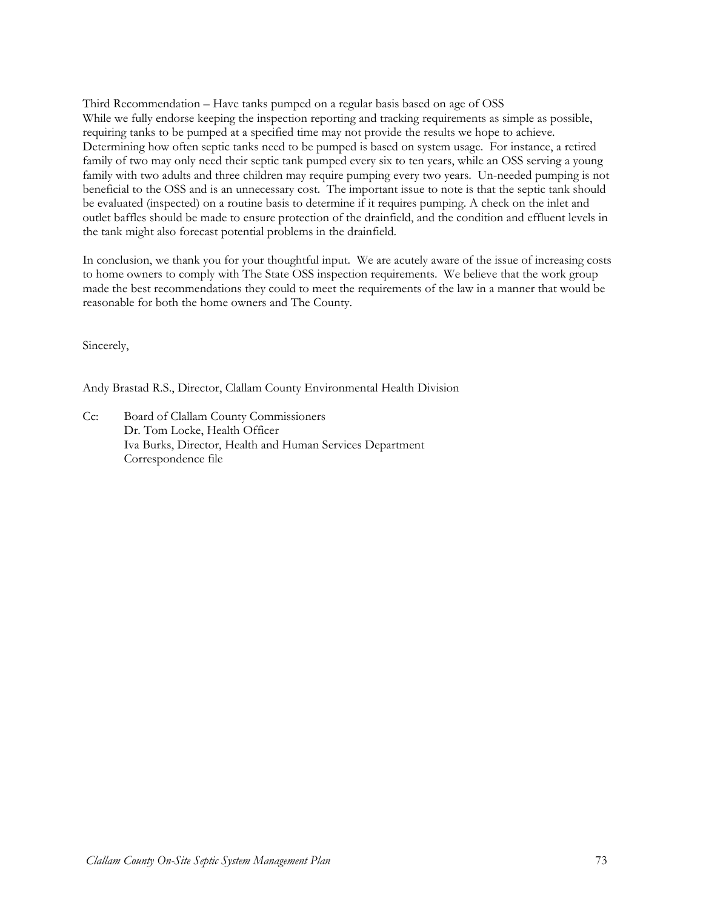Third Recommendation – Have tanks pumped on a regular basis based on age of OSS
While we fully endorse keeping the inspection reporting and tracking requirements as simple as possible, requiring tanks to be pumped at a specified time may not provide the results we hope to achieve. Determining how often septic tanks need to be pumped is based on system usage. For instance, a retired family of two may only need their septic tank pumped every six to ten years, while an OSS serving a young family with two adults and three children may require pumping every two years. Un-needed pumping is not beneficial to the OSS and is an unnecessary cost. The important issue to note is that the septic tank should be evaluated (inspected) on a routine basis to determine if it requires pumping. A check on the inlet and outlet baffles should be made to ensure protection of the drainfield, and the condition and effluent levels in the tank might also forecast potential problems in the drainfield.

In conclusion, we thank you for your thoughtful input. We are acutely aware of the issue of increasing costs to home owners to comply with The State OSS inspection requirements. We believe that the work group made the best recommendations they could to meet the requirements of the law in a manner that would be reasonable for both the home owners and The County.

Sincerely,

Andy Brastad R.S., Director, Clallam County Environmental Health Division

Cc: Board of Clallam County Commissioners
Dr. Tom Locke, Health Officer
Iva Burks, Director, Health and Human Services Department
Correspondence file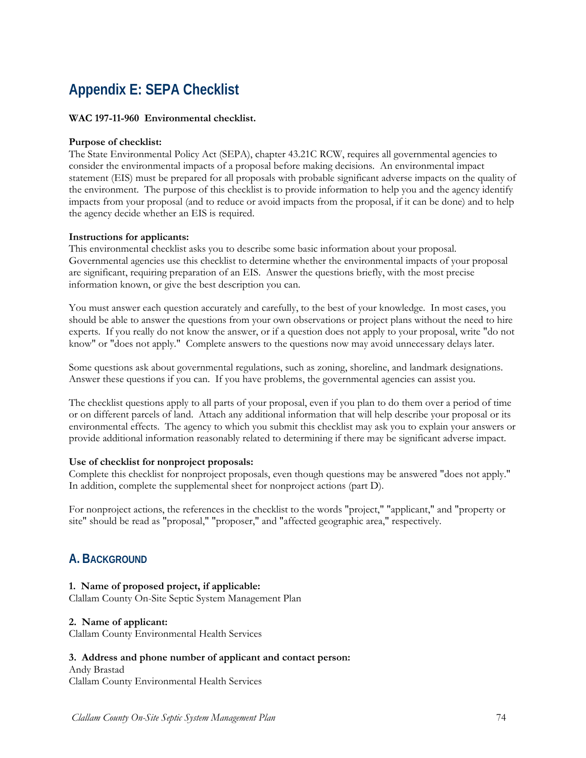# Appendix E: SEPA Checklist

**WAC 197-11-960 Environmental checklist.**

**Purpose of checklist:**
The State Environmental Policy Act (SEPA), chapter 43.21C RCW, requires all governmental agencies to consider the environmental impacts of a proposal before making decisions. An environmental impact statement (EIS) must be prepared for all proposals with probable significant adverse impacts on the quality of the environment. The purpose of this checklist is to provide information to help you and the agency identify impacts from your proposal (and to reduce or avoid impacts from the proposal, if it can be done) and to help the agency decide whether an EIS is required.

**Instructions for applicants:**
This environmental checklist asks you to describe some basic information about your proposal. Governmental agencies use this checklist to determine whether the environmental impacts of your proposal are significant, requiring preparation of an EIS. Answer the questions briefly, with the most precise information known, or give the best description you can.

You must answer each question accurately and carefully, to the best of your knowledge. In most cases, you should be able to answer the questions from your own observations or project plans without the need to hire experts. If you really do not know the answer, or if a question does not apply to your proposal, write "do not know" or "does not apply." Complete answers to the questions now may avoid unnecessary delays later.

Some questions ask about governmental regulations, such as zoning, shoreline, and landmark designations. Answer these questions if you can. If you have problems, the governmental agencies can assist you.

The checklist questions apply to all parts of your proposal, even if you plan to do them over a period of time or on different parcels of land. Attach any additional information that will help describe your proposal or its environmental effects. The agency to which you submit this checklist may ask you to explain your answers or provide additional information reasonably related to determining if there may be significant adverse impact.

**Use of checklist for nonproject proposals:**
Complete this checklist for nonproject proposals, even though questions may be answered "does not apply." In addition, complete the supplemental sheet for nonproject actions (part D).

For nonproject actions, the references in the checklist to the words "project," "applicant," and "property or site" should be read as "proposal," "proposer," and "affected geographic area," respectively.

## A. Background

**1. Name of proposed project, if applicable:**
Clallam County On-Site Septic System Management Plan

**2. Name of applicant:**
Clallam County Environmental Health Services

**3. Address and phone number of applicant and contact person:**
Andy Brastad
Clallam County Environmental Health Services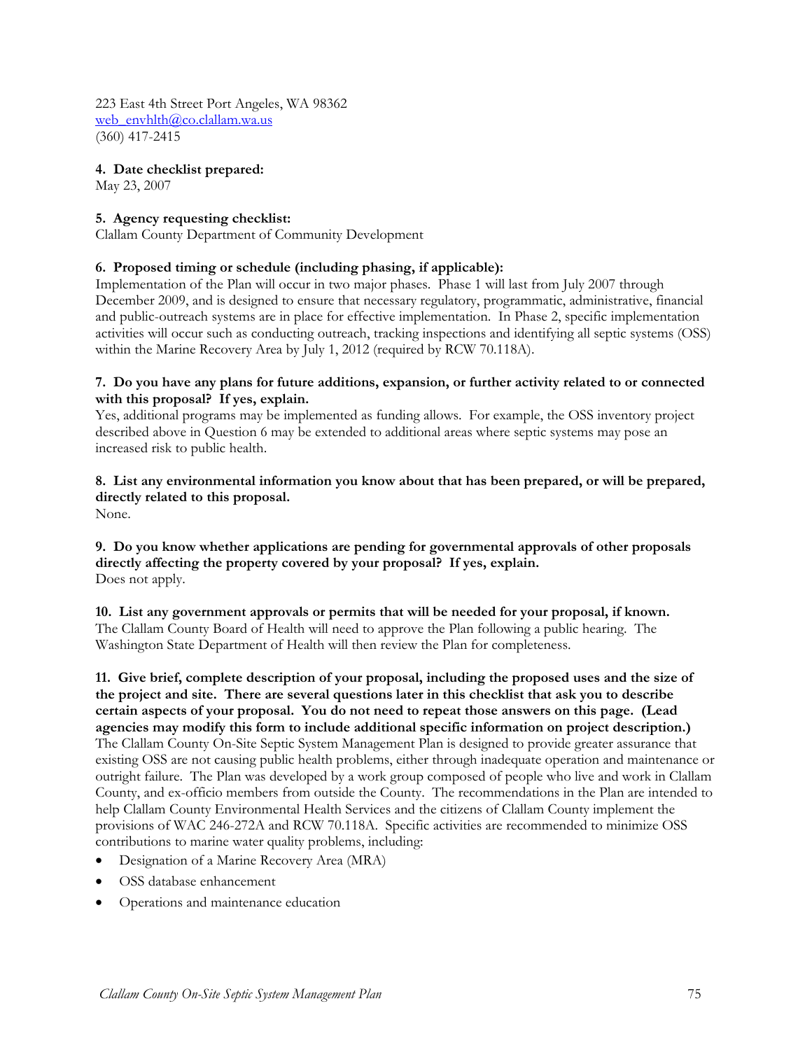223 East 4th Street Port Angeles, WA 98362
web_envhlth@co.clallam.wa.us
(360) 417-2415

**4. Date checklist prepared:**
May 23, 2007

**5. Agency requesting checklist:**
Clallam County Department of Community Development

**6. Proposed timing or schedule (including phasing, if applicable):**
Implementation of the Plan will occur in two major phases. Phase 1 will last from July 2007 through December 2009, and is designed to ensure that necessary regulatory, programmatic, administrative, financial and public-outreach systems are in place for effective implementation. In Phase 2, specific implementation activities will occur such as conducting outreach, tracking inspections and identifying all septic systems (OSS) within the Marine Recovery Area by July 1, 2012 (required by RCW 70.118A).

**7. Do you have any plans for future additions, expansion, or further activity related to or connected with this proposal? If yes, explain.**
Yes, additional programs may be implemented as funding allows. For example, the OSS inventory project described above in Question 6 may be extended to additional areas where septic systems may pose an increased risk to public health.

**8. List any environmental information you know about that has been prepared, or will be prepared, directly related to this proposal.**
None.

**9. Do you know whether applications are pending for governmental approvals of other proposals directly affecting the property covered by your proposal? If yes, explain.**
Does not apply.

**10. List any government approvals or permits that will be needed for your proposal, if known.**
The Clallam County Board of Health will need to approve the Plan following a public hearing. The Washington State Department of Health will then review the Plan for completeness.

**11. Give brief, complete description of your proposal, including the proposed uses and the size of the project and site. There are several questions later in this checklist that ask you to describe certain aspects of your proposal. You do not need to repeat those answers on this page. (Lead agencies may modify this form to include additional specific information on project description.)**
The Clallam County On-Site Septic System Management Plan is designed to provide greater assurance that existing OSS are not causing public health problems, either through inadequate operation and maintenance or outright failure. The Plan was developed by a work group composed of people who live and work in Clallam County, and ex-officio members from outside the County. The recommendations in the Plan are intended to help Clallam County Environmental Health Services and the citizens of Clallam County implement the provisions of WAC 246-272A and RCW 70.118A. Specific activities are recommended to minimize OSS contributions to marine water quality problems, including:

- Designation of a Marine Recovery Area (MRA)
- OSS database enhancement
- Operations and maintenance education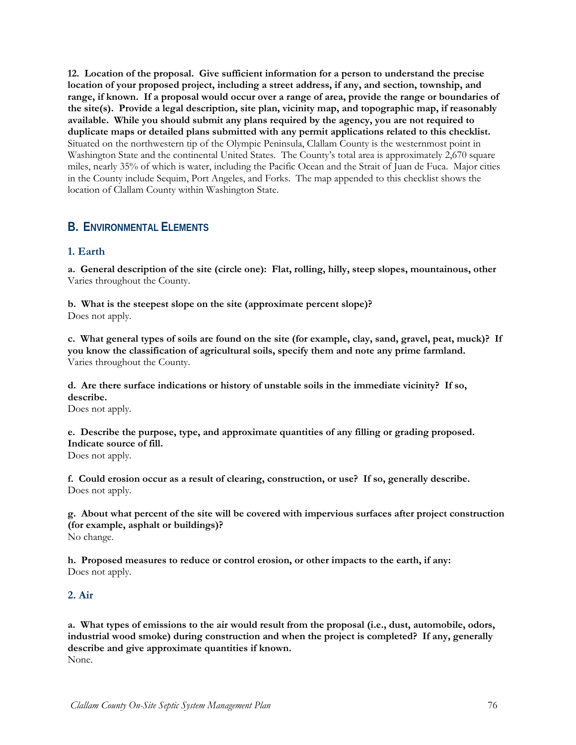**12. Location of the proposal. Give sufficient information for a person to understand the precise location of your proposed project, including a street address, if any, and section, township, and range, if known. If a proposal would occur over a range of area, provide the range or boundaries of the site(s). Provide a legal description, site plan, vicinity map, and topographic map, if reasonably available. While you should submit any plans required by the agency, you are not required to duplicate maps or detailed plans submitted with any permit applications related to this checklist.**
Situated on the northwestern tip of the Olympic Peninsula, Clallam County is the westernmost point in Washington State and the continental United States. The County's total area is approximately 2,670 square miles, nearly 35% of which is water, including the Pacific Ocean and the Strait of Juan de Fuca. Major cities in the County include Sequim, Port Angeles, and Forks. The map appended to this checklist shows the location of Clallam County within Washington State.

## B. Environmental Elements

### 1. Earth

**a. General description of the site (circle one): Flat, rolling, hilly, steep slopes, mountainous, other**
Varies throughout the County.

**b. What is the steepest slope on the site (approximate percent slope)?**
Does not apply.

**c. What general types of soils are found on the site (for example, clay, sand, gravel, peat, muck)? If you know the classification of agricultural soils, specify them and note any prime farmland.**
Varies throughout the County.

**d. Are there surface indications or history of unstable soils in the immediate vicinity? If so, describe.**
Does not apply.

**e. Describe the purpose, type, and approximate quantities of any filling or grading proposed. Indicate source of fill.**
Does not apply.

**f. Could erosion occur as a result of clearing, construction, or use? If so, generally describe.**
Does not apply.

**g. About what percent of the site will be covered with impervious surfaces after project construction (for example, asphalt or buildings)?**
No change.

**h. Proposed measures to reduce or control erosion, or other impacts to the earth, if any:**
Does not apply.

### 2. Air

**a. What types of emissions to the air would result from the proposal (i.e., dust, automobile, odors, industrial wood smoke) during construction and when the project is completed? If any, generally describe and give approximate quantities if known.**
None.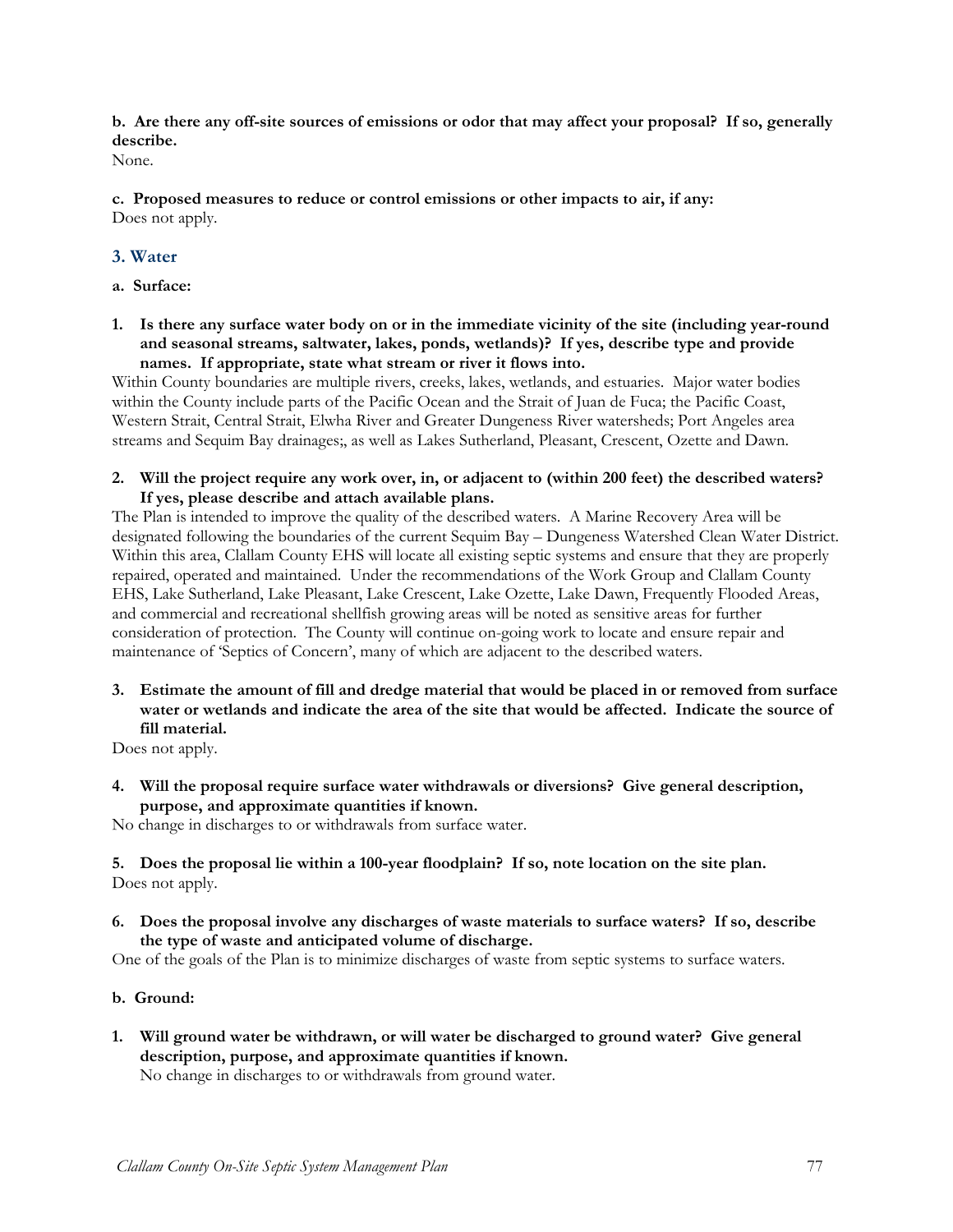**b. Are there any off-site sources of emissions or odor that may affect your proposal? If so, generally describe.**
None.

**c. Proposed measures to reduce or control emissions or other impacts to air, if any:**
Does not apply.

### 3. Water

**a. Surface:**

1. **Is there any surface water body on or in the immediate vicinity of the site (including year-round and seasonal streams, saltwater, lakes, ponds, wetlands)? If yes, describe type and provide names. If appropriate, state what stream or river it flows into.**

Within County boundaries are multiple rivers, creeks, lakes, wetlands, and estuaries. Major water bodies within the County include parts of the Pacific Ocean and the Strait of Juan de Fuca; the Pacific Coast, Western Strait, Central Strait, Elwha River and Greater Dungeness River watersheds; Port Angeles area streams and Sequim Bay drainages;, as well as Lakes Sutherland, Pleasant, Crescent, Ozette and Dawn.

2. **Will the project require any work over, in, or adjacent to (within 200 feet) the described waters? If yes, please describe and attach available plans.**

The Plan is intended to improve the quality of the described waters. A Marine Recovery Area will be designated following the boundaries of the current Sequim Bay – Dungeness Watershed Clean Water District. Within this area, Clallam County EHS will locate all existing septic systems and ensure that they are properly repaired, operated and maintained. Under the recommendations of the Work Group and Clallam County EHS, Lake Sutherland, Lake Pleasant, Lake Crescent, Lake Ozette, Lake Dawn, Frequently Flooded Areas, and commercial and recreational shellfish growing areas will be noted as sensitive areas for further consideration of protection. The County will continue on-going work to locate and ensure repair and maintenance of 'Septics of Concern', many of which are adjacent to the described waters.

3. **Estimate the amount of fill and dredge material that would be placed in or removed from surface water or wetlands and indicate the area of the site that would be affected. Indicate the source of fill material.**

Does not apply.

4. **Will the proposal require surface water withdrawals or diversions? Give general description, purpose, and approximate quantities if known.**

No change in discharges to or withdrawals from surface water.

5. **Does the proposal lie within a 100-year floodplain? If so, note location on the site plan.**

Does not apply.

6. **Does the proposal involve any discharges of waste materials to surface waters? If so, describe the type of waste and anticipated volume of discharge.**

One of the goals of the Plan is to minimize discharges of waste from septic systems to surface waters.

**b. Ground:**

1. **Will ground water be withdrawn, or will water be discharged to ground water? Give general description, purpose, and approximate quantities if known.**

   No change in discharges to or withdrawals from ground water.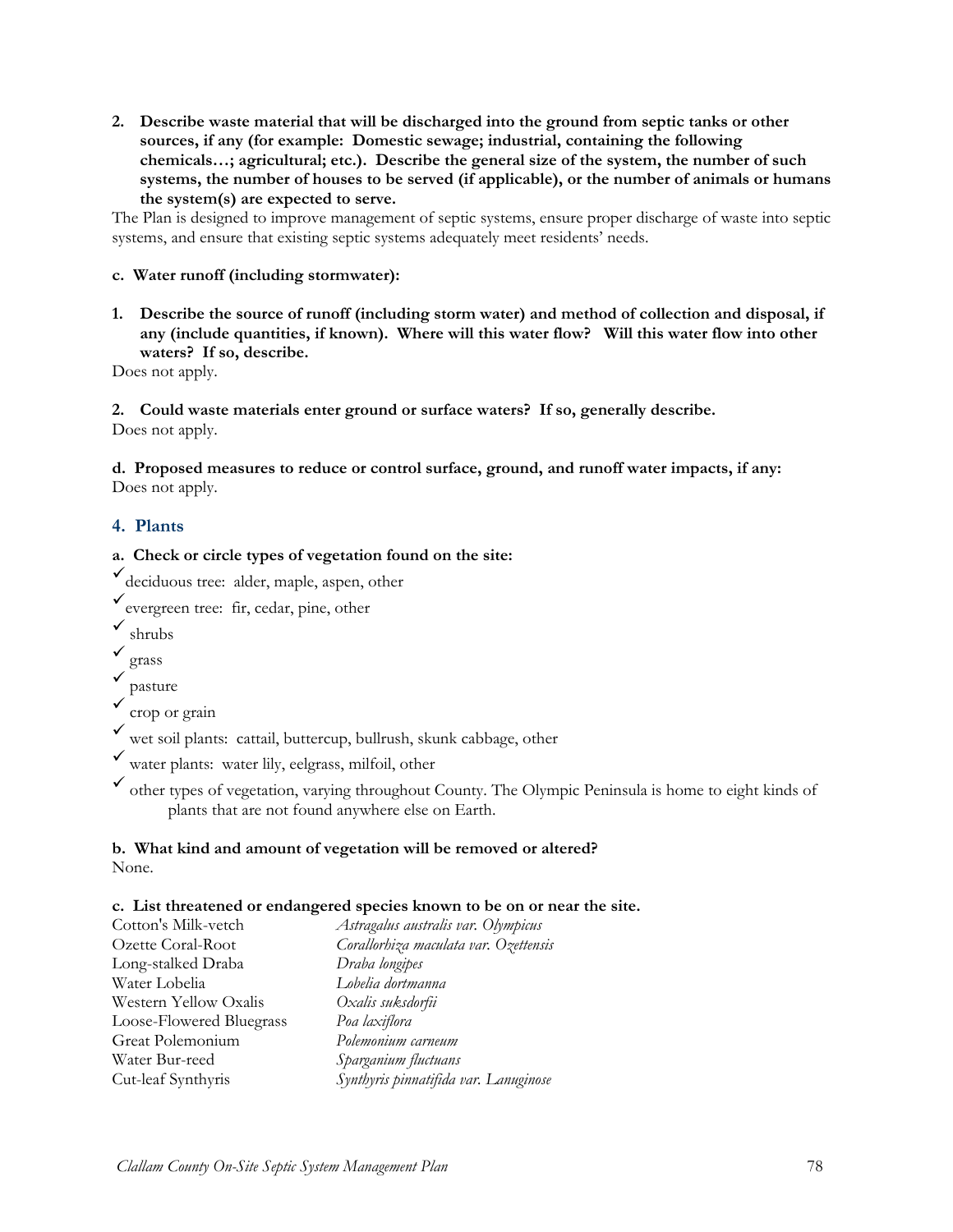**2. Describe waste material that will be discharged into the ground from septic tanks or other sources, if any (for example: Domestic sewage; industrial, containing the following chemicals…; agricultural; etc.). Describe the general size of the system, the number of such systems, the number of houses to be served (if applicable), or the number of animals or humans the system(s) are expected to serve.**

The Plan is designed to improve management of septic systems, ensure proper discharge of waste into septic systems, and ensure that existing septic systems adequately meet residents' needs.

**c. Water runoff (including stormwater):**

**1. Describe the source of runoff (including storm water) and method of collection and disposal, if any (include quantities, if known). Where will this water flow? Will this water flow into other waters? If so, describe.**

Does not apply.

**2. Could waste materials enter ground or surface waters? If so, generally describe.**

Does not apply.

**d. Proposed measures to reduce or control surface, ground, and runoff water impacts, if any:**

Does not apply.

## 4. Plants

**a. Check or circle types of vegetation found on the site:**

✓ deciduous tree: alder, maple, aspen, other

✓ evergreen tree: fir, cedar, pine, other

✓ shrubs

✓ grass

✓ pasture

✓ crop or grain

✓ wet soil plants: cattail, buttercup, bullrush, skunk cabbage, other

✓ water plants: water lily, eelgrass, milfoil, other

✓ other types of vegetation, varying throughout County. The Olympic Peninsula is home to eight kinds of plants that are not found anywhere else on Earth.

**b. What kind and amount of vegetation will be removed or altered?**

None.

**c. List threatened or endangered species known to be on or near the site.**

| | |
|---|---|
| Cotton's Milk-vetch | *Astragalus australis var. Olympicus* |
| Ozette Coral-Root | *Corallorhiza maculata var. Ozettensis* |
| Long-stalked Draba | *Draba longipes* |
| Water Lobelia | *Lobelia dortmanna* |
| Western Yellow Oxalis | *Oxalis suksdorfii* |
| Loose-Flowered Bluegrass | *Poa laxiflora* |
| Great Polemonium | *Polemonium carneum* |
| Water Bur-reed | *Sparganium fluctuans* |
| Cut-leaf Synthyris | *Synthyris pinnatifida var. Lanuginose* |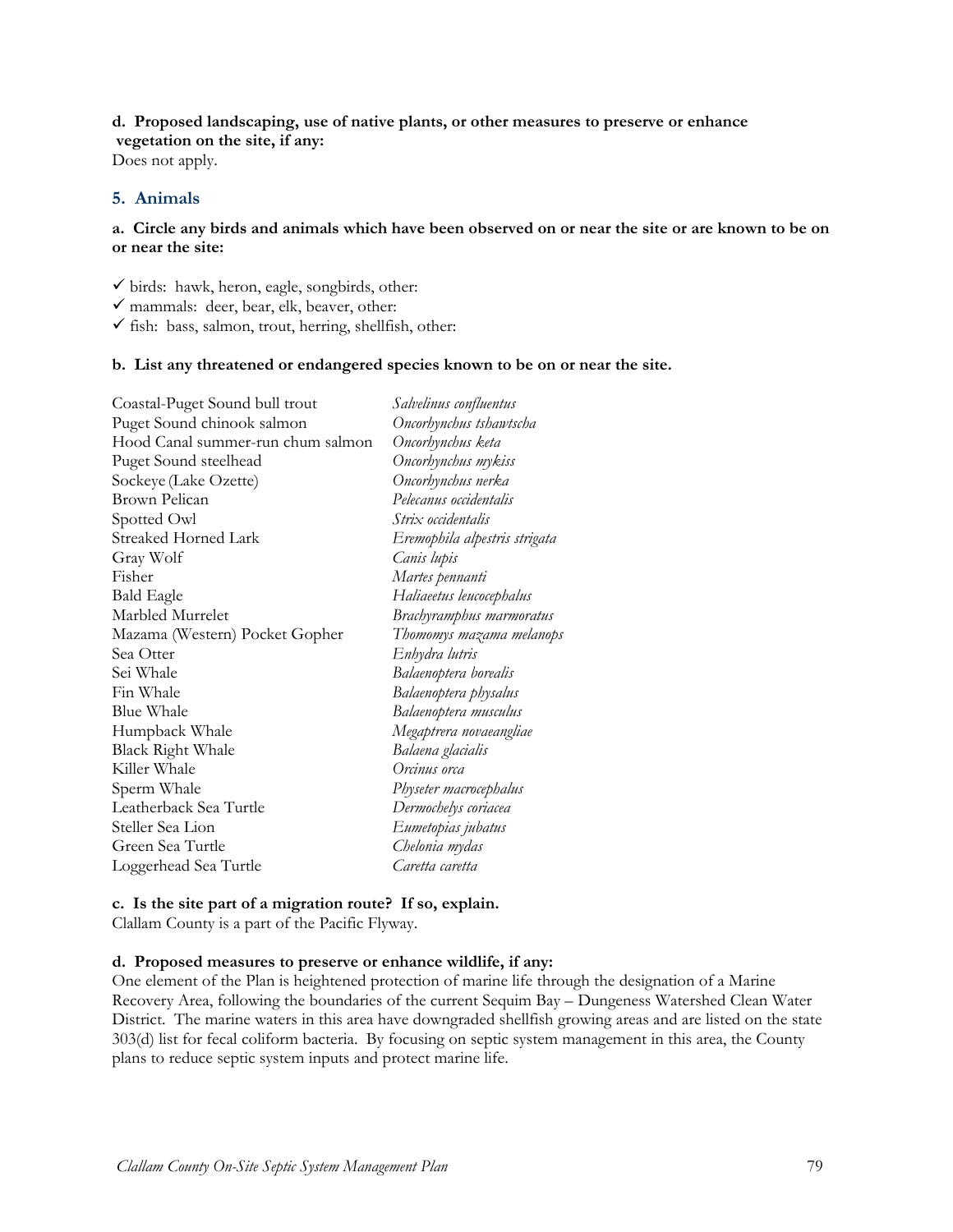**d. Proposed landscaping, use of native plants, or other measures to preserve or enhance vegetation on the site, if any:**
Does not apply.

## 5. Animals

**a. Circle any birds and animals which have been observed on or near the site or are known to be on or near the site:**

✓ birds: hawk, heron, eagle, songbirds, other:
✓ mammals: deer, bear, elk, beaver, other:
✓ fish: bass, salmon, trout, herring, shellfish, other:

**b. List any threatened or endangered species known to be on or near the site.**

| | |
|---|---|
| Coastal-Puget Sound bull trout | *Salvelinus confluentus* |
| Puget Sound chinook salmon | *Oncorhynchus tshawtscha* |
| Hood Canal summer-run chum salmon | *Oncorhynchus keta* |
| Puget Sound steelhead | *Oncorhynchus mykiss* |
| Sockeye (Lake Ozette) | *Oncorhynchus nerka* |
| Brown Pelican | *Pelecanus occidentalis* |
| Spotted Owl | *Strix occidentalis* |
| Streaked Horned Lark | *Eremophila alpestris strigata* |
| Gray Wolf | *Canis lupis* |
| Fisher | *Martes pennanti* |
| Bald Eagle | *Haliaeetus leucocephalus* |
| Marbled Murrelet | *Brachyramphus marmoratus* |
| Mazama (Western) Pocket Gopher | *Thomomys mazama melanops* |
| Sea Otter | *Enhydra lutris* |
| Sei Whale | *Balaenoptera borealis* |
| Fin Whale | *Balaenoptera physalus* |
| Blue Whale | *Balaenoptera musculus* |
| Humpback Whale | *Megaptrera novaeangliae* |
| Black Right Whale | *Balaena glacialis* |
| Killer Whale | *Orcinus orca* |
| Sperm Whale | *Physeter macrocephalus* |
| Leatherback Sea Turtle | *Dermochelys coriacea* |
| Steller Sea Lion | *Eumetopias jubatus* |
| Green Sea Turtle | *Chelonia mydas* |
| Loggerhead Sea Turtle | *Caretta caretta* |

**c. Is the site part of a migration route? If so, explain.**
Clallam County is a part of the Pacific Flyway.

**d. Proposed measures to preserve or enhance wildlife, if any:**
One element of the Plan is heightened protection of marine life through the designation of a Marine Recovery Area, following the boundaries of the current Sequim Bay – Dungeness Watershed Clean Water District. The marine waters in this area have downgraded shellfish growing areas and are listed on the state 303(d) list for fecal coliform bacteria. By focusing on septic system management in this area, the County plans to reduce septic system inputs and protect marine life.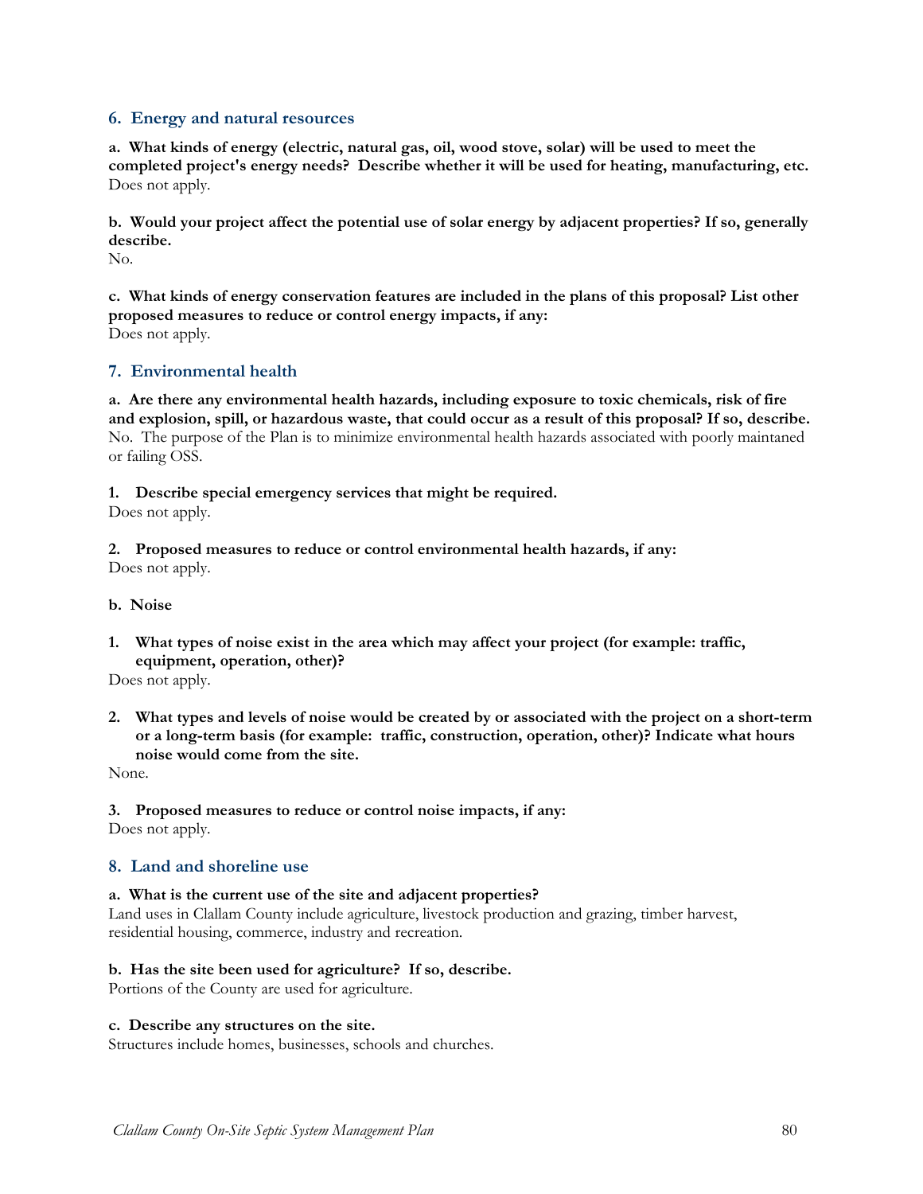## 6. Energy and natural resources

**a. What kinds of energy (electric, natural gas, oil, wood stove, solar) will be used to meet the completed project's energy needs? Describe whether it will be used for heating, manufacturing, etc.**
Does not apply.

**b. Would your project affect the potential use of solar energy by adjacent properties? If so, generally describe.**
No.

**c. What kinds of energy conservation features are included in the plans of this proposal? List other proposed measures to reduce or control energy impacts, if any:**
Does not apply.

## 7. Environmental health

**a. Are there any environmental health hazards, including exposure to toxic chemicals, risk of fire and explosion, spill, or hazardous waste, that could occur as a result of this proposal? If so, describe.**
No. The purpose of the Plan is to minimize environmental health hazards associated with poorly maintaned or failing OSS.

**1. Describe special emergency services that might be required.**
Does not apply.

**2. Proposed measures to reduce or control environmental health hazards, if any:**
Does not apply.

**b. Noise**

**1. What types of noise exist in the area which may affect your project (for example: traffic, equipment, operation, other)?**
Does not apply.

**2. What types and levels of noise would be created by or associated with the project on a short-term or a long-term basis (for example: traffic, construction, operation, other)? Indicate what hours noise would come from the site.**
None.

**3. Proposed measures to reduce or control noise impacts, if any:**
Does not apply.

## 8. Land and shoreline use

**a. What is the current use of the site and adjacent properties?**
Land uses in Clallam County include agriculture, livestock production and grazing, timber harvest, residential housing, commerce, industry and recreation.

**b. Has the site been used for agriculture? If so, describe.**
Portions of the County are used for agriculture.

**c. Describe any structures on the site.**
Structures include homes, businesses, schools and churches.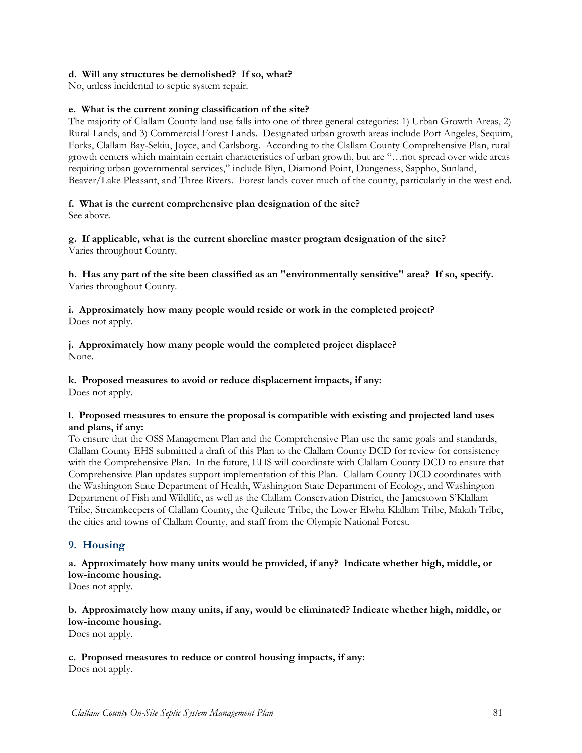**d. Will any structures be demolished? If so, what?**
No, unless incidental to septic system repair.

**e. What is the current zoning classification of the site?**
The majority of Clallam County land use falls into one of three general categories: 1) Urban Growth Areas, 2) Rural Lands, and 3) Commercial Forest Lands. Designated urban growth areas include Port Angeles, Sequim, Forks, Clallam Bay-Sekiu, Joyce, and Carlsborg. According to the Clallam County Comprehensive Plan, rural growth centers which maintain certain characteristics of urban growth, but are "…not spread over wide areas requiring urban governmental services," include Blyn, Diamond Point, Dungeness, Sappho, Sunland, Beaver/Lake Pleasant, and Three Rivers. Forest lands cover much of the county, particularly in the west end.

**f. What is the current comprehensive plan designation of the site?**
See above.

**g. If applicable, what is the current shoreline master program designation of the site?**
Varies throughout County.

**h. Has any part of the site been classified as an "environmentally sensitive" area? If so, specify.**
Varies throughout County.

**i. Approximately how many people would reside or work in the completed project?**
Does not apply.

**j. Approximately how many people would the completed project displace?**
None.

**k. Proposed measures to avoid or reduce displacement impacts, if any:**
Does not apply.

**l. Proposed measures to ensure the proposal is compatible with existing and projected land uses and plans, if any:**
To ensure that the OSS Management Plan and the Comprehensive Plan use the same goals and standards, Clallam County EHS submitted a draft of this Plan to the Clallam County DCD for review for consistency with the Comprehensive Plan. In the future, EHS will coordinate with Clallam County DCD to ensure that Comprehensive Plan updates support implementation of this Plan. Clallam County DCD coordinates with the Washington State Department of Health, Washington State Department of Ecology, and Washington Department of Fish and Wildlife, as well as the Clallam Conservation District, the Jamestown S'Klallam Tribe, Streamkeepers of Clallam County, the Quileute Tribe, the Lower Elwha Klallam Tribe, Makah Tribe, the cities and towns of Clallam County, and staff from the Olympic National Forest.

## 9. Housing

**a. Approximately how many units would be provided, if any? Indicate whether high, middle, or low-income housing.**
Does not apply.

**b. Approximately how many units, if any, would be eliminated? Indicate whether high, middle, or low-income housing.**
Does not apply.

**c. Proposed measures to reduce or control housing impacts, if any:**
Does not apply.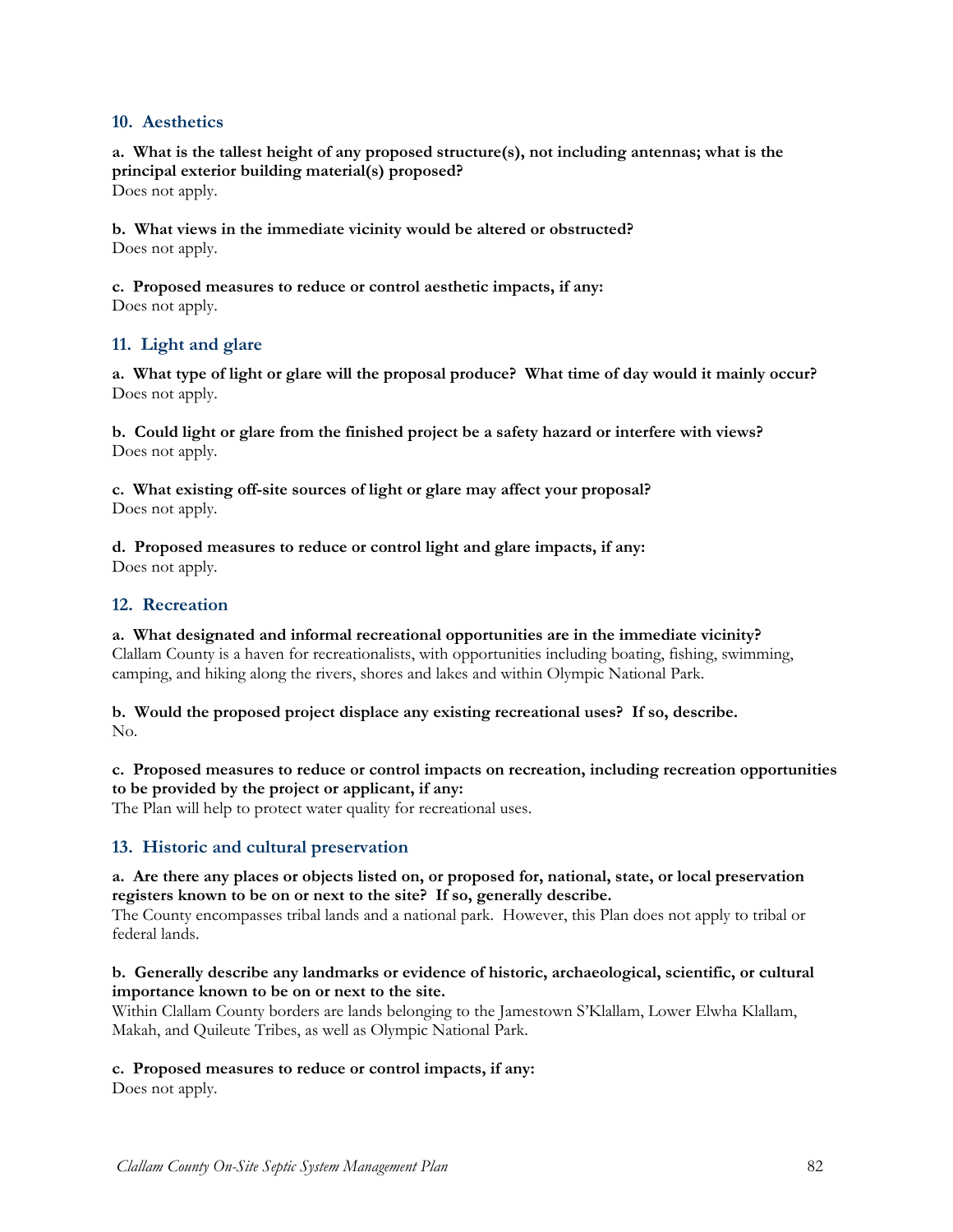## 10. Aesthetics

**a. What is the tallest height of any proposed structure(s), not including antennas; what is the principal exterior building material(s) proposed?**
Does not apply.

**b. What views in the immediate vicinity would be altered or obstructed?**
Does not apply.

**c. Proposed measures to reduce or control aesthetic impacts, if any:**
Does not apply.

## 11. Light and glare

**a. What type of light or glare will the proposal produce? What time of day would it mainly occur?**
Does not apply.

**b. Could light or glare from the finished project be a safety hazard or interfere with views?**
Does not apply.

**c. What existing off-site sources of light or glare may affect your proposal?**
Does not apply.

**d. Proposed measures to reduce or control light and glare impacts, if any:**
Does not apply.

## 12. Recreation

**a. What designated and informal recreational opportunities are in the immediate vicinity?**
Clallam County is a haven for recreationalists, with opportunities including boating, fishing, swimming, camping, and hiking along the rivers, shores and lakes and within Olympic National Park.

**b. Would the proposed project displace any existing recreational uses? If so, describe.**
No.

**c. Proposed measures to reduce or control impacts on recreation, including recreation opportunities to be provided by the project or applicant, if any:**
The Plan will help to protect water quality for recreational uses.

## 13. Historic and cultural preservation

**a. Are there any places or objects listed on, or proposed for, national, state, or local preservation registers known to be on or next to the site? If so, generally describe.**
The County encompasses tribal lands and a national park. However, this Plan does not apply to tribal or federal lands.

**b. Generally describe any landmarks or evidence of historic, archaeological, scientific, or cultural importance known to be on or next to the site.**
Within Clallam County borders are lands belonging to the Jamestown S'Klallam, Lower Elwha Klallam, Makah, and Quileute Tribes, as well as Olympic National Park.

**c. Proposed measures to reduce or control impacts, if any:**
Does not apply.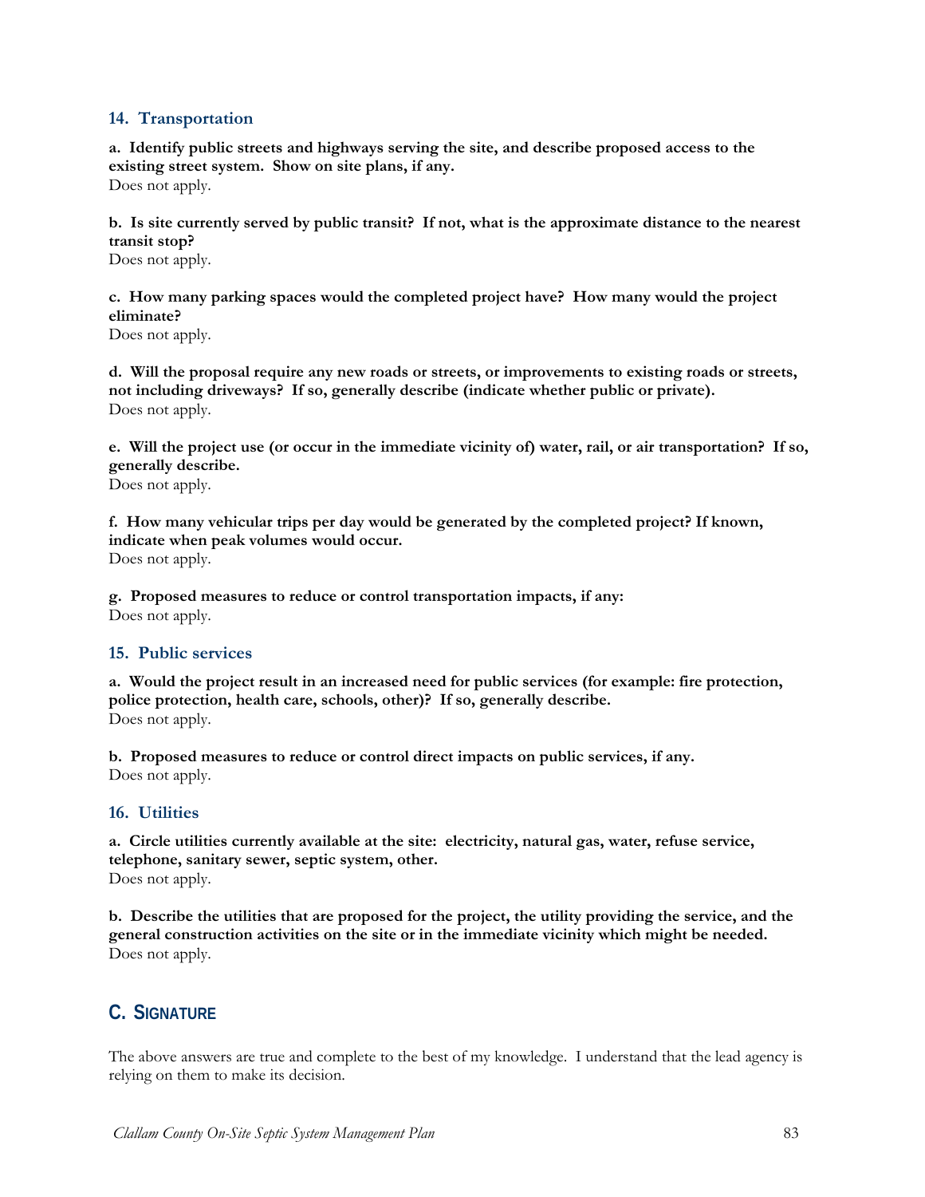### 14. Transportation

**a. Identify public streets and highways serving the site, and describe proposed access to the existing street system. Show on site plans, if any.**
Does not apply.

**b. Is site currently served by public transit? If not, what is the approximate distance to the nearest transit stop?**
Does not apply.

**c. How many parking spaces would the completed project have? How many would the project eliminate?**
Does not apply.

**d. Will the proposal require any new roads or streets, or improvements to existing roads or streets, not including driveways? If so, generally describe (indicate whether public or private).**
Does not apply.

**e. Will the project use (or occur in the immediate vicinity of) water, rail, or air transportation? If so, generally describe.**
Does not apply.

**f. How many vehicular trips per day would be generated by the completed project? If known, indicate when peak volumes would occur.**
Does not apply.

**g. Proposed measures to reduce or control transportation impacts, if any:**
Does not apply.

### 15. Public services

**a. Would the project result in an increased need for public services (for example: fire protection, police protection, health care, schools, other)? If so, generally describe.**
Does not apply.

**b. Proposed measures to reduce or control direct impacts on public services, if any.**
Does not apply.

### 16. Utilities

**a. Circle utilities currently available at the site: electricity, natural gas, water, refuse service, telephone, sanitary sewer, septic system, other.**
Does not apply.

**b. Describe the utilities that are proposed for the project, the utility providing the service, and the general construction activities on the site or in the immediate vicinity which might be needed.**
Does not apply.

## C. Signature

The above answers are true and complete to the best of my knowledge. I understand that the lead agency is relying on them to make its decision.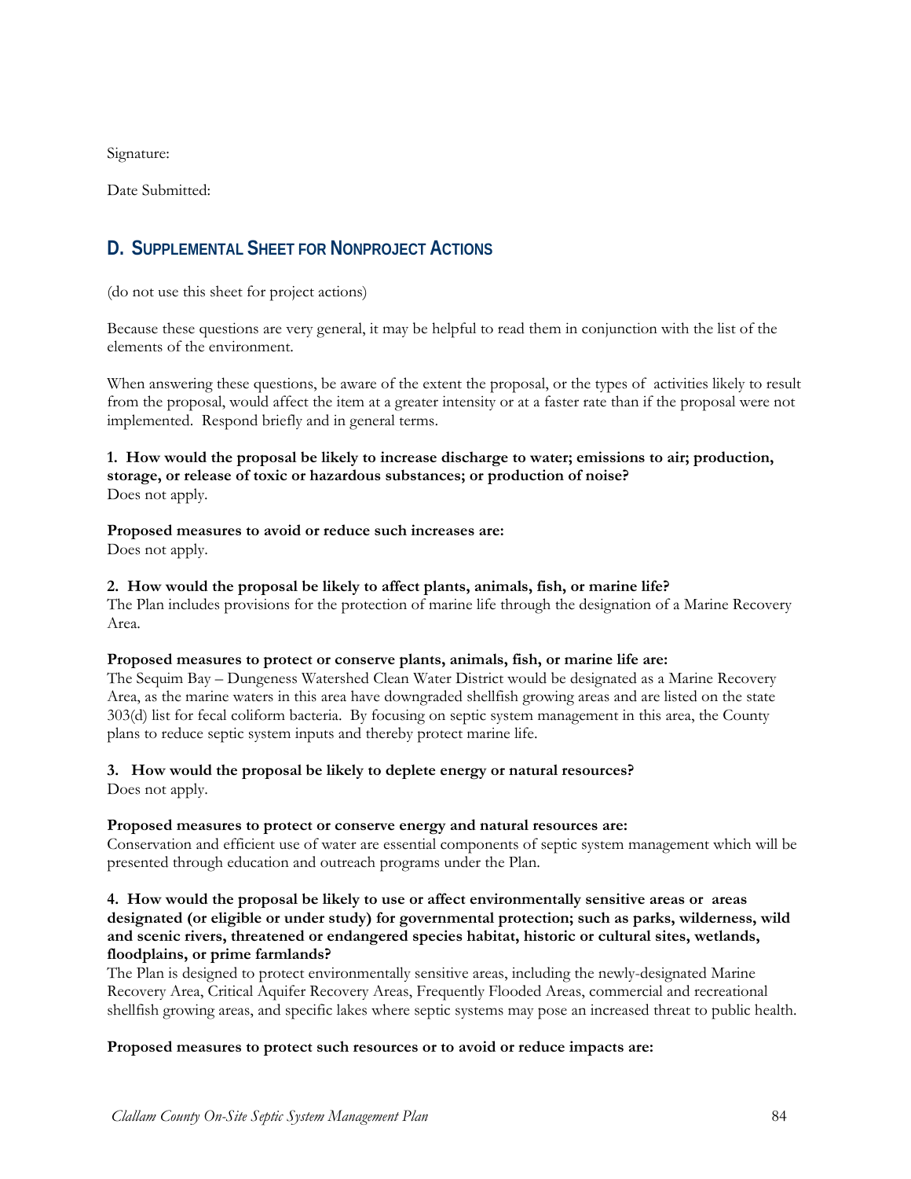Signature:

Date Submitted:

## D. Supplemental Sheet for Nonproject Actions

(do not use this sheet for project actions)

Because these questions are very general, it may be helpful to read them in conjunction with the list of the elements of the environment.

When answering these questions, be aware of the extent the proposal, or the types of activities likely to result from the proposal, would affect the item at a greater intensity or at a faster rate than if the proposal were not implemented. Respond briefly and in general terms.

**1. How would the proposal be likely to increase discharge to water; emissions to air; production, storage, or release of toxic or hazardous substances; or production of noise?**
Does not apply.

**Proposed measures to avoid or reduce such increases are:**
Does not apply.

**2. How would the proposal be likely to affect plants, animals, fish, or marine life?**
The Plan includes provisions for the protection of marine life through the designation of a Marine Recovery Area.

**Proposed measures to protect or conserve plants, animals, fish, or marine life are:**
The Sequim Bay – Dungeness Watershed Clean Water District would be designated as a Marine Recovery Area, as the marine waters in this area have downgraded shellfish growing areas and are listed on the state 303(d) list for fecal coliform bacteria. By focusing on septic system management in this area, the County plans to reduce septic system inputs and thereby protect marine life.

**3. How would the proposal be likely to deplete energy or natural resources?**
Does not apply.

**Proposed measures to protect or conserve energy and natural resources are:**
Conservation and efficient use of water are essential components of septic system management which will be presented through education and outreach programs under the Plan.

**4. How would the proposal be likely to use or affect environmentally sensitive areas or areas designated (or eligible or under study) for governmental protection; such as parks, wilderness, wild and scenic rivers, threatened or endangered species habitat, historic or cultural sites, wetlands, floodplains, or prime farmlands?**
The Plan is designed to protect environmentally sensitive areas, including the newly-designated Marine Recovery Area, Critical Aquifer Recovery Areas, Frequently Flooded Areas, commercial and recreational shellfish growing areas, and specific lakes where septic systems may pose an increased threat to public health.

**Proposed measures to protect such resources or to avoid or reduce impacts are:**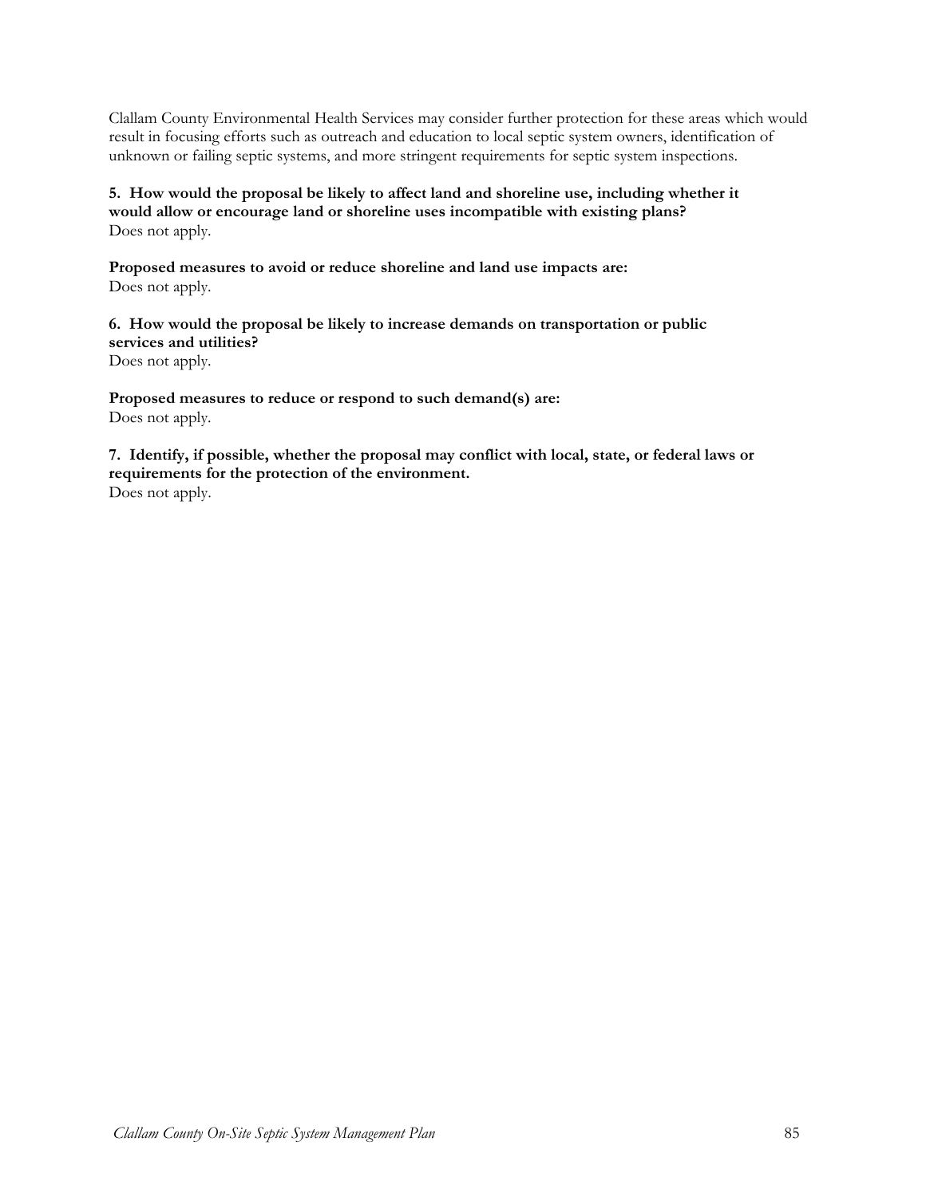Clallam County Environmental Health Services may consider further protection for these areas which would result in focusing efforts such as outreach and education to local septic system owners, identification of unknown or failing septic systems, and more stringent requirements for septic system inspections.

**5. How would the proposal be likely to affect land and shoreline use, including whether it would allow or encourage land or shoreline uses incompatible with existing plans?**
Does not apply.

**Proposed measures to avoid or reduce shoreline and land use impacts are:**
Does not apply.

**6. How would the proposal be likely to increase demands on transportation or public services and utilities?**
Does not apply.

**Proposed measures to reduce or respond to such demand(s) are:**
Does not apply.

**7. Identify, if possible, whether the proposal may conflict with local, state, or federal laws or requirements for the protection of the environment.**
Does not apply.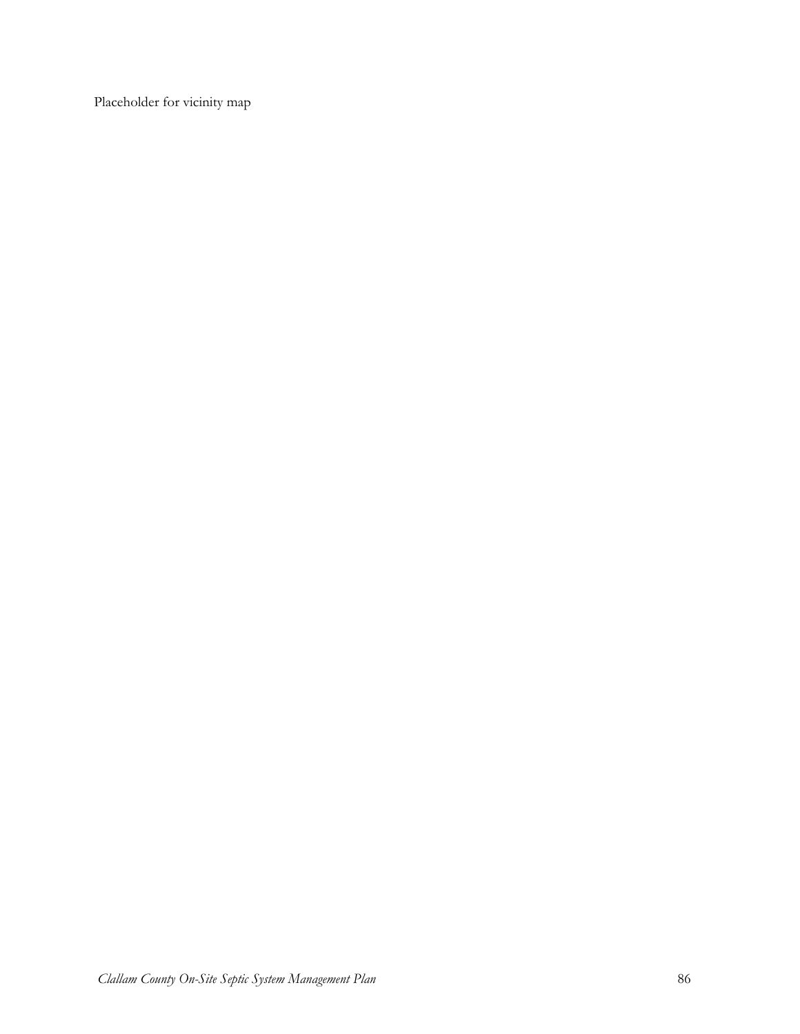Placeholder for vicinity map